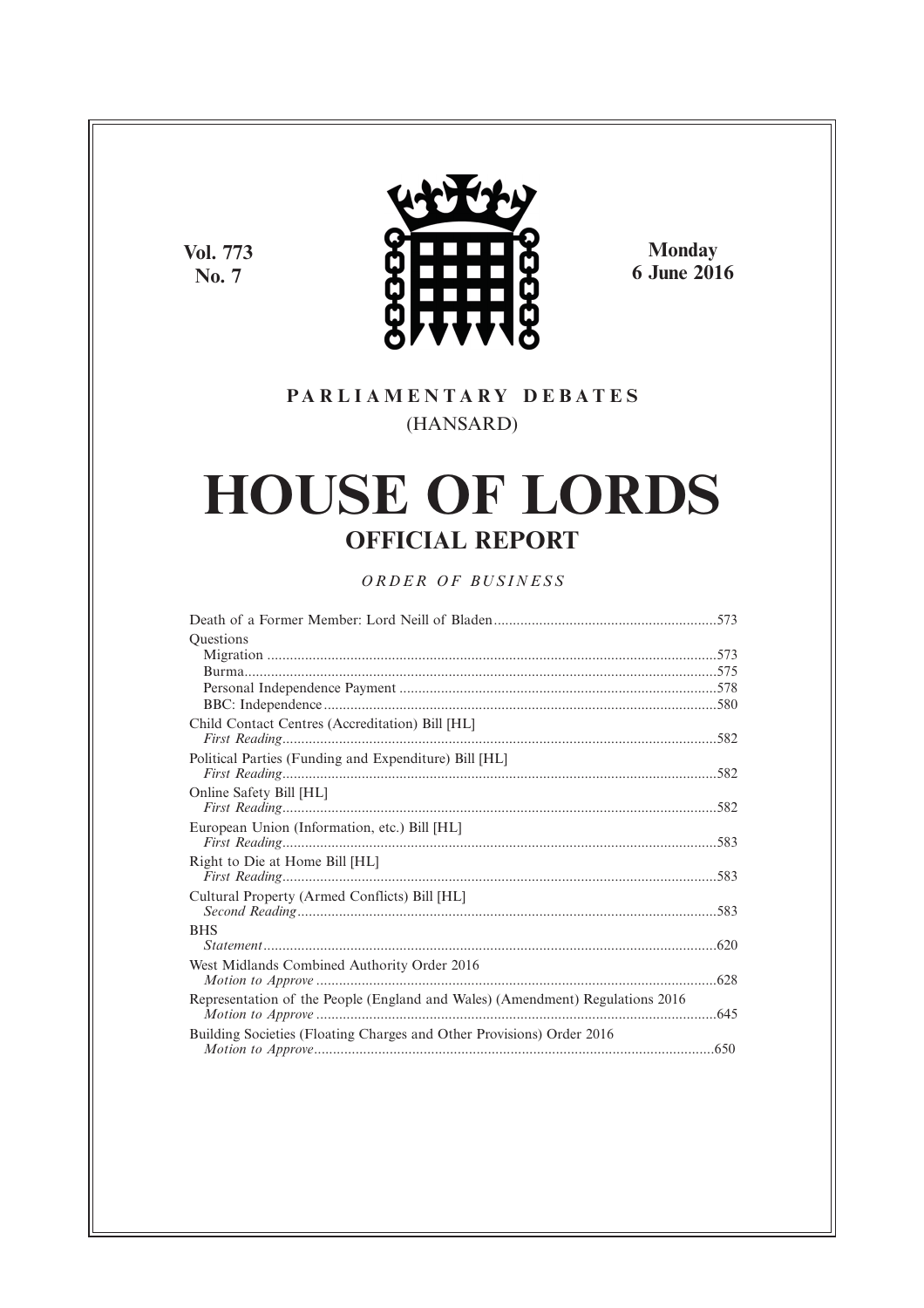Vol. 773
No. 7

Monday
6 June 2016

**PARLIAMENTARY DEBATES**
(HANSARD)

# HOUSE OF LORDS

## OFFICIAL REPORT

*ORDER OF BUSINESS*

Death of a Former Member: Lord Neill of Bladen ....573

Questions
- Migration ....573
- Burma ....575
- Personal Independence Payment ....578
- BBC: Independence ....580

Child Contact Centres (Accreditation) Bill [HL]
*First Reading* ....582

Political Parties (Funding and Expenditure) Bill [HL]
*First Reading* ....582

Online Safety Bill [HL]
*First Reading* ....582

European Union (Information, etc.) Bill [HL]
*First Reading* ....583

Right to Die at Home Bill [HL]
*First Reading* ....583

Cultural Property (Armed Conflicts) Bill [HL]
*Second Reading* ....583

BHS
*Statement* ....620

West Midlands Combined Authority Order 2016
*Motion to Approve* ....628

Representation of the People (England and Wales) (Amendment) Regulations 2016
*Motion to Approve* ....645

Building Societies (Floating Charges and Other Provisions) Order 2016
*Motion to Approve* ....650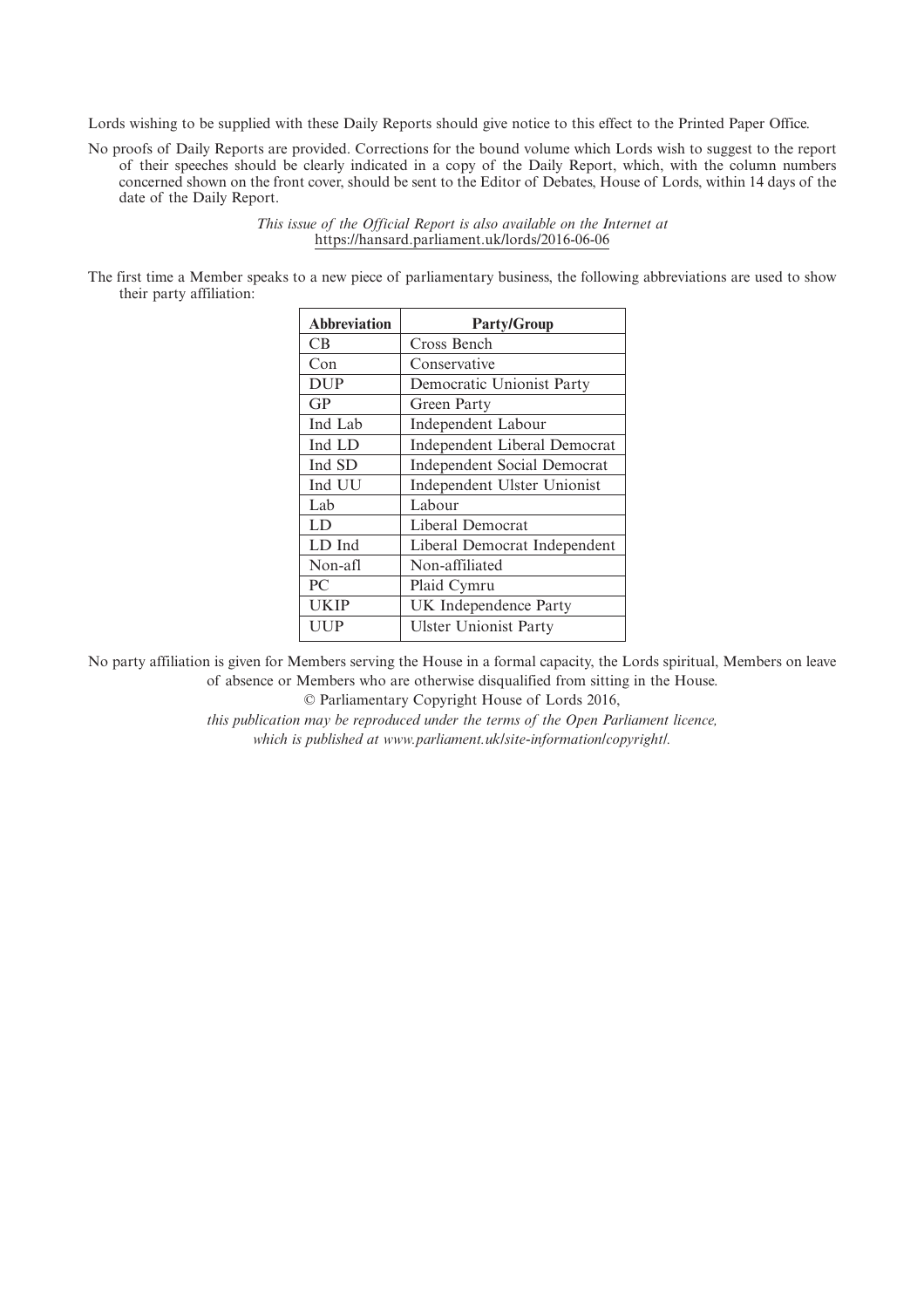Lords wishing to be supplied with these Daily Reports should give notice to this effect to the Printed Paper Office.

No proofs of Daily Reports are provided. Corrections for the bound volume which Lords wish to suggest to the report of their speeches should be clearly indicated in a copy of the Daily Report, which, with the column numbers concerned shown on the front cover, should be sent to the Editor of Debates, House of Lords, within 14 days of the date of the Daily Report.

*This issue of the Official Report is also available on the Internet at* https://hansard.parliament.uk/lords/2016-06-06

The first time a Member speaks to a new piece of parliamentary business, the following abbreviations are used to show their party affiliation:

| Abbreviation | Party/Group |
|---|---|
| CB | Cross Bench |
| Con | Conservative |
| DUP | Democratic Unionist Party |
| GP | Green Party |
| Ind Lab | Independent Labour |
| Ind LD | Independent Liberal Democrat |
| Ind SD | Independent Social Democrat |
| Ind UU | Independent Ulster Unionist |
| Lab | Labour |
| LD | Liberal Democrat |
| LD Ind | Liberal Democrat Independent |
| Non-afl | Non-affiliated |
| PC | Plaid Cymru |
| UKIP | UK Independence Party |
| UUP | Ulster Unionist Party |

No party affiliation is given for Members serving the House in a formal capacity, the Lords spiritual, Members on leave of absence or Members who are otherwise disqualified from sitting in the House.

© Parliamentary Copyright House of Lords 2016,

*this publication may be reproduced under the terms of the Open Parliament licence, which is published at www.parliament.uk/site-information/copyright/.*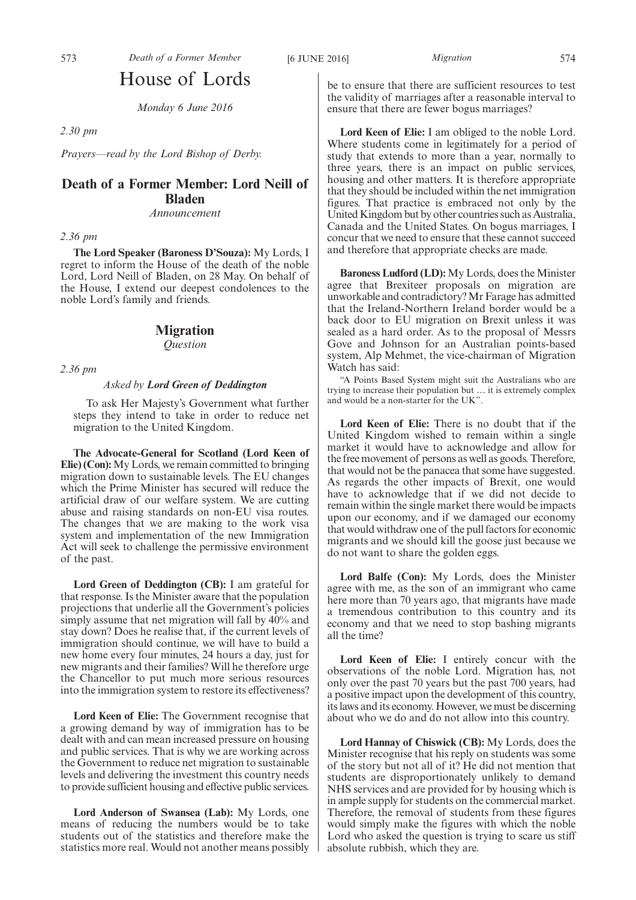# House of Lords

*Monday 6 June 2016*

*2.30 pm*

*Prayers—read by the Lord Bishop of Derby.*

## Death of a Former Member: Lord Neill of Bladen

*Announcement*

*2.36 pm*

**The Lord Speaker (Baroness D'Souza):** My Lords, I regret to inform the House of the death of the noble Lord, Lord Neill of Bladen, on 28 May. On behalf of the House, I extend our deepest condolences to the noble Lord's family and friends.

## Migration

*Question*

*2.36 pm*

*Asked by **Lord Green of Deddington***

To ask Her Majesty's Government what further steps they intend to take in order to reduce net migration to the United Kingdom.

**The Advocate-General for Scotland (Lord Keen of Elie) (Con):** My Lords, we remain committed to bringing migration down to sustainable levels. The EU changes which the Prime Minister has secured will reduce the artificial draw of our welfare system. We are cutting abuse and raising standards on non-EU visa routes. The changes that we are making to the work visa system and implementation of the new Immigration Act will seek to challenge the permissive environment of the past.

**Lord Green of Deddington (CB):** I am grateful for that response. Is the Minister aware that the population projections that underlie all the Government's policies simply assume that net migration will fall by 40% and stay down? Does he realise that, if the current levels of immigration should continue, we will have to build a new home every four minutes, 24 hours a day, just for new migrants and their families? Will he therefore urge the Chancellor to put much more serious resources into the immigration system to restore its effectiveness?

**Lord Keen of Elie:** The Government recognise that a growing demand by way of immigration has to be dealt with and can mean increased pressure on housing and public services. That is why we are working across the Government to reduce net migration to sustainable levels and delivering the investment this country needs to provide sufficient housing and effective public services.

**Lord Anderson of Swansea (Lab):** My Lords, one means of reducing the numbers would be to take students out of the statistics and therefore make the statistics more real. Would not another means possibly be to ensure that there are sufficient resources to test the validity of marriages after a reasonable interval to ensure that there are fewer bogus marriages?

**Lord Keen of Elie:** I am obliged to the noble Lord. Where students come in legitimately for a period of study that extends to more than a year, normally to three years, there is an impact on public services, housing and other matters. It is therefore appropriate that they should be included within the net immigration figures. That practice is embraced not only by the United Kingdom but by other countries such as Australia, Canada and the United States. On bogus marriages, I concur that we need to ensure that these cannot succeed and therefore that appropriate checks are made.

**Baroness Ludford (LD):** My Lords, does the Minister agree that Brexiteer proposals on migration are unworkable and contradictory? Mr Farage has admitted that the Ireland-Northern Ireland border would be a back door to EU migration on Brexit unless it was sealed as a hard order. As to the proposal of Messrs Gove and Johnson for an Australian points-based system, Alp Mehmet, the vice-chairman of Migration Watch has said:

"A Points Based System might suit the Australians who are trying to increase their population but … it is extremely complex and would be a non-starter for the UK".

**Lord Keen of Elie:** There is no doubt that if the United Kingdom wished to remain within a single market it would have to acknowledge and allow for the free movement of persons as well as goods. Therefore, that would not be the panacea that some have suggested. As regards the other impacts of Brexit, one would have to acknowledge that if we did not decide to remain within the single market there would be impacts upon our economy, and if we damaged our economy that would withdraw one of the pull factors for economic migrants and we should kill the goose just because we do not want to share the golden eggs.

**Lord Balfe (Con):** My Lords, does the Minister agree with me, as the son of an immigrant who came here more than 70 years ago, that migrants have made a tremendous contribution to this country and its economy and that we need to stop bashing migrants all the time?

**Lord Keen of Elie:** I entirely concur with the observations of the noble Lord. Migration has, not only over the past 70 years but the past 700 years, had a positive impact upon the development of this country, its laws and its economy. However, we must be discerning about who we do and do not allow into this country.

**Lord Hannay of Chiswick (CB):** My Lords, does the Minister recognise that his reply on students was some of the story but not all of it? He did not mention that students are disproportionately unlikely to demand NHS services and are provided for by housing which is in ample supply for students on the commercial market. Therefore, the removal of students from these figures would simply make the figures with which the noble Lord who asked the question is trying to scare us stiff absolute rubbish, which they are.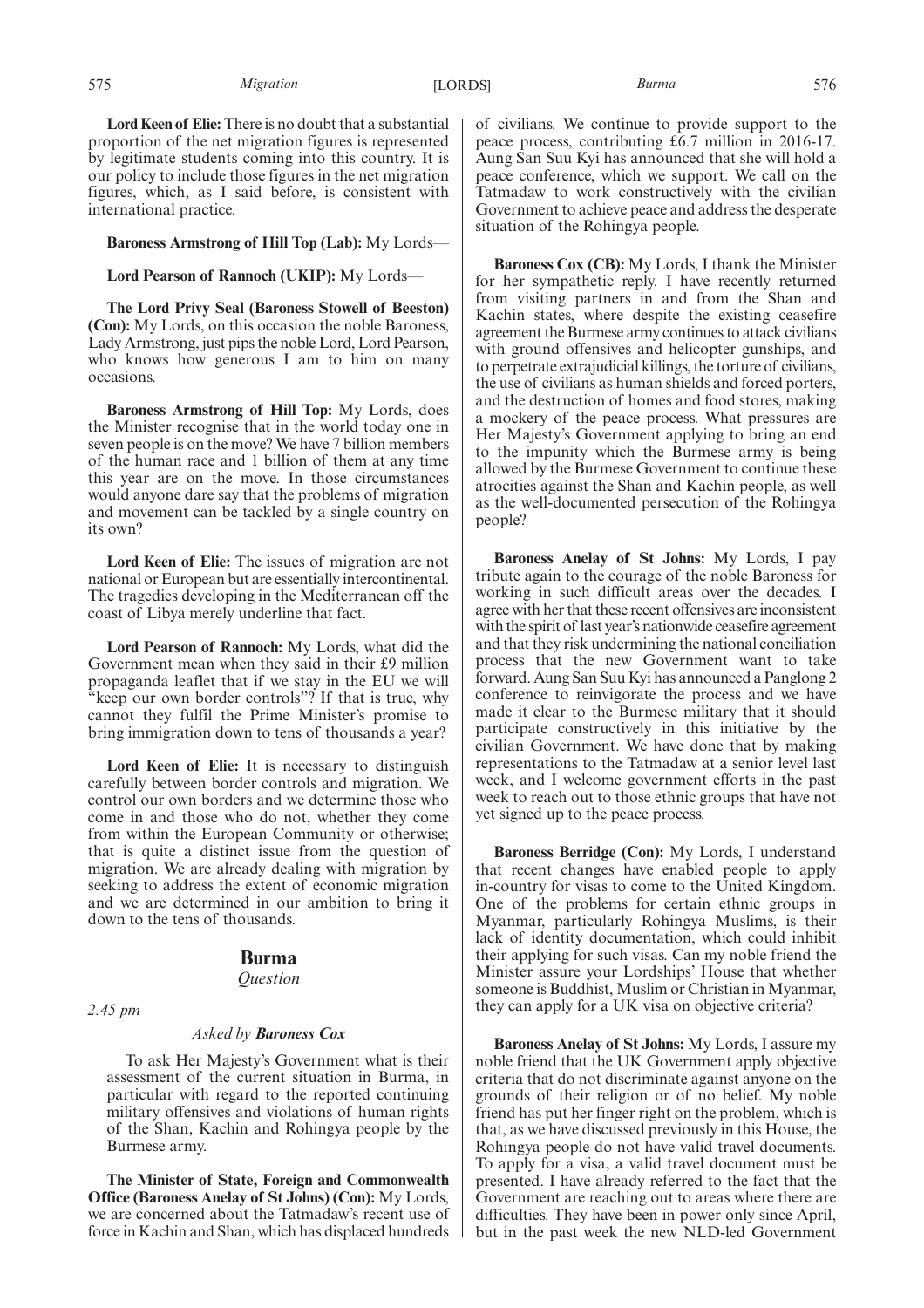**Lord Keen of Elie:** There is no doubt that a substantial proportion of the net migration figures is represented by legitimate students coming into this country. It is our policy to include those figures in the net migration figures, which, as I said before, is consistent with international practice.

**Baroness Armstrong of Hill Top (Lab):** My Lords—

**Lord Pearson of Rannoch (UKIP):** My Lords—

**The Lord Privy Seal (Baroness Stowell of Beeston) (Con):** My Lords, on this occasion the noble Baroness, Lady Armstrong, just pips the noble Lord, Lord Pearson, who knows how generous I am to him on many occasions.

**Baroness Armstrong of Hill Top:** My Lords, does the Minister recognise that in the world today one in seven people is on the move? We have 7 billion members of the human race and 1 billion of them at any time this year are on the move. In those circumstances would anyone dare say that the problems of migration and movement can be tackled by a single country on its own?

**Lord Keen of Elie:** The issues of migration are not national or European but are essentially intercontinental. The tragedies developing in the Mediterranean off the coast of Libya merely underline that fact.

**Lord Pearson of Rannoch:** My Lords, what did the Government mean when they said in their £9 million propaganda leaflet that if we stay in the EU we will "keep our own border controls"? If that is true, why cannot they fulfil the Prime Minister's promise to bring immigration down to tens of thousands a year?

**Lord Keen of Elie:** It is necessary to distinguish carefully between border controls and migration. We control our own borders and we determine those who come in and those who do not, whether they come from within the European Community or otherwise; that is quite a distinct issue from the question of migration. We are already dealing with migration by seeking to address the extent of economic migration and we are determined in our ambition to bring it down to the tens of thousands.

## Burma

*Question*

*2.45 pm*

*Asked by* ***Baroness Cox***

To ask Her Majesty's Government what is their assessment of the current situation in Burma, in particular with regard to the reported continuing military offensives and violations of human rights of the Shan, Kachin and Rohingya people by the Burmese army.

**The Minister of State, Foreign and Commonwealth Office (Baroness Anelay of St Johns) (Con):** My Lords, we are concerned about the Tatmadaw's recent use of force in Kachin and Shan, which has displaced hundreds of civilians. We continue to provide support to the peace process, contributing £6.7 million in 2016-17. Aung San Suu Kyi has announced that she will hold a peace conference, which we support. We call on the Tatmadaw to work constructively with the civilian Government to achieve peace and address the desperate situation of the Rohingya people.

**Baroness Cox (CB):** My Lords, I thank the Minister for her sympathetic reply. I have recently returned from visiting partners in and from the Shan and Kachin states, where despite the existing ceasefire agreement the Burmese army continues to attack civilians with ground offensives and helicopter gunships, and to perpetrate extrajudicial killings, the torture of civilians, the use of civilians as human shields and forced porters, and the destruction of homes and food stores, making a mockery of the peace process. What pressures are Her Majesty's Government applying to bring an end to the impunity which the Burmese army is being allowed by the Burmese Government to continue these atrocities against the Shan and Kachin people, as well as the well-documented persecution of the Rohingya people?

**Baroness Anelay of St Johns:** My Lords, I pay tribute again to the courage of the noble Baroness for working in such difficult areas over the decades. I agree with her that these recent offensives are inconsistent with the spirit of last year's nationwide ceasefire agreement and that they risk undermining the national conciliation process that the new Government want to take forward. Aung San Suu Kyi has announced a Panglong 2 conference to reinvigorate the process and we have made it clear to the Burmese military that it should participate constructively in this initiative by the civilian Government. We have done that by making representations to the Tatmadaw at a senior level last week, and I welcome government efforts in the past week to reach out to those ethnic groups that have not yet signed up to the peace process.

**Baroness Berridge (Con):** My Lords, I understand that recent changes have enabled people to apply in-country for visas to come to the United Kingdom. One of the problems for certain ethnic groups in Myanmar, particularly Rohingya Muslims, is their lack of identity documentation, which could inhibit their applying for such visas. Can my noble friend the Minister assure your Lordships' House that whether someone is Buddhist, Muslim or Christian in Myanmar, they can apply for a UK visa on objective criteria?

**Baroness Anelay of St Johns:** My Lords, I assure my noble friend that the UK Government apply objective criteria that do not discriminate against anyone on the grounds of their religion or of no belief. My noble friend has put her finger right on the problem, which is that, as we have discussed previously in this House, the Rohingya people do not have valid travel documents. To apply for a visa, a valid travel document must be presented. I have already referred to the fact that the Government are reaching out to areas where there are difficulties. They have been in power only since April, but in the past week the new NLD-led Government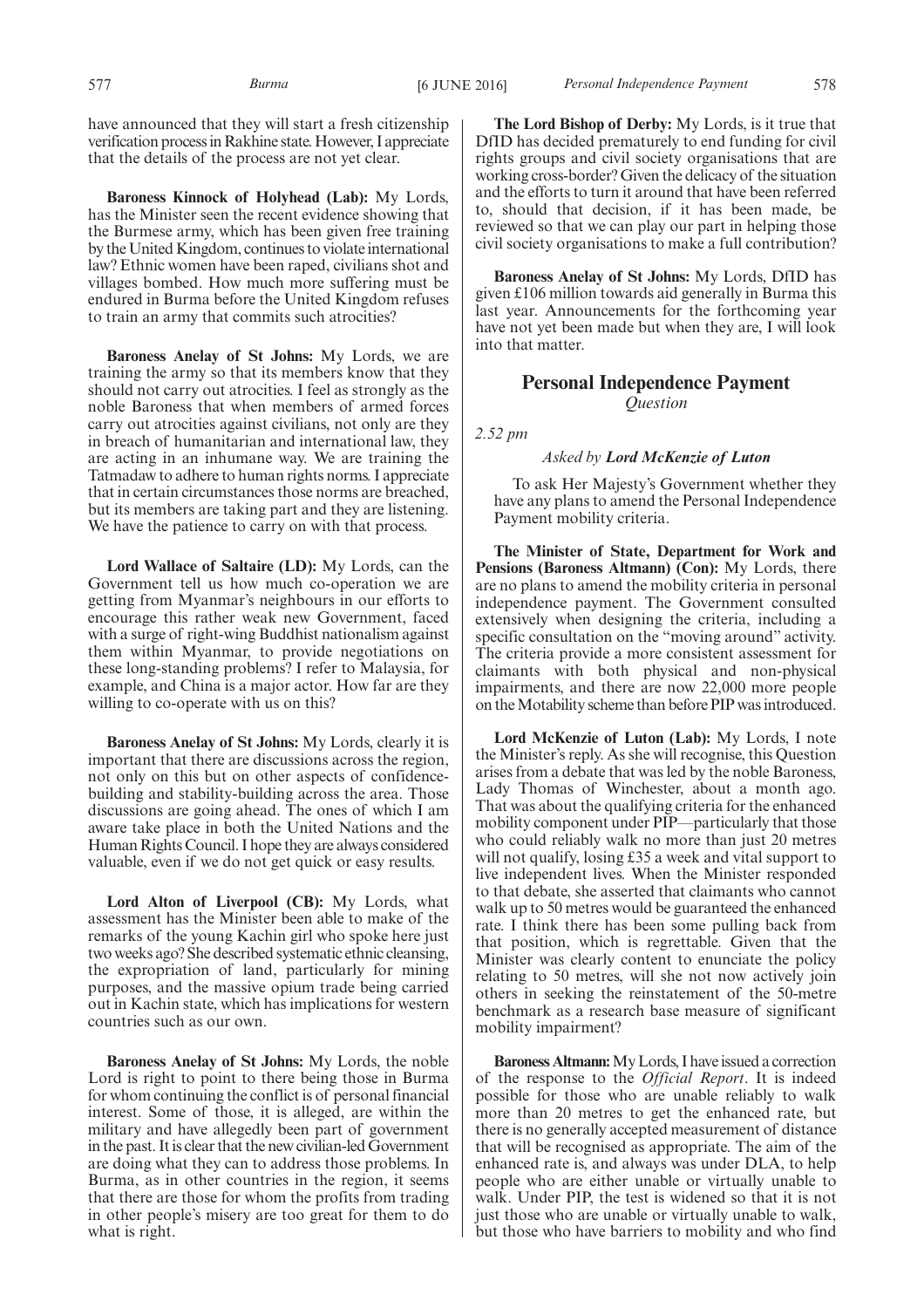have announced that they will start a fresh citizenship verification process in Rakhine state. However, I appreciate that the details of the process are not yet clear.

**Baroness Kinnock of Holyhead (Lab):** My Lords, has the Minister seen the recent evidence showing that the Burmese army, which has been given free training by the United Kingdom, continues to violate international law? Ethnic women have been raped, civilians shot and villages bombed. How much more suffering must be endured in Burma before the United Kingdom refuses to train an army that commits such atrocities?

**Baroness Anelay of St Johns:** My Lords, we are training the army so that its members know that they should not carry out atrocities. I feel as strongly as the noble Baroness that when members of armed forces carry out atrocities against civilians, not only are they in breach of humanitarian and international law, they are acting in an inhumane way. We are training the Tatmadaw to adhere to human rights norms. I appreciate that in certain circumstances those norms are breached, but its members are taking part and they are listening. We have the patience to carry on with that process.

**Lord Wallace of Saltaire (LD):** My Lords, can the Government tell us how much co-operation we are getting from Myanmar's neighbours in our efforts to encourage this rather weak new Government, faced with a surge of right-wing Buddhist nationalism against them within Myanmar, to provide negotiations on these long-standing problems? I refer to Malaysia, for example, and China is a major actor. How far are they willing to co-operate with us on this?

**Baroness Anelay of St Johns:** My Lords, clearly it is important that there are discussions across the region, not only on this but on other aspects of confidence-building and stability-building across the area. Those discussions are going ahead. The ones of which I am aware take place in both the United Nations and the Human Rights Council. I hope they are always considered valuable, even if we do not get quick or easy results.

**Lord Alton of Liverpool (CB):** My Lords, what assessment has the Minister been able to make of the remarks of the young Kachin girl who spoke here just two weeks ago? She described systematic ethnic cleansing, the expropriation of land, particularly for mining purposes, and the massive opium trade being carried out in Kachin state, which has implications for western countries such as our own.

**Baroness Anelay of St Johns:** My Lords, the noble Lord is right to point to there being those in Burma for whom continuing the conflict is of personal financial interest. Some of those, it is alleged, are within the military and have allegedly been part of government in the past. It is clear that the new civilian-led Government are doing what they can to address those problems. In Burma, as in other countries in the region, it seems that there are those for whom the profits from trading in other people's misery are too great for them to do what is right.

**The Lord Bishop of Derby:** My Lords, is it true that DfID has decided prematurely to end funding for civil rights groups and civil society organisations that are working cross-border? Given the delicacy of the situation and the efforts to turn it around that have been referred to, should that decision, if it has been made, be reviewed so that we can play our part in helping those civil society organisations to make a full contribution?

**Baroness Anelay of St Johns:** My Lords, DfID has given £106 million towards aid generally in Burma this last year. Announcements for the forthcoming year have not yet been made but when they are, I will look into that matter.

## Personal Independence Payment

*Question*

*2.52 pm*

*Asked by **Lord McKenzie of Luton***

To ask Her Majesty's Government whether they have any plans to amend the Personal Independence Payment mobility criteria.

**The Minister of State, Department for Work and Pensions (Baroness Altmann) (Con):** My Lords, there are no plans to amend the mobility criteria in personal independence payment. The Government consulted extensively when designing the criteria, including a specific consultation on the "moving around" activity. The criteria provide a more consistent assessment for claimants with both physical and non-physical impairments, and there are now 22,000 more people on the Motability scheme than before PIP was introduced.

**Lord McKenzie of Luton (Lab):** My Lords, I note the Minister's reply. As she will recognise, this Question arises from a debate that was led by the noble Baroness, Lady Thomas of Winchester, about a month ago. That was about the qualifying criteria for the enhanced mobility component under PIP—particularly that those who could reliably walk no more than just 20 metres will not qualify, losing £35 a week and vital support to live independent lives. When the Minister responded to that debate, she asserted that claimants who cannot walk up to 50 metres would be guaranteed the enhanced rate. I think there has been some pulling back from that position, which is regrettable. Given that the Minister was clearly content to enunciate the policy relating to 50 metres, will she not now actively join others in seeking the reinstatement of the 50-metre benchmark as a research base measure of significant mobility impairment?

**Baroness Altmann:** My Lords, I have issued a correction of the response to the *Official Report*. It is indeed possible for those who are unable reliably to walk more than 20 metres to get the enhanced rate, but there is no generally accepted measurement of distance that will be recognised as appropriate. The aim of the enhanced rate is, and always was under DLA, to help people who are either unable or virtually unable to walk. Under PIP, the test is widened so that it is not just those who are unable or virtually unable to walk, but those who have barriers to mobility and who find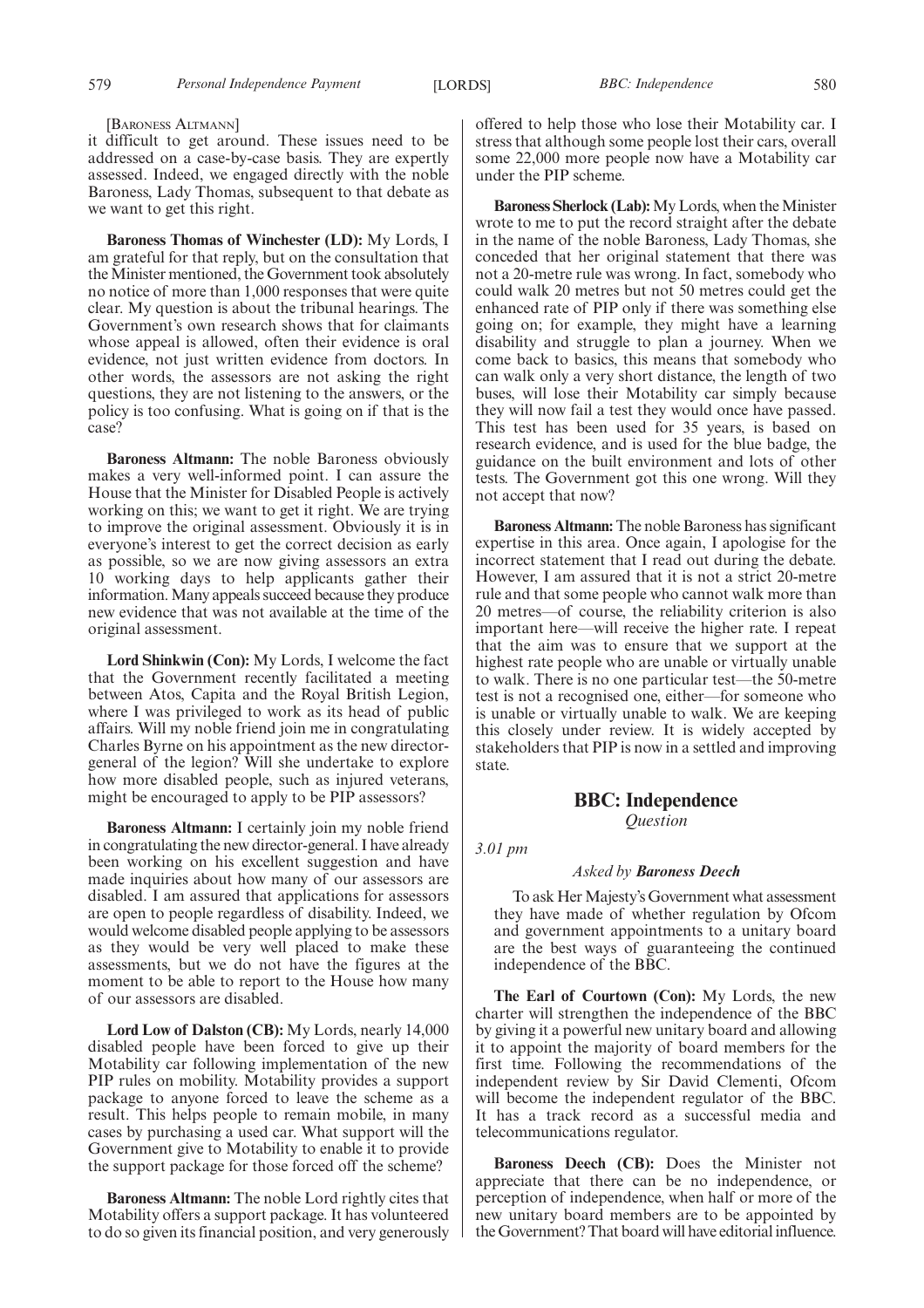[Baroness Altmann]

it difficult to get around. These issues need to be addressed on a case-by-case basis. They are expertly assessed. Indeed, we engaged directly with the noble Baroness, Lady Thomas, subsequent to that debate as we want to get this right.

**Baroness Thomas of Winchester (LD):** My Lords, I am grateful for that reply, but on the consultation that the Minister mentioned, the Government took absolutely no notice of more than 1,000 responses that were quite clear. My question is about the tribunal hearings. The Government's own research shows that for claimants whose appeal is allowed, often their evidence is oral evidence, not just written evidence from doctors. In other words, the assessors are not asking the right questions, they are not listening to the answers, or the policy is too confusing. What is going on if that is the case?

**Baroness Altmann:** The noble Baroness obviously makes a very well-informed point. I can assure the House that the Minister for Disabled People is actively working on this; we want to get it right. We are trying to improve the original assessment. Obviously it is in everyone's interest to get the correct decision as early as possible, so we are now giving assessors an extra 10 working days to help applicants gather their information. Many appeals succeed because they produce new evidence that was not available at the time of the original assessment.

**Lord Shinkwin (Con):** My Lords, I welcome the fact that the Government recently facilitated a meeting between Atos, Capita and the Royal British Legion, where I was privileged to work as its head of public affairs. Will my noble friend join me in congratulating Charles Byrne on his appointment as the new director-general of the legion? Will she undertake to explore how more disabled people, such as injured veterans, might be encouraged to apply to be PIP assessors?

**Baroness Altmann:** I certainly join my noble friend in congratulating the new director-general. I have already been working on his excellent suggestion and have made inquiries about how many of our assessors are disabled. I am assured that applications for assessors are open to people regardless of disability. Indeed, we would welcome disabled people applying to be assessors as they would be very well placed to make these assessments, but we do not have the figures at the moment to be able to report to the House how many of our assessors are disabled.

**Lord Low of Dalston (CB):** My Lords, nearly 14,000 disabled people have been forced to give up their Motability car following implementation of the new PIP rules on mobility. Motability provides a support package to anyone forced to leave the scheme as a result. This helps people to remain mobile, in many cases by purchasing a used car. What support will the Government give to Motability to enable it to provide the support package for those forced off the scheme?

**Baroness Altmann:** The noble Lord rightly cites that Motability offers a support package. It has volunteered to do so given its financial position, and very generously offered to help those who lose their Motability car. I stress that although some people lost their cars, overall some 22,000 more people now have a Motability car under the PIP scheme.

**Baroness Sherlock (Lab):** My Lords, when the Minister wrote to me to put the record straight after the debate in the name of the noble Baroness, Lady Thomas, she conceded that her original statement that there was not a 20-metre rule was wrong. In fact, somebody who could walk 20 metres but not 50 metres could get the enhanced rate of PIP only if there was something else going on; for example, they might have a learning disability and struggle to plan a journey. When we come back to basics, this means that somebody who can walk only a very short distance, the length of two buses, will lose their Motability car simply because they will now fail a test they would once have passed. This test has been used for 35 years, is based on research evidence, and is used for the blue badge, the guidance on the built environment and lots of other tests. The Government got this one wrong. Will they not accept that now?

**Baroness Altmann:** The noble Baroness has significant expertise in this area. Once again, I apologise for the incorrect statement that I read out during the debate. However, I am assured that it is not a strict 20-metre rule and that some people who cannot walk more than 20 metres—of course, the reliability criterion is also important here—will receive the higher rate. I repeat that the aim was to ensure that we support at the highest rate people who are unable or virtually unable to walk. There is no one particular test—the 50-metre test is not a recognised one, either—for someone who is unable or virtually unable to walk. We are keeping this closely under review. It is widely accepted by stakeholders that PIP is now in a settled and improving state.

## BBC: Independence

*Question*

*3.01 pm*

*Asked by* ***Baroness Deech***

To ask Her Majesty's Government what assessment they have made of whether regulation by Ofcom and government appointments to a unitary board are the best ways of guaranteeing the continued independence of the BBC.

**The Earl of Courtown (Con):** My Lords, the new charter will strengthen the independence of the BBC by giving it a powerful new unitary board and allowing it to appoint the majority of board members for the first time. Following the recommendations of the independent review by Sir David Clementi, Ofcom will become the independent regulator of the BBC. It has a track record as a successful media and telecommunications regulator.

**Baroness Deech (CB):** Does the Minister not appreciate that there can be no independence, or perception of independence, when half or more of the new unitary board members are to be appointed by the Government? That board will have editorial influence.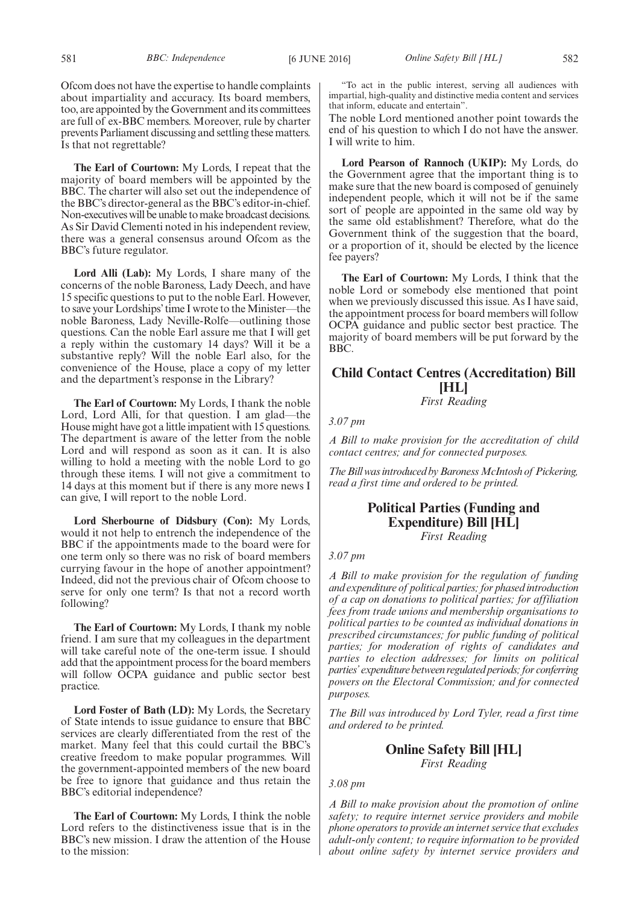Ofcom does not have the expertise to handle complaints about impartiality and accuracy. Its board members, too, are appointed by the Government and its committees are full of ex-BBC members. Moreover, rule by charter prevents Parliament discussing and settling these matters. Is that not regrettable?

**The Earl of Courtown:** My Lords, I repeat that the majority of board members will be appointed by the BBC. The charter will also set out the independence of the BBC's director-general as the BBC's editor-in-chief. Non-executives will be unable to make broadcast decisions. As Sir David Clementi noted in his independent review, there was a general consensus around Ofcom as the BBC's future regulator.

**Lord Alli (Lab):** My Lords, I share many of the concerns of the noble Baroness, Lady Deech, and have 15 specific questions to put to the noble Earl. However, to save your Lordships' time I wrote to the Minister—the noble Baroness, Lady Neville-Rolfe—outlining those questions. Can the noble Earl assure me that I will get a reply within the customary 14 days? Will it be a substantive reply? Will the noble Earl also, for the convenience of the House, place a copy of my letter and the department's response in the Library?

**The Earl of Courtown:** My Lords, I thank the noble Lord, Lord Alli, for that question. I am glad—the House might have got a little impatient with 15 questions. The department is aware of the letter from the noble Lord and will respond as soon as it can. It is also willing to hold a meeting with the noble Lord to go through these items. I will not give a commitment to 14 days at this moment but if there is any more news I can give, I will report to the noble Lord.

**Lord Sherbourne of Didsbury (Con):** My Lords, would it not help to entrench the independence of the BBC if the appointments made to the board were for one term only so there was no risk of board members currying favour in the hope of another appointment? Indeed, did not the previous chair of Ofcom choose to serve for only one term? Is that not a record worth following?

**The Earl of Courtown:** My Lords, I thank my noble friend. I am sure that my colleagues in the department will take careful note of the one-term issue. I should add that the appointment process for the board members will follow OCPA guidance and public sector best practice.

**Lord Foster of Bath (LD):** My Lords, the Secretary of State intends to issue guidance to ensure that BBC services are clearly differentiated from the rest of the market. Many feel that this could curtail the BBC's creative freedom to make popular programmes. Will the government-appointed members of the new board be free to ignore that guidance and thus retain the BBC's editorial independence?

**The Earl of Courtown:** My Lords, I think the noble Lord refers to the distinctiveness issue that is in the BBC's new mission. I draw the attention of the House to the mission:

> "To act in the public interest, serving all audiences with impartial, high-quality and distinctive media content and services that inform, educate and entertain".

The noble Lord mentioned another point towards the end of his question to which I do not have the answer. I will write to him.

**Lord Pearson of Rannoch (UKIP):** My Lords, do the Government agree that the important thing is to make sure that the new board is composed of genuinely independent people, which it will not be if the same sort of people are appointed in the same old way by the same old establishment? Therefore, what do the Government think of the suggestion that the board, or a proportion of it, should be elected by the licence fee payers?

**The Earl of Courtown:** My Lords, I think that the noble Lord or somebody else mentioned that point when we previously discussed this issue. As I have said, the appointment process for board members will follow OCPA guidance and public sector best practice. The majority of board members will be put forward by the BBC.

## Child Contact Centres (Accreditation) Bill [HL]

*First Reading*

*3.07 pm*

*A Bill to make provision for the accreditation of child contact centres; and for connected purposes.*

*The Bill was introduced by Baroness McIntosh of Pickering, read a first time and ordered to be printed.*

## Political Parties (Funding and Expenditure) Bill [HL]

*First Reading*

*3.07 pm*

*A Bill to make provision for the regulation of funding and expenditure of political parties; for phased introduction of a cap on donations to political parties; for affiliation fees from trade unions and membership organisations to political parties to be counted as individual donations in prescribed circumstances; for public funding of political parties; for moderation of rights of candidates and parties to election addresses; for limits on political parties' expenditure between regulated periods; for conferring powers on the Electoral Commission; and for connected purposes.*

*The Bill was introduced by Lord Tyler, read a first time and ordered to be printed.*

## Online Safety Bill [HL]

*First Reading*

*3.08 pm*

*A Bill to make provision about the promotion of online safety; to require internet service providers and mobile phone operators to provide an internet service that excludes adult-only content; to require information to be provided about online safety by internet service providers and*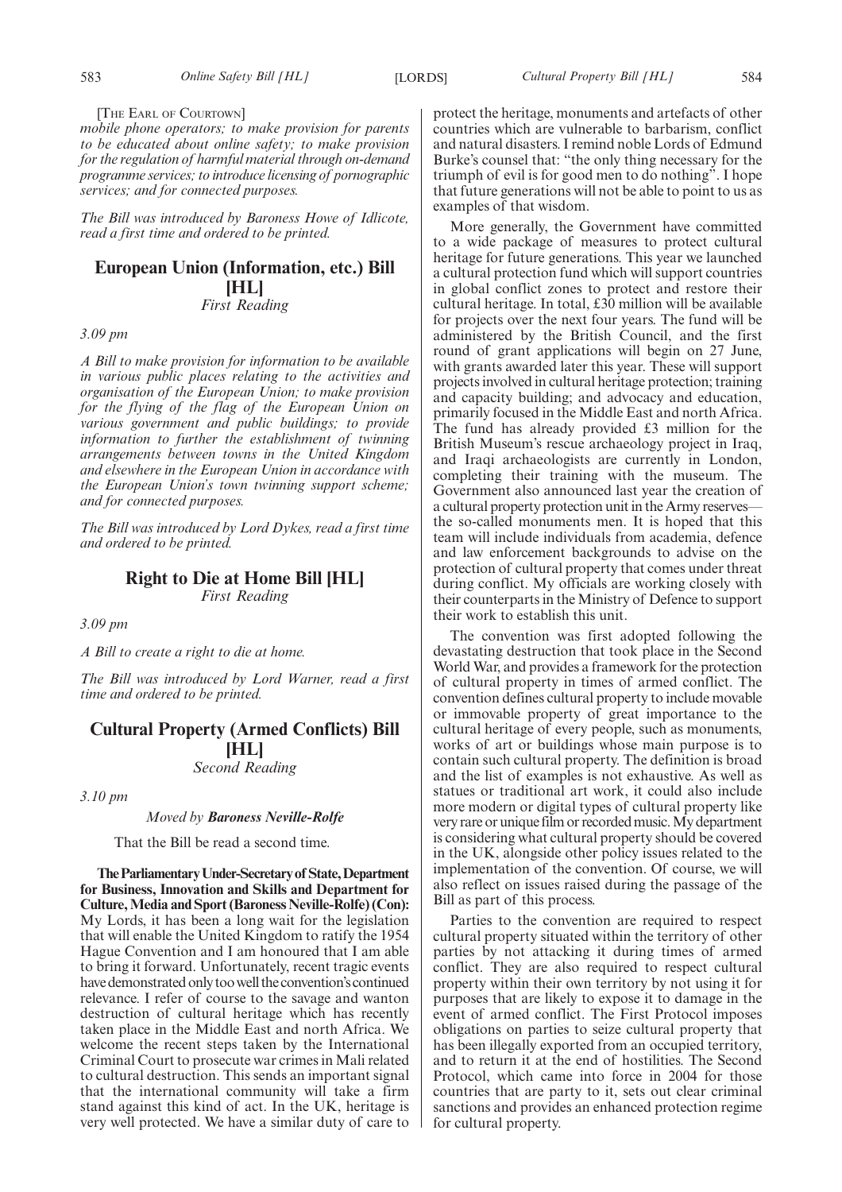[THE EARL OF COURTOWN]

*mobile phone operators; to make provision for parents to be educated about online safety; to make provision for the regulation of harmful material through on-demand programme services; to introduce licensing of pornographic services; and for connected purposes.*

*The Bill was introduced by Baroness Howe of Idlicote, read a first time and ordered to be printed.*

## European Union (Information, etc.) Bill [HL]

*First Reading*

*3.09 pm*

*A Bill to make provision for information to be available in various public places relating to the activities and organisation of the European Union; to make provision for the flying of the flag of the European Union on various government and public buildings; to provide information to further the establishment of twinning arrangements between towns in the United Kingdom and elsewhere in the European Union in accordance with the European Union's town twinning support scheme; and for connected purposes.*

*The Bill was introduced by Lord Dykes, read a first time and ordered to be printed.*

## Right to Die at Home Bill [HL]

*First Reading*

*3.09 pm*

*A Bill to create a right to die at home.*

*The Bill was introduced by Lord Warner, read a first time and ordered to be printed.*

## Cultural Property (Armed Conflicts) Bill [HL]

*Second Reading*

*3.10 pm*

*Moved by* ***Baroness Neville-Rolfe***

That the Bill be read a second time.

**The Parliamentary Under-Secretary of State, Department for Business, Innovation and Skills and Department for Culture, Media and Sport (Baroness Neville-Rolfe) (Con):** My Lords, it has been a long wait for the legislation that will enable the United Kingdom to ratify the 1954 Hague Convention and I am honoured that I am able to bring it forward. Unfortunately, recent tragic events have demonstrated only too well the convention's continued relevance. I refer of course to the savage and wanton destruction of cultural heritage which has recently taken place in the Middle East and north Africa. We welcome the recent steps taken by the International Criminal Court to prosecute war crimes in Mali related to cultural destruction. This sends an important signal that the international community will take a firm stand against this kind of act. In the UK, heritage is very well protected. We have a similar duty of care to protect the heritage, monuments and artefacts of other countries which are vulnerable to barbarism, conflict and natural disasters. I remind noble Lords of Edmund Burke's counsel that: "the only thing necessary for the triumph of evil is for good men to do nothing". I hope that future generations will not be able to point to us as examples of that wisdom.

More generally, the Government have committed to a wide package of measures to protect cultural heritage for future generations. This year we launched a cultural protection fund which will support countries in global conflict zones to protect and restore their cultural heritage. In total, £30 million will be available for projects over the next four years. The fund will be administered by the British Council, and the first round of grant applications will begin on 27 June, with grants awarded later this year. These will support projects involved in cultural heritage protection; training and capacity building; and advocacy and education, primarily focused in the Middle East and north Africa. The fund has already provided £3 million for the British Museum's rescue archaeology project in Iraq, and Iraqi archaeologists are currently in London, completing their training with the museum. The Government also announced last year the creation of a cultural property protection unit in the Army reserves—the so-called monuments men. It is hoped that this team will include individuals from academia, defence and law enforcement backgrounds to advise on the protection of cultural property that comes under threat during conflict. My officials are working closely with their counterparts in the Ministry of Defence to support their work to establish this unit.

The convention was first adopted following the devastating destruction that took place in the Second World War, and provides a framework for the protection of cultural property in times of armed conflict. The convention defines cultural property to include movable or immovable property of great importance to the cultural heritage of every people, such as monuments, works of art or buildings whose main purpose is to contain such cultural property. The definition is broad and the list of examples is not exhaustive. As well as statues or traditional art work, it could also include more modern or digital types of cultural property like very rare or unique film or recorded music. My department is considering what cultural property should be covered in the UK, alongside other policy issues related to the implementation of the convention. Of course, we will also reflect on issues raised during the passage of the Bill as part of this process.

Parties to the convention are required to respect cultural property situated within the territory of other parties by not attacking it during times of armed conflict. They are also required to respect cultural property within their own territory by not using it for purposes that are likely to expose it to damage in the event of armed conflict. The First Protocol imposes obligations on parties to seize cultural property that has been illegally exported from an occupied territory, and to return it at the end of hostilities. The Second Protocol, which came into force in 2004 for those countries that are party to it, sets out clear criminal sanctions and provides an enhanced protection regime for cultural property.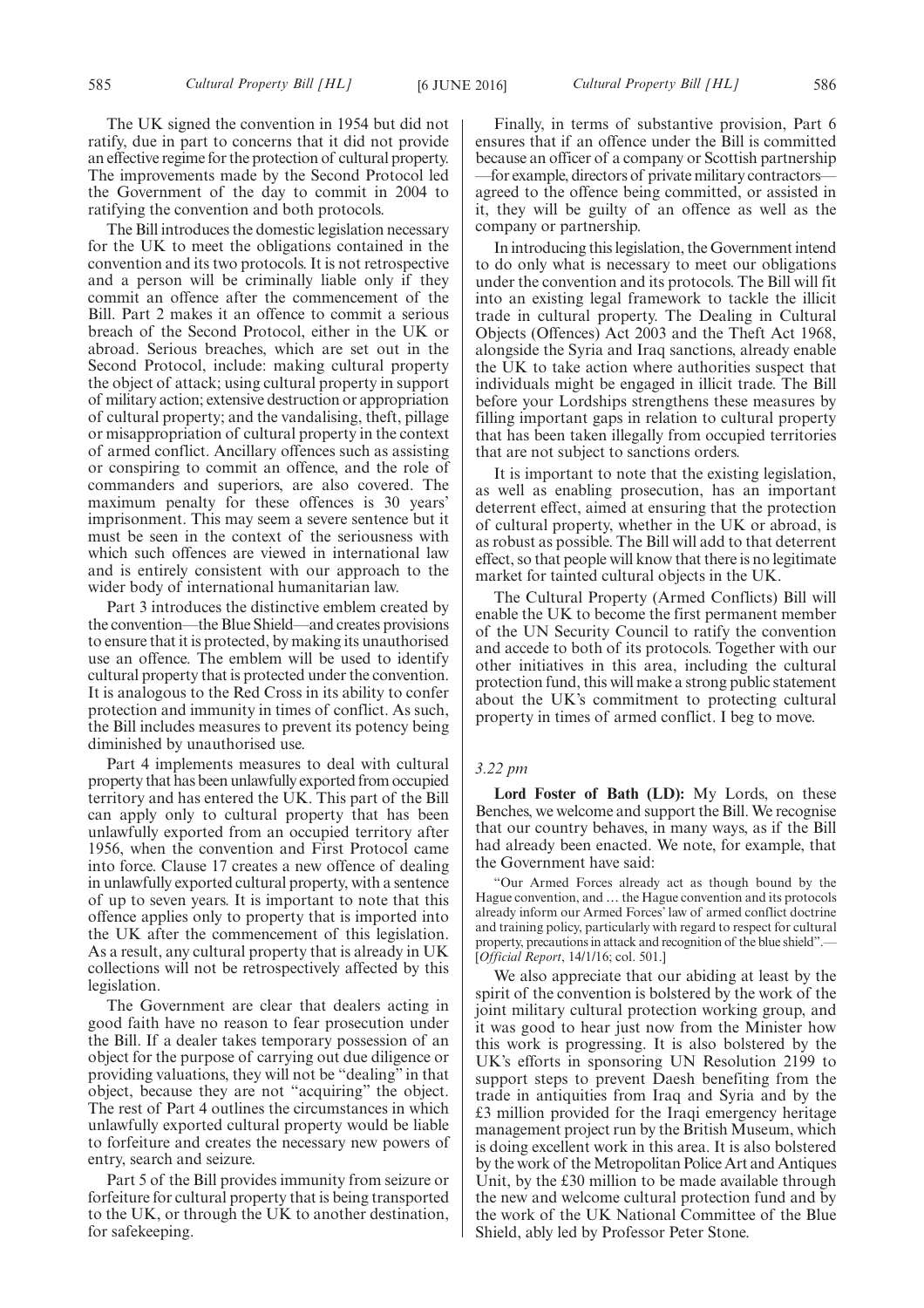The UK signed the convention in 1954 but did not ratify, due in part to concerns that it did not provide an effective regime for the protection of cultural property. The improvements made by the Second Protocol led the Government of the day to commit in 2004 to ratifying the convention and both protocols.

The Bill introduces the domestic legislation necessary for the UK to meet the obligations contained in the convention and its two protocols. It is not retrospective and a person will be criminally liable only if they commit an offence after the commencement of the Bill. Part 2 makes it an offence to commit a serious breach of the Second Protocol, either in the UK or abroad. Serious breaches, which are set out in the Second Protocol, include: making cultural property the object of attack; using cultural property in support of military action; extensive destruction or appropriation of cultural property; and the vandalising, theft, pillage or misappropriation of cultural property in the context of armed conflict. Ancillary offences such as assisting or conspiring to commit an offence, and the role of commanders and superiors, are also covered. The maximum penalty for these offences is 30 years' imprisonment. This may seem a severe sentence but it must be seen in the context of the seriousness with which such offences are viewed in international law and is entirely consistent with our approach to the wider body of international humanitarian law.

Part 3 introduces the distinctive emblem created by the convention—the Blue Shield—and creates provisions to ensure that it is protected, by making its unauthorised use an offence. The emblem will be used to identify cultural property that is protected under the convention. It is analogous to the Red Cross in its ability to confer protection and immunity in times of conflict. As such, the Bill includes measures to prevent its potency being diminished by unauthorised use.

Part 4 implements measures to deal with cultural property that has been unlawfully exported from occupied territory and has entered the UK. This part of the Bill can apply only to cultural property that has been unlawfully exported from an occupied territory after 1956, when the convention and First Protocol came into force. Clause 17 creates a new offence of dealing in unlawfully exported cultural property, with a sentence of up to seven years. It is important to note that this offence applies only to property that is imported into the UK after the commencement of this legislation. As a result, any cultural property that is already in UK collections will not be retrospectively affected by this legislation.

The Government are clear that dealers acting in good faith have no reason to fear prosecution under the Bill. If a dealer takes temporary possession of an object for the purpose of carrying out due diligence or providing valuations, they will not be "dealing" in that object, because they are not "acquiring" the object. The rest of Part 4 outlines the circumstances in which unlawfully exported cultural property would be liable to forfeiture and creates the necessary new powers of entry, search and seizure.

Part 5 of the Bill provides immunity from seizure or forfeiture for cultural property that is being transported to the UK, or through the UK to another destination, for safekeeping.

Finally, in terms of substantive provision, Part 6 ensures that if an offence under the Bill is committed because an officer of a company or Scottish partnership—for example, directors of private military contractors—agreed to the offence being committed, or assisted in it, they will be guilty of an offence as well as the company or partnership.

In introducing this legislation, the Government intend to do only what is necessary to meet our obligations under the convention and its protocols. The Bill will fit into an existing legal framework to tackle the illicit trade in cultural property. The Dealing in Cultural Objects (Offences) Act 2003 and the Theft Act 1968, alongside the Syria and Iraq sanctions, already enable the UK to take action where authorities suspect that individuals might be engaged in illicit trade. The Bill before your Lordships strengthens these measures by filling important gaps in relation to cultural property that has been taken illegally from occupied territories that are not subject to sanctions orders.

It is important to note that the existing legislation, as well as enabling prosecution, has an important deterrent effect, aimed at ensuring that the protection of cultural property, whether in the UK or abroad, is as robust as possible. The Bill will add to that deterrent effect, so that people will know that there is no legitimate market for tainted cultural objects in the UK.

The Cultural Property (Armed Conflicts) Bill will enable the UK to become the first permanent member of the UN Security Council to ratify the convention and accede to both of its protocols. Together with our other initiatives in this area, including the cultural protection fund, this will make a strong public statement about the UK's commitment to protecting cultural property in times of armed conflict. I beg to move.

*3.22 pm*

**Lord Foster of Bath (LD):** My Lords, on these Benches, we welcome and support the Bill. We recognise that our country behaves, in many ways, as if the Bill had already been enacted. We note, for example, that the Government have said:

"Our Armed Forces already act as though bound by the Hague convention, and … the Hague convention and its protocols already inform our Armed Forces' law of armed conflict doctrine and training policy, particularly with regard to respect for cultural property, precautions in attack and recognition of the blue shield".—[*Official Report*, 14/1/16; col. 501.]

We also appreciate that our abiding at least by the spirit of the convention is bolstered by the work of the joint military cultural protection working group, and it was good to hear just now from the Minister how this work is progressing. It is also bolstered by the UK's efforts in sponsoring UN Resolution 2199 to support steps to prevent Daesh benefiting from the trade in antiquities from Iraq and Syria and by the £3 million provided for the Iraqi emergency heritage management project run by the British Museum, which is doing excellent work in this area. It is also bolstered by the work of the Metropolitan Police Art and Antiques Unit, by the £30 million to be made available through the new and welcome cultural protection fund and by the work of the UK National Committee of the Blue Shield, ably led by Professor Peter Stone.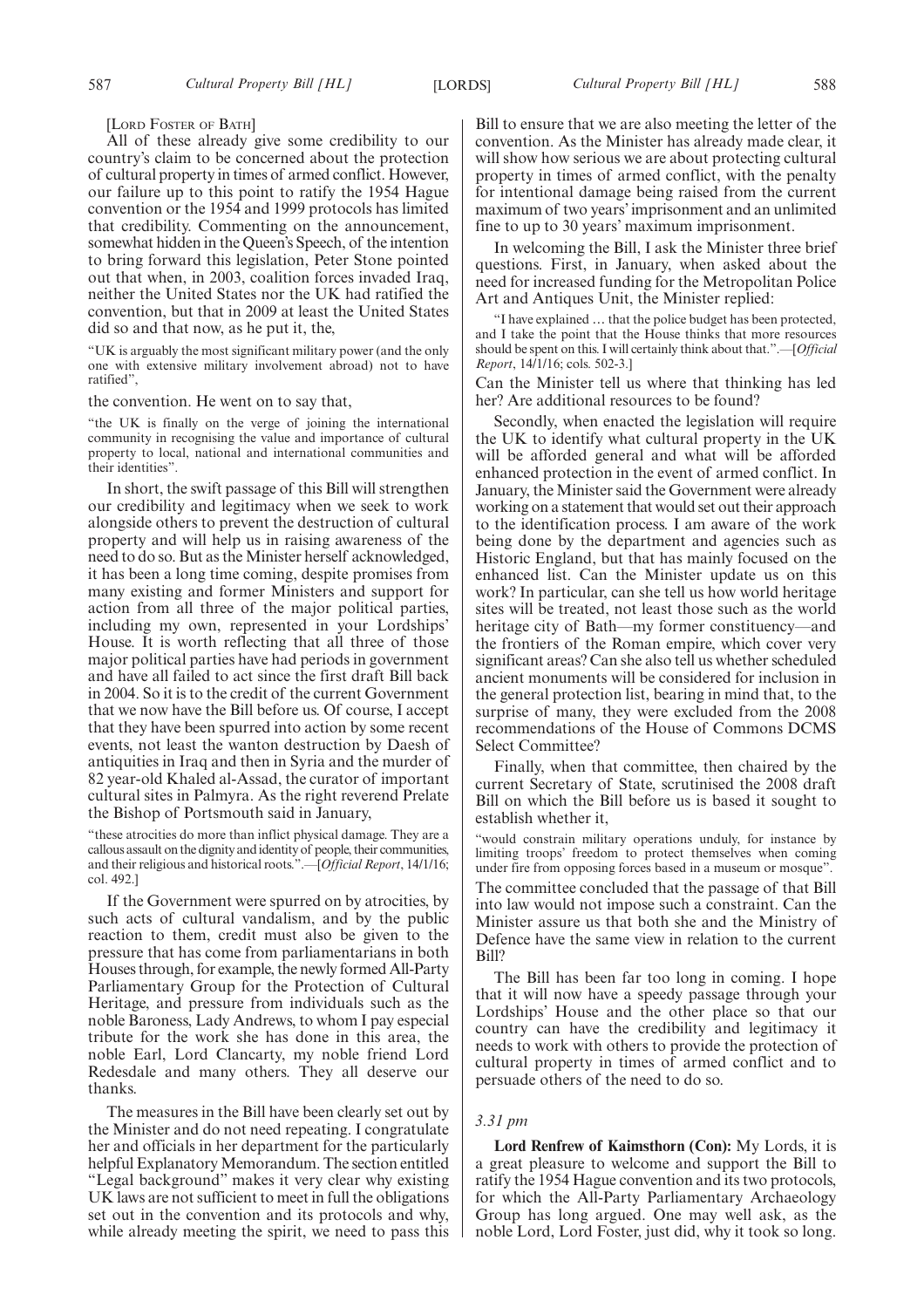[LORD FOSTER OF BATH]

All of these already give some credibility to our country's claim to be concerned about the protection of cultural property in times of armed conflict. However, our failure up to this point to ratify the 1954 Hague convention or the 1954 and 1999 protocols has limited that credibility. Commenting on the announcement, somewhat hidden in the Queen's Speech, of the intention to bring forward this legislation, Peter Stone pointed out that when, in 2003, coalition forces invaded Iraq, neither the United States nor the UK had ratified the convention, but that in 2009 at least the United States did so and that now, as he put it, the,

"UK is arguably the most significant military power (and the only one with extensive military involvement abroad) not to have ratified",

the convention. He went on to say that,

"the UK is finally on the verge of joining the international community in recognising the value and importance of cultural property to local, national and international communities and their identities".

In short, the swift passage of this Bill will strengthen our credibility and legitimacy when we seek to work alongside others to prevent the destruction of cultural property and will help us in raising awareness of the need to do so. But as the Minister herself acknowledged, it has been a long time coming, despite promises from many existing and former Ministers and support for action from all three of the major political parties, including my own, represented in your Lordships' House. It is worth reflecting that all three of those major political parties have had periods in government and have all failed to act since the first draft Bill back in 2004. So it is to the credit of the current Government that we now have the Bill before us. Of course, I accept that they have been spurred into action by some recent events, not least the wanton destruction by Daesh of antiquities in Iraq and then in Syria and the murder of 82 year-old Khaled al-Assad, the curator of important cultural sites in Palmyra. As the right reverend Prelate the Bishop of Portsmouth said in January,

"these atrocities do more than inflict physical damage. They are a callous assault on the dignity and identity of people, their communities, and their religious and historical roots.".—[*Official Report*, 14/1/16; col. 492.]

If the Government were spurred on by atrocities, by such acts of cultural vandalism, and by the public reaction to them, credit must also be given to the pressure that has come from parliamentarians in both Houses through, for example, the newly formed All-Party Parliamentary Group for the Protection of Cultural Heritage, and pressure from individuals such as the noble Baroness, Lady Andrews, to whom I pay especial tribute for the work she has done in this area, the noble Earl, Lord Clancarty, my noble friend Lord Redesdale and many others. They all deserve our thanks.

The measures in the Bill have been clearly set out by the Minister and do not need repeating. I congratulate her and officials in her department for the particularly helpful Explanatory Memorandum. The section entitled "Legal background" makes it very clear why existing UK laws are not sufficient to meet in full the obligations set out in the convention and its protocols and why, while already meeting the spirit, we need to pass this Bill to ensure that we are also meeting the letter of the convention. As the Minister has already made clear, it will show how serious we are about protecting cultural property in times of armed conflict, with the penalty for intentional damage being raised from the current maximum of two years' imprisonment and an unlimited fine to up to 30 years' maximum imprisonment.

In welcoming the Bill, I ask the Minister three brief questions. First, in January, when asked about the need for increased funding for the Metropolitan Police Art and Antiques Unit, the Minister replied:

"I have explained … that the police budget has been protected, and I take the point that the House thinks that more resources should be spent on this. I will certainly think about that.".—[*Official Report*, 14/1/16; cols. 502-3.]

Can the Minister tell us where that thinking has led her? Are additional resources to be found?

Secondly, when enacted the legislation will require the UK to identify what cultural property in the UK will be afforded general and what will be afforded enhanced protection in the event of armed conflict. In January, the Minister said the Government were already working on a statement that would set out their approach to the identification process. I am aware of the work being done by the department and agencies such as Historic England, but that has mainly focused on the enhanced list. Can the Minister update us on this work? In particular, can she tell us how world heritage sites will be treated, not least those such as the world heritage city of Bath—my former constituency—and the frontiers of the Roman empire, which cover very significant areas? Can she also tell us whether scheduled ancient monuments will be considered for inclusion in the general protection list, bearing in mind that, to the surprise of many, they were excluded from the 2008 recommendations of the House of Commons DCMS Select Committee?

Finally, when that committee, then chaired by the current Secretary of State, scrutinised the 2008 draft Bill on which the Bill before us is based it sought to establish whether it,

"would constrain military operations unduly, for instance by limiting troops' freedom to protect themselves when coming under fire from opposing forces based in a museum or mosque".

The committee concluded that the passage of that Bill into law would not impose such a constraint. Can the Minister assure us that both she and the Ministry of Defence have the same view in relation to the current Bill?

The Bill has been far too long in coming. I hope that it will now have a speedy passage through your Lordships' House and the other place so that our country can have the credibility and legitimacy it needs to work with others to provide the protection of cultural property in times of armed conflict and to persuade others of the need to do so.

*3.31 pm*

**Lord Renfrew of Kaimsthorn (Con):** My Lords, it is a great pleasure to welcome and support the Bill to ratify the 1954 Hague convention and its two protocols, for which the All-Party Parliamentary Archaeology Group has long argued. One may well ask, as the noble Lord, Lord Foster, just did, why it took so long.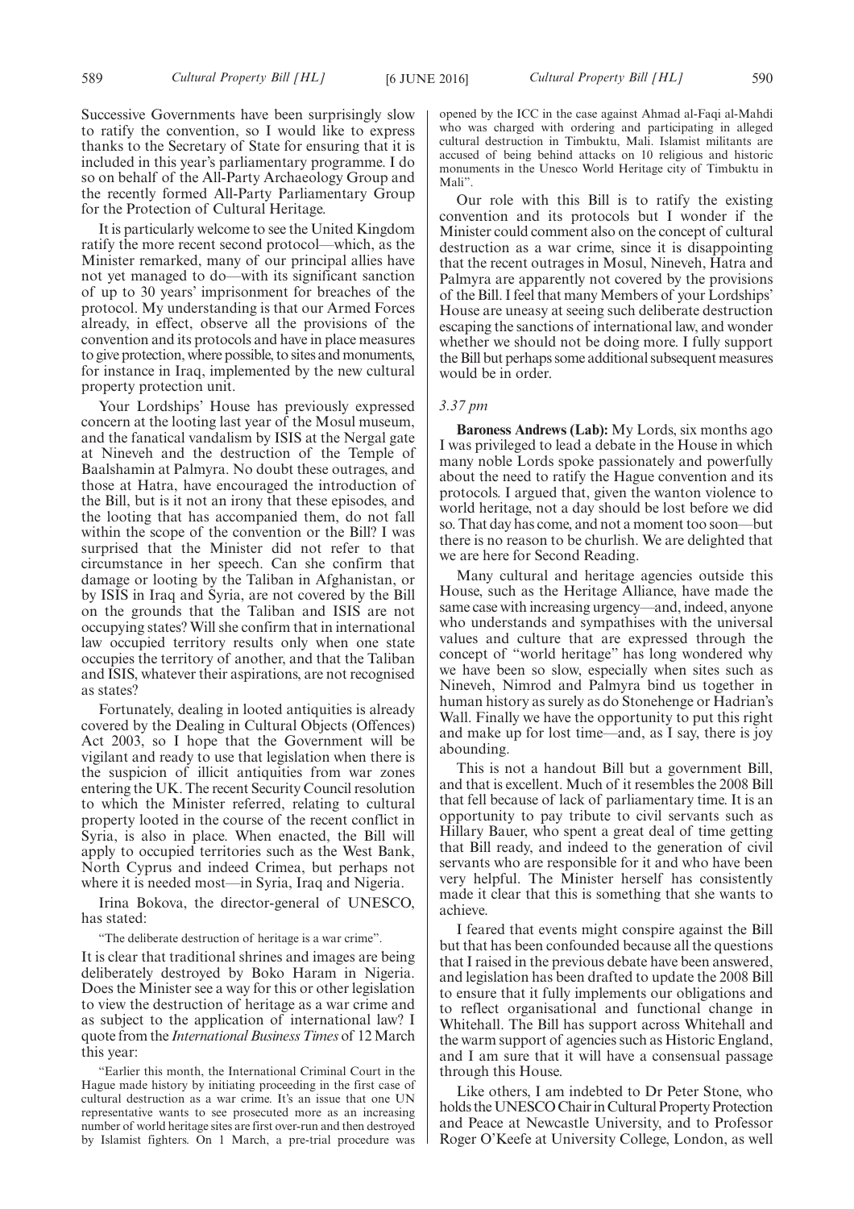Successive Governments have been surprisingly slow to ratify the convention, so I would like to express thanks to the Secretary of State for ensuring that it is included in this year's parliamentary programme. I do so on behalf of the All-Party Archaeology Group and the recently formed All-Party Parliamentary Group for the Protection of Cultural Heritage.

It is particularly welcome to see the United Kingdom ratify the more recent second protocol—which, as the Minister remarked, many of our principal allies have not yet managed to do—with its significant sanction of up to 30 years' imprisonment for breaches of the protocol. My understanding is that our Armed Forces already, in effect, observe all the provisions of the convention and its protocols and have in place measures to give protection, where possible, to sites and monuments, for instance in Iraq, implemented by the new cultural property protection unit.

Your Lordships' House has previously expressed concern at the looting last year of the Mosul museum, and the fanatical vandalism by ISIS at the Nergal gate at Nineveh and the destruction of the Temple of Baalshamin at Palmyra. No doubt these outrages, and those at Hatra, have encouraged the introduction of the Bill, but is it not an irony that these episodes, and the looting that has accompanied them, do not fall within the scope of the convention or the Bill? I was surprised that the Minister did not refer to that circumstance in her speech. Can she confirm that damage or looting by the Taliban in Afghanistan, or by ISIS in Iraq and Syria, are not covered by the Bill on the grounds that the Taliban and ISIS are not occupying states? Will she confirm that in international law occupied territory results only when one state occupies the territory of another, and that the Taliban and ISIS, whatever their aspirations, are not recognised as states?

Fortunately, dealing in looted antiquities is already covered by the Dealing in Cultural Objects (Offences) Act 2003, so I hope that the Government will be vigilant and ready to use that legislation when there is the suspicion of illicit antiquities from war zones entering the UK. The recent Security Council resolution to which the Minister referred, relating to cultural property looted in the course of the recent conflict in Syria, is also in place. When enacted, the Bill will apply to occupied territories such as the West Bank, North Cyprus and indeed Crimea, but perhaps not where it is needed most—in Syria, Iraq and Nigeria.

Irina Bokova, the director-general of UNESCO, has stated:

"The deliberate destruction of heritage is a war crime".

It is clear that traditional shrines and images are being deliberately destroyed by Boko Haram in Nigeria. Does the Minister see a way for this or other legislation to view the destruction of heritage as a war crime and as subject to the application of international law? I quote from the *International Business Times* of 12 March this year:

"Earlier this month, the International Criminal Court in the Hague made history by initiating proceeding in the first case of cultural destruction as a war crime. It's an issue that one UN representative wants to see prosecuted more as an increasing number of world heritage sites are first over-run and then destroyed by Islamist fighters. On 1 March, a pre-trial procedure was opened by the ICC in the case against Ahmad al-Faqi al-Mahdi who was charged with ordering and participating in alleged cultural destruction in Timbuktu, Mali. Islamist militants are accused of being behind attacks on 10 religious and historic monuments in the Unesco World Heritage city of Timbuktu in Mali".

Our role with this Bill is to ratify the existing convention and its protocols but I wonder if the Minister could comment also on the concept of cultural destruction as a war crime, since it is disappointing that the recent outrages in Mosul, Nineveh, Hatra and Palmyra are apparently not covered by the provisions of the Bill. I feel that many Members of your Lordships' House are uneasy at seeing such deliberate destruction escaping the sanctions of international law, and wonder whether we should not be doing more. I fully support the Bill but perhaps some additional subsequent measures would be in order.

*3.37 pm*

**Baroness Andrews (Lab):** My Lords, six months ago I was privileged to lead a debate in the House in which many noble Lords spoke passionately and powerfully about the need to ratify the Hague convention and its protocols. I argued that, given the wanton violence to world heritage, not a day should be lost before we did so. That day has come, and not a moment too soon—but there is no reason to be churlish. We are delighted that we are here for Second Reading.

Many cultural and heritage agencies outside this House, such as the Heritage Alliance, have made the same case with increasing urgency—and, indeed, anyone who understands and sympathises with the universal values and culture that are expressed through the concept of "world heritage" has long wondered why we have been so slow, especially when sites such as Nineveh, Nimrod and Palmyra bind us together in human history as surely as do Stonehenge or Hadrian's Wall. Finally we have the opportunity to put this right and make up for lost time—and, as I say, there is joy abounding.

This is not a handout Bill but a government Bill, and that is excellent. Much of it resembles the 2008 Bill that fell because of lack of parliamentary time. It is an opportunity to pay tribute to civil servants such as Hillary Bauer, who spent a great deal of time getting that Bill ready, and indeed to the generation of civil servants who are responsible for it and who have been very helpful. The Minister herself has consistently made it clear that this is something that she wants to achieve.

I feared that events might conspire against the Bill but that has been confounded because all the questions that I raised in the previous debate have been answered, and legislation has been drafted to update the 2008 Bill to ensure that it fully implements our obligations and to reflect organisational and functional change in Whitehall. The Bill has support across Whitehall and the warm support of agencies such as Historic England, and I am sure that it will have a consensual passage through this House.

Like others, I am indebted to Dr Peter Stone, who holds the UNESCO Chair in Cultural Property Protection and Peace at Newcastle University, and to Professor Roger O'Keefe at University College, London, as well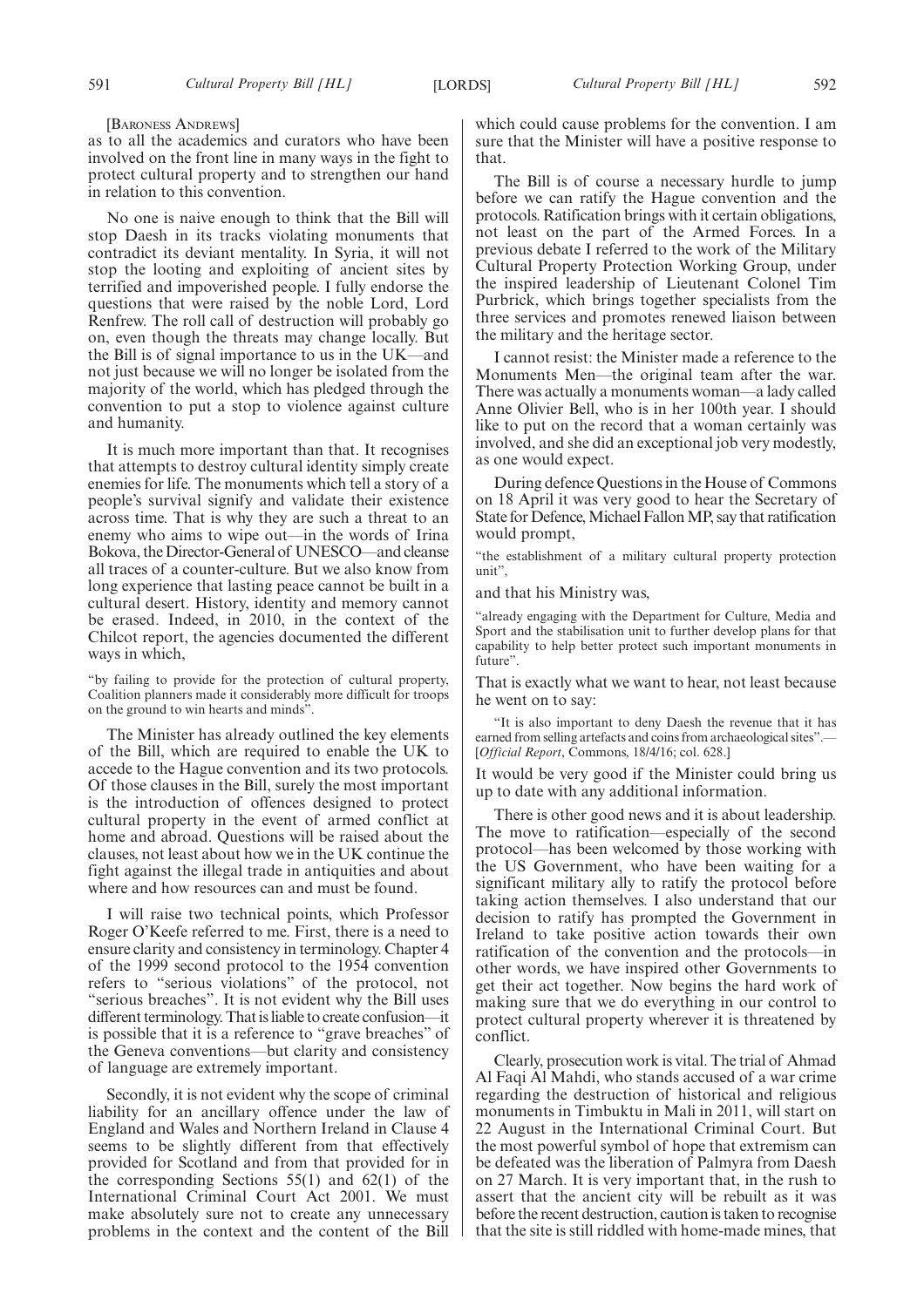[BARONESS ANDREWS]

as to all the academics and curators who have been involved on the front line in many ways in the fight to protect cultural property and to strengthen our hand in relation to this convention.

No one is naive enough to think that the Bill will stop Daesh in its tracks violating monuments that contradict its deviant mentality. In Syria, it will not stop the looting and exploiting of ancient sites by terrified and impoverished people. I fully endorse the questions that were raised by the noble Lord, Lord Renfrew. The roll call of destruction will probably go on, even though the threats may change locally. But the Bill is of signal importance to us in the UK—and not just because we will no longer be isolated from the majority of the world, which has pledged through the convention to put a stop to violence against culture and humanity.

It is much more important than that. It recognises that attempts to destroy cultural identity simply create enemies for life. The monuments which tell a story of a people's survival signify and validate their existence across time. That is why they are such a threat to an enemy who aims to wipe out—in the words of Irina Bokova, the Director-General of UNESCO—and cleanse all traces of a counter-culture. But we also know from long experience that lasting peace cannot be built in a cultural desert. History, identity and memory cannot be erased. Indeed, in 2010, in the context of the Chilcot report, the agencies documented the different ways in which,

"by failing to provide for the protection of cultural property, Coalition planners made it considerably more difficult for troops on the ground to win hearts and minds".

The Minister has already outlined the key elements of the Bill, which are required to enable the UK to accede to the Hague convention and its two protocols. Of those clauses in the Bill, surely the most important is the introduction of offences designed to protect cultural property in the event of armed conflict at home and abroad. Questions will be raised about the clauses, not least about how we in the UK continue the fight against the illegal trade in antiquities and about where and how resources can and must be found.

I will raise two technical points, which Professor Roger O'Keefe referred to me. First, there is a need to ensure clarity and consistency in terminology. Chapter 4 of the 1999 second protocol to the 1954 convention refers to "serious violations" of the protocol, not "serious breaches". It is not evident why the Bill uses different terminology. That is liable to create confusion—it is possible that it is a reference to "grave breaches" of the Geneva conventions—but clarity and consistency of language are extremely important.

Secondly, it is not evident why the scope of criminal liability for an ancillary offence under the law of England and Wales and Northern Ireland in Clause 4 seems to be slightly different from that effectively provided for Scotland and from that provided for in the corresponding Sections 55(1) and 62(1) of the International Criminal Court Act 2001. We must make absolutely sure not to create any unnecessary problems in the context and the content of the Bill which could cause problems for the convention. I am sure that the Minister will have a positive response to that.

The Bill is of course a necessary hurdle to jump before we can ratify the Hague convention and the protocols. Ratification brings with it certain obligations, not least on the part of the Armed Forces. In a previous debate I referred to the work of the Military Cultural Property Protection Working Group, under the inspired leadership of Lieutenant Colonel Tim Purbrick, which brings together specialists from the three services and promotes renewed liaison between the military and the heritage sector.

I cannot resist: the Minister made a reference to the Monuments Men—the original team after the war. There was actually a monuments woman—a lady called Anne Olivier Bell, who is in her 100th year. I should like to put on the record that a woman certainly was involved, and she did an exceptional job very modestly, as one would expect.

During defence Questions in the House of Commons on 18 April it was very good to hear the Secretary of State for Defence, Michael Fallon MP, say that ratification would prompt,

"the establishment of a military cultural property protection unit",

and that his Ministry was,

"already engaging with the Department for Culture, Media and Sport and the stabilisation unit to further develop plans for that capability to help better protect such important monuments in future".

That is exactly what we want to hear, not least because he went on to say:

"It is also important to deny Daesh the revenue that it has earned from selling artefacts and coins from archaeological sites".—[*Official Report*, Commons, 18/4/16; col. 628.]

It would be very good if the Minister could bring us up to date with any additional information.

There is other good news and it is about leadership. The move to ratification—especially of the second protocol—has been welcomed by those working with the US Government, who have been waiting for a significant military ally to ratify the protocol before taking action themselves. I also understand that our decision to ratify has prompted the Government in Ireland to take positive action towards their own ratification of the convention and the protocols—in other words, we have inspired other Governments to get their act together. Now begins the hard work of making sure that we do everything in our control to protect cultural property wherever it is threatened by conflict.

Clearly, prosecution work is vital. The trial of Ahmad Al Faqi Al Mahdi, who stands accused of a war crime regarding the destruction of historical and religious monuments in Timbuktu in Mali in 2011, will start on 22 August in the International Criminal Court. But the most powerful symbol of hope that extremism can be defeated was the liberation of Palmyra from Daesh on 27 March. It is very important that, in the rush to assert that the ancient city will be rebuilt as it was before the recent destruction, caution is taken to recognise that the site is still riddled with home-made mines, that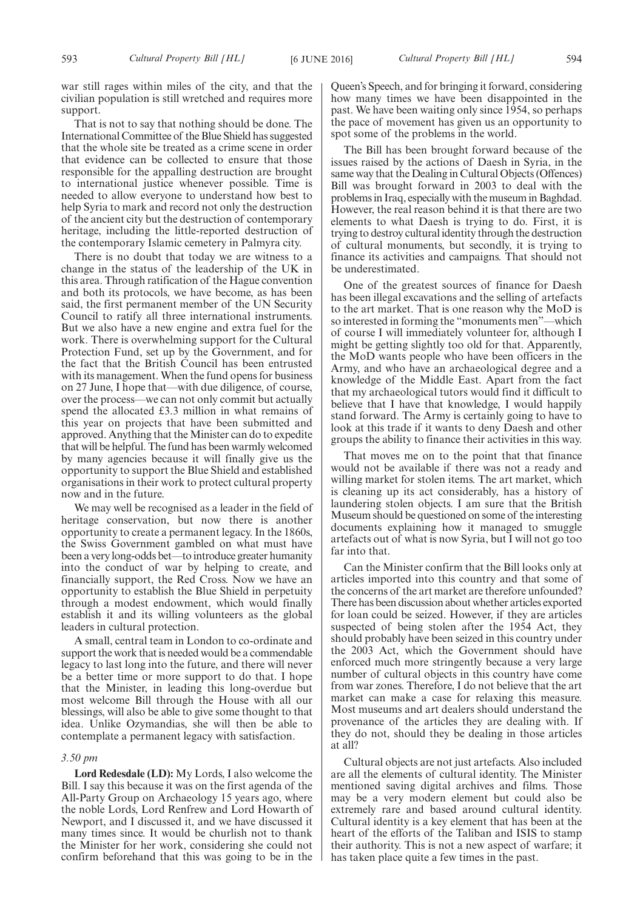war still rages within miles of the city, and that the civilian population is still wretched and requires more support.

That is not to say that nothing should be done. The International Committee of the Blue Shield has suggested that the whole site be treated as a crime scene in order that evidence can be collected to ensure that those responsible for the appalling destruction are brought to international justice whenever possible. Time is needed to allow everyone to understand how best to help Syria to mark and record not only the destruction of the ancient city but the destruction of contemporary heritage, including the little-reported destruction of the contemporary Islamic cemetery in Palmyra city.

There is no doubt that today we are witness to a change in the status of the leadership of the UK in this area. Through ratification of the Hague convention and both its protocols, we have become, as has been said, the first permanent member of the UN Security Council to ratify all three international instruments. But we also have a new engine and extra fuel for the work. There is overwhelming support for the Cultural Protection Fund, set up by the Government, and for the fact that the British Council has been entrusted with its management. When the fund opens for business on 27 June, I hope that—with due diligence, of course, over the process—we can not only commit but actually spend the allocated £3.3 million in what remains of this year on projects that have been submitted and approved. Anything that the Minister can do to expedite that will be helpful. The fund has been warmly welcomed by many agencies because it will finally give us the opportunity to support the Blue Shield and established organisations in their work to protect cultural property now and in the future.

We may well be recognised as a leader in the field of heritage conservation, but now there is another opportunity to create a permanent legacy. In the 1860s, the Swiss Government gambled on what must have been a very long-odds bet—to introduce greater humanity into the conduct of war by helping to create, and financially support, the Red Cross. Now we have an opportunity to establish the Blue Shield in perpetuity through a modest endowment, which would finally establish it and its willing volunteers as the global leaders in cultural protection.

A small, central team in London to co-ordinate and support the work that is needed would be a commendable legacy to last long into the future, and there will never be a better time or more support to do that. I hope that the Minister, in leading this long-overdue but most welcome Bill through the House with all our blessings, will also be able to give some thought to that idea. Unlike Ozymandias, she will then be able to contemplate a permanent legacy with satisfaction.

*3.50 pm*

**Lord Redesdale (LD):** My Lords, I also welcome the Bill. I say this because it was on the first agenda of the All-Party Group on Archaeology 15 years ago, where the noble Lords, Lord Renfrew and Lord Howarth of Newport, and I discussed it, and we have discussed it many times since. It would be churlish not to thank the Minister for her work, considering she could not confirm beforehand that this was going to be in the Queen's Speech, and for bringing it forward, considering how many times we have been disappointed in the past. We have been waiting only since 1954, so perhaps the pace of movement has given us an opportunity to spot some of the problems in the world.

The Bill has been brought forward because of the issues raised by the actions of Daesh in Syria, in the same way that the Dealing in Cultural Objects (Offences) Bill was brought forward in 2003 to deal with the problems in Iraq, especially with the museum in Baghdad. However, the real reason behind it is that there are two elements to what Daesh is trying to do. First, it is trying to destroy cultural identity through the destruction of cultural monuments, but secondly, it is trying to finance its activities and campaigns. That should not be underestimated.

One of the greatest sources of finance for Daesh has been illegal excavations and the selling of artefacts to the art market. That is one reason why the MoD is so interested in forming the "monuments men"—which of course I will immediately volunteer for, although I might be getting slightly too old for that. Apparently, the MoD wants people who have been officers in the Army, and who have an archaeological degree and a knowledge of the Middle East. Apart from the fact that my archaeological tutors would find it difficult to believe that I have that knowledge, I would happily stand forward. The Army is certainly going to have to look at this trade if it wants to deny Daesh and other groups the ability to finance their activities in this way.

That moves me on to the point that that finance would not be available if there was not a ready and willing market for stolen items. The art market, which is cleaning up its act considerably, has a history of laundering stolen objects. I am sure that the British Museum should be questioned on some of the interesting documents explaining how it managed to smuggle artefacts out of what is now Syria, but I will not go too far into that.

Can the Minister confirm that the Bill looks only at articles imported into this country and that some of the concerns of the art market are therefore unfounded? There has been discussion about whether articles exported for loan could be seized. However, if they are articles suspected of being stolen after the 1954 Act, they should probably have been seized in this country under the 2003 Act, which the Government should have enforced much more stringently because a very large number of cultural objects in this country have come from war zones. Therefore, I do not believe that the art market can make a case for relaxing this measure. Most museums and art dealers should understand the provenance of the articles they are dealing with. If they do not, should they be dealing in those articles at all?

Cultural objects are not just artefacts. Also included are all the elements of cultural identity. The Minister mentioned saving digital archives and films. Those may be a very modern element but could also be extremely rare and based around cultural identity. Cultural identity is a key element that has been at the heart of the efforts of the Taliban and ISIS to stamp their authority. This is not a new aspect of warfare; it has taken place quite a few times in the past.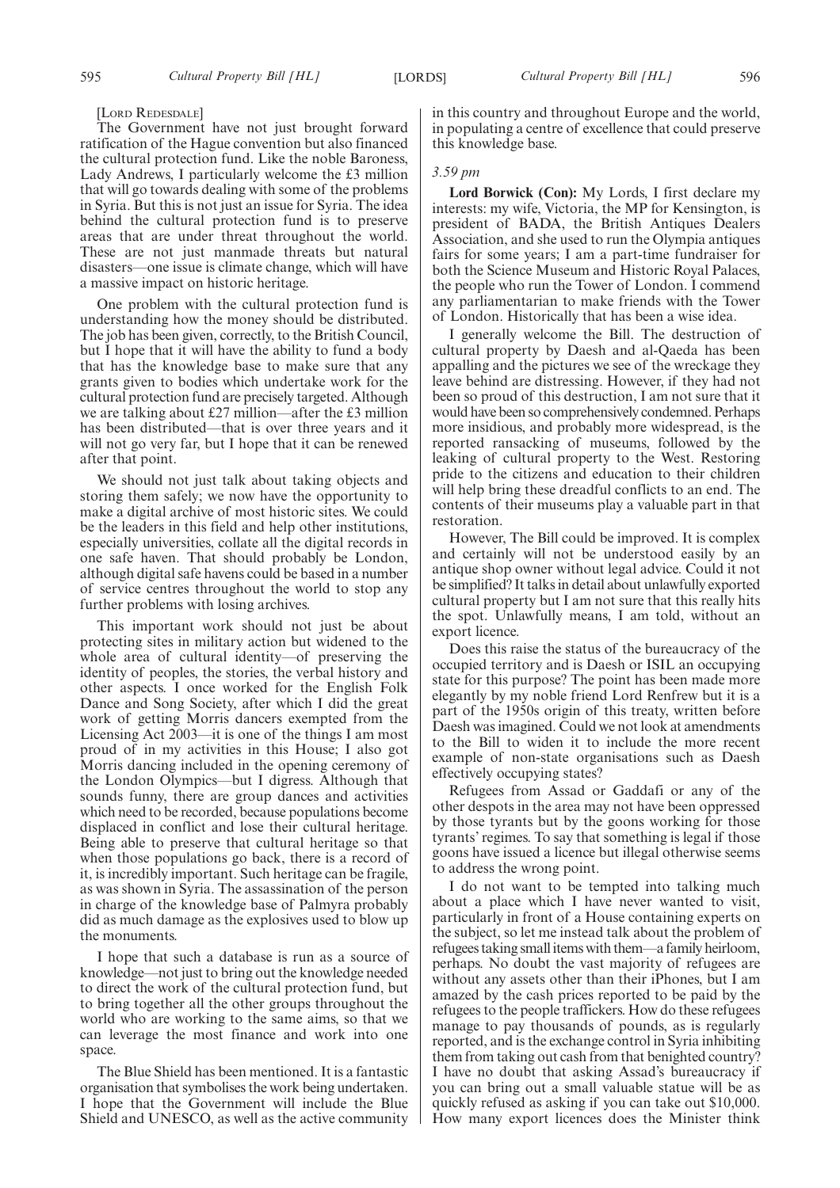[LORD REDESDALE]

The Government have not just brought forward ratification of the Hague convention but also financed the cultural protection fund. Like the noble Baroness, Lady Andrews, I particularly welcome the £3 million that will go towards dealing with some of the problems in Syria. But this is not just an issue for Syria. The idea behind the cultural protection fund is to preserve areas that are under threat throughout the world. These are not just manmade threats but natural disasters—one issue is climate change, which will have a massive impact on historic heritage.

One problem with the cultural protection fund is understanding how the money should be distributed. The job has been given, correctly, to the British Council, but I hope that it will have the ability to fund a body that has the knowledge base to make sure that any grants given to bodies which undertake work for the cultural protection fund are precisely targeted. Although we are talking about £27 million—after the £3 million has been distributed—that is over three years and it will not go very far, but I hope that it can be renewed after that point.

We should not just talk about taking objects and storing them safely; we now have the opportunity to make a digital archive of most historic sites. We could be the leaders in this field and help other institutions, especially universities, collate all the digital records in one safe haven. That should probably be London, although digital safe havens could be based in a number of service centres throughout the world to stop any further problems with losing archives.

This important work should not just be about protecting sites in military action but widened to the whole area of cultural identity—of preserving the identity of peoples, the stories, the verbal history and other aspects. I once worked for the English Folk Dance and Song Society, after which I did the great work of getting Morris dancers exempted from the Licensing Act 2003—it is one of the things I am most proud of in my activities in this House; I also got Morris dancing included in the opening ceremony of the London Olympics—but I digress. Although that sounds funny, there are group dances and activities which need to be recorded, because populations become displaced in conflict and lose their cultural heritage. Being able to preserve that cultural heritage so that when those populations go back, there is a record of it, is incredibly important. Such heritage can be fragile, as was shown in Syria. The assassination of the person in charge of the knowledge base of Palmyra probably did as much damage as the explosives used to blow up the monuments.

I hope that such a database is run as a source of knowledge—not just to bring out the knowledge needed to direct the work of the cultural protection fund, but to bring together all the other groups throughout the world who are working to the same aims, so that we can leverage the most finance and work into one space.

The Blue Shield has been mentioned. It is a fantastic organisation that symbolises the work being undertaken. I hope that the Government will include the Blue Shield and UNESCO, as well as the active community in this country and throughout Europe and the world, in populating a centre of excellence that could preserve this knowledge base.

*3.59 pm*

**Lord Borwick (Con):** My Lords, I first declare my interests: my wife, Victoria, the MP for Kensington, is president of BADA, the British Antiques Dealers Association, and she used to run the Olympia antiques fairs for some years; I am a part-time fundraiser for both the Science Museum and Historic Royal Palaces, the people who run the Tower of London. I commend any parliamentarian to make friends with the Tower of London. Historically that has been a wise idea.

I generally welcome the Bill. The destruction of cultural property by Daesh and al-Qaeda has been appalling and the pictures we see of the wreckage they leave behind are distressing. However, if they had not been so proud of this destruction, I am not sure that it would have been so comprehensively condemned. Perhaps more insidious, and probably more widespread, is the reported ransacking of museums, followed by the leaking of cultural property to the West. Restoring pride to the citizens and education to their children will help bring these dreadful conflicts to an end. The contents of their museums play a valuable part in that restoration.

However, The Bill could be improved. It is complex and certainly will not be understood easily by an antique shop owner without legal advice. Could it not be simplified? It talks in detail about unlawfully exported cultural property but I am not sure that this really hits the spot. Unlawfully means, I am told, without an export licence.

Does this raise the status of the bureaucracy of the occupied territory and is Daesh or ISIL an occupying state for this purpose? The point has been made more elegantly by my noble friend Lord Renfrew but it is a part of the 1950s origin of this treaty, written before Daesh was imagined. Could we not look at amendments to the Bill to widen it to include the more recent example of non-state organisations such as Daesh effectively occupying states?

Refugees from Assad or Gaddafi or any of the other despots in the area may not have been oppressed by those tyrants but by the goons working for those tyrants' regimes. To say that something is legal if those goons have issued a licence but illegal otherwise seems to address the wrong point.

I do not want to be tempted into talking much about a place which I have never wanted to visit, particularly in front of a House containing experts on the subject, so let me instead talk about the problem of refugees taking small items with them—a family heirloom, perhaps. No doubt the vast majority of refugees are without any assets other than their iPhones, but I am amazed by the cash prices reported to be paid by the refugees to the people traffickers. How do these refugees manage to pay thousands of pounds, as is regularly reported, and is the exchange control in Syria inhibiting them from taking out cash from that benighted country? I have no doubt that asking Assad's bureaucracy if you can bring out a small valuable statue will be as quickly refused as asking if you can take out $10,000. How many export licences does the Minister think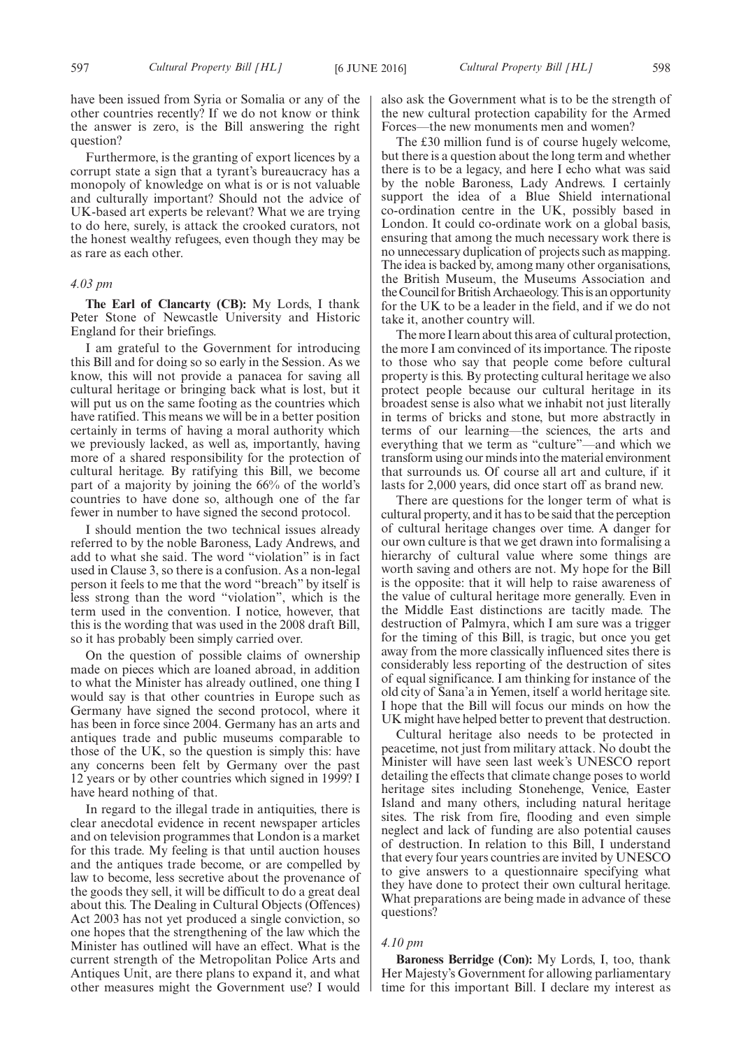have been issued from Syria or Somalia or any of the other countries recently? If we do not know or think the answer is zero, is the Bill answering the right question?

Furthermore, is the granting of export licences by a corrupt state a sign that a tyrant's bureaucracy has a monopoly of knowledge on what is or is not valuable and culturally important? Should not the advice of UK-based art experts be relevant? What we are trying to do here, surely, is attack the crooked curators, not the honest wealthy refugees, even though they may be as rare as each other.

*4.03 pm*

**The Earl of Clancarty (CB):** My Lords, I thank Peter Stone of Newcastle University and Historic England for their briefings.

I am grateful to the Government for introducing this Bill and for doing so so early in the Session. As we know, this will not provide a panacea for saving all cultural heritage or bringing back what is lost, but it will put us on the same footing as the countries which have ratified. This means we will be in a better position certainly in terms of having a moral authority which we previously lacked, as well as, importantly, having more of a shared responsibility for the protection of cultural heritage. By ratifying this Bill, we become part of a majority by joining the 66% of the world's countries to have done so, although one of the far fewer in number to have signed the second protocol.

I should mention the two technical issues already referred to by the noble Baroness, Lady Andrews, and add to what she said. The word "violation" is in fact used in Clause 3, so there is a confusion. As a non-legal person it feels to me that the word "breach" by itself is less strong than the word "violation", which is the term used in the convention. I notice, however, that this is the wording that was used in the 2008 draft Bill, so it has probably been simply carried over.

On the question of possible claims of ownership made on pieces which are loaned abroad, in addition to what the Minister has already outlined, one thing I would say is that other countries in Europe such as Germany have signed the second protocol, where it has been in force since 2004. Germany has an arts and antiques trade and public museums comparable to those of the UK, so the question is simply this: have any concerns been felt by Germany over the past 12 years or by other countries which signed in 1999? I have heard nothing of that.

In regard to the illegal trade in antiquities, there is clear anecdotal evidence in recent newspaper articles and on television programmes that London is a market for this trade. My feeling is that until auction houses and the antiques trade become, or are compelled by law to become, less secretive about the provenance of the goods they sell, it will be difficult to do a great deal about this. The Dealing in Cultural Objects (Offences) Act 2003 has not yet produced a single conviction, so one hopes that the strengthening of the law which the Minister has outlined will have an effect. What is the current strength of the Metropolitan Police Arts and Antiques Unit, are there plans to expand it, and what other measures might the Government use? I would also ask the Government what is to be the strength of the new cultural protection capability for the Armed Forces—the new monuments men and women?

The £30 million fund is of course hugely welcome, but there is a question about the long term and whether there is to be a legacy, and here I echo what was said by the noble Baroness, Lady Andrews. I certainly support the idea of a Blue Shield international co-ordination centre in the UK, possibly based in London. It could co-ordinate work on a global basis, ensuring that among the much necessary work there is no unnecessary duplication of projects such as mapping. The idea is backed by, among many other organisations, the British Museum, the Museums Association and the Council for British Archaeology. This is an opportunity for the UK to be a leader in the field, and if we do not take it, another country will.

The more I learn about this area of cultural protection, the more I am convinced of its importance. The riposte to those who say that people come before cultural property is this. By protecting cultural heritage we also protect people because our cultural heritage in its broadest sense is also what we inhabit not just literally in terms of bricks and stone, but more abstractly in terms of our learning—the sciences, the arts and everything that we term as "culture"—and which we transform using our minds into the material environment that surrounds us. Of course all art and culture, if it lasts for 2,000 years, did once start off as brand new.

There are questions for the longer term of what is cultural property, and it has to be said that the perception of cultural heritage changes over time. A danger for our own culture is that we get drawn into formalising a hierarchy of cultural value where some things are worth saving and others are not. My hope for the Bill is the opposite: that it will help to raise awareness of the value of cultural heritage more generally. Even in the Middle East distinctions are tacitly made. The destruction of Palmyra, which I am sure was a trigger for the timing of this Bill, is tragic, but once you get away from the more classically influenced sites there is considerably less reporting of the destruction of sites of equal significance. I am thinking for instance of the old city of Sana'a in Yemen, itself a world heritage site. I hope that the Bill will focus our minds on how the UK might have helped better to prevent that destruction.

Cultural heritage also needs to be protected in peacetime, not just from military attack. No doubt the Minister will have seen last week's UNESCO report detailing the effects that climate change poses to world heritage sites including Stonehenge, Venice, Easter Island and many others, including natural heritage sites. The risk from fire, flooding and even simple neglect and lack of funding are also potential causes of destruction. In relation to this Bill, I understand that every four years countries are invited by UNESCO to give answers to a questionnaire specifying what they have done to protect their own cultural heritage. What preparations are being made in advance of these questions?

*4.10 pm*

**Baroness Berridge (Con):** My Lords, I, too, thank Her Majesty's Government for allowing parliamentary time for this important Bill. I declare my interest as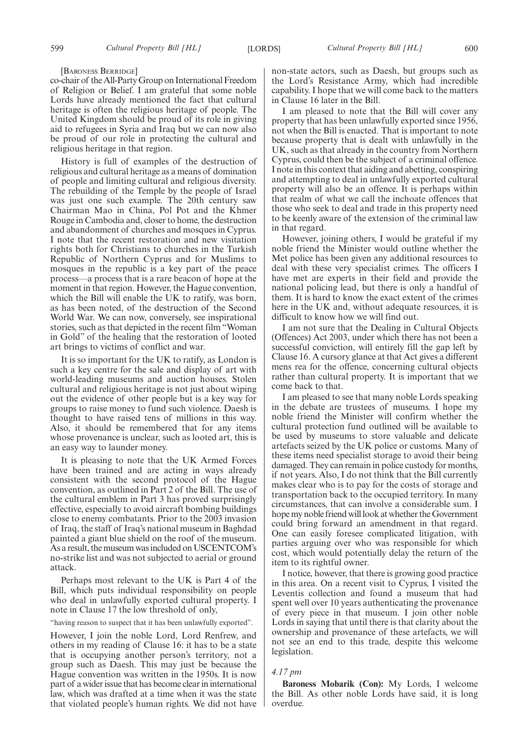[BARONESS BERRIDGE]

co-chair of the All-Party Group on International Freedom of Religion or Belief. I am grateful that some noble Lords have already mentioned the fact that cultural heritage is often the religious heritage of people. The United Kingdom should be proud of its role in giving aid to refugees in Syria and Iraq but we can now also be proud of our role in protecting the cultural and religious heritage in that region.

History is full of examples of the destruction of religious and cultural heritage as a means of domination of people and limiting cultural and religious diversity. The rebuilding of the Temple by the people of Israel was just one such example. The 20th century saw Chairman Mao in China, Pol Pot and the Khmer Rouge in Cambodia and, closer to home, the destruction and abandonment of churches and mosques in Cyprus. I note that the recent restoration and new visitation rights both for Christians to churches in the Turkish Republic of Northern Cyprus and for Muslims to mosques in the republic is a key part of the peace process—a process that is a rare beacon of hope at the moment in that region. However, the Hague convention, which the Bill will enable the UK to ratify, was born, as has been noted, of the destruction of the Second World War. We can now, conversely, see inspirational stories, such as that depicted in the recent film "Woman in Gold" of the healing that the restoration of looted art brings to victims of conflict and war.

It is so important for the UK to ratify, as London is such a key centre for the sale and display of art with world-leading museums and auction houses. Stolen cultural and religious heritage is not just about wiping out the evidence of other people but is a key way for groups to raise money to fund such violence. Daesh is thought to have raised tens of millions in this way. Also, it should be remembered that for any items whose provenance is unclear, such as looted art, this is an easy way to launder money.

It is pleasing to note that the UK Armed Forces have been trained and are acting in ways already consistent with the second protocol of the Hague convention, as outlined in Part 2 of the Bill. The use of the cultural emblem in Part 3 has proved surprisingly effective, especially to avoid aircraft bombing buildings close to enemy combatants. Prior to the 2003 invasion of Iraq, the staff of Iraq's national museum in Baghdad painted a giant blue shield on the roof of the museum. As a result, the museum was included on USCENTCOM's no-strike list and was not subjected to aerial or ground attack.

Perhaps most relevant to the UK is Part 4 of the Bill, which puts individual responsibility on people who deal in unlawfully exported cultural property. I note in Clause 17 the low threshold of only,

"having reason to suspect that it has been unlawfully exported".

However, I join the noble Lord, Lord Renfrew, and others in my reading of Clause 16: it has to be a state that is occupying another person's territory, not a group such as Daesh. This may just be because the Hague convention was written in the 1950s. It is now part of a wider issue that has become clear in international law, which was drafted at a time when it was the state that violated people's human rights. We did not have non-state actors, such as Daesh, but groups such as the Lord's Resistance Army, which had incredible capability. I hope that we will come back to the matters in Clause 16 later in the Bill.

I am pleased to note that the Bill will cover any property that has been unlawfully exported since 1956, not when the Bill is enacted. That is important to note because property that is dealt with unlawfully in the UK, such as that already in the country from Northern Cyprus, could then be the subject of a criminal offence. I note in this context that aiding and abetting, conspiring and attempting to deal in unlawfully exported cultural property will also be an offence. It is perhaps within that realm of what we call the inchoate offences that those who seek to deal and trade in this property need to be keenly aware of the extension of the criminal law in that regard.

However, joining others, I would be grateful if my noble friend the Minister would outline whether the Met police has been given any additional resources to deal with these very specialist crimes. The officers I have met are experts in their field and provide the national policing lead, but there is only a handful of them. It is hard to know the exact extent of the crimes here in the UK and, without adequate resources, it is difficult to know how we will find out.

I am not sure that the Dealing in Cultural Objects (Offences) Act 2003, under which there has not been a successful conviction, will entirely fill the gap left by Clause 16. A cursory glance at that Act gives a different mens rea for the offence, concerning cultural objects rather than cultural property. It is important that we come back to that.

I am pleased to see that many noble Lords speaking in the debate are trustees of museums. I hope my noble friend the Minister will confirm whether the cultural protection fund outlined will be available to be used by museums to store valuable and delicate artefacts seized by the UK police or customs. Many of these items need specialist storage to avoid their being damaged. They can remain in police custody for months, if not years. Also, I do not think that the Bill currently makes clear who is to pay for the costs of storage and transportation back to the occupied territory. In many circumstances, that can involve a considerable sum. I hope my noble friend will look at whether the Government could bring forward an amendment in that regard. One can easily foresee complicated litigation, with parties arguing over who was responsible for which cost, which would potentially delay the return of the item to its rightful owner.

I notice, however, that there is growing good practice in this area. On a recent visit to Cyprus, I visited the Leventis collection and found a museum that had spent well over 10 years authenticating the provenance of every piece in that museum. I join other noble Lords in saying that until there is that clarity about the ownership and provenance of these artefacts, we will not see an end to this trade, despite this welcome legislation.

*4.17 pm*

**Baroness Mobarik (Con):** My Lords, I welcome the Bill. As other noble Lords have said, it is long overdue.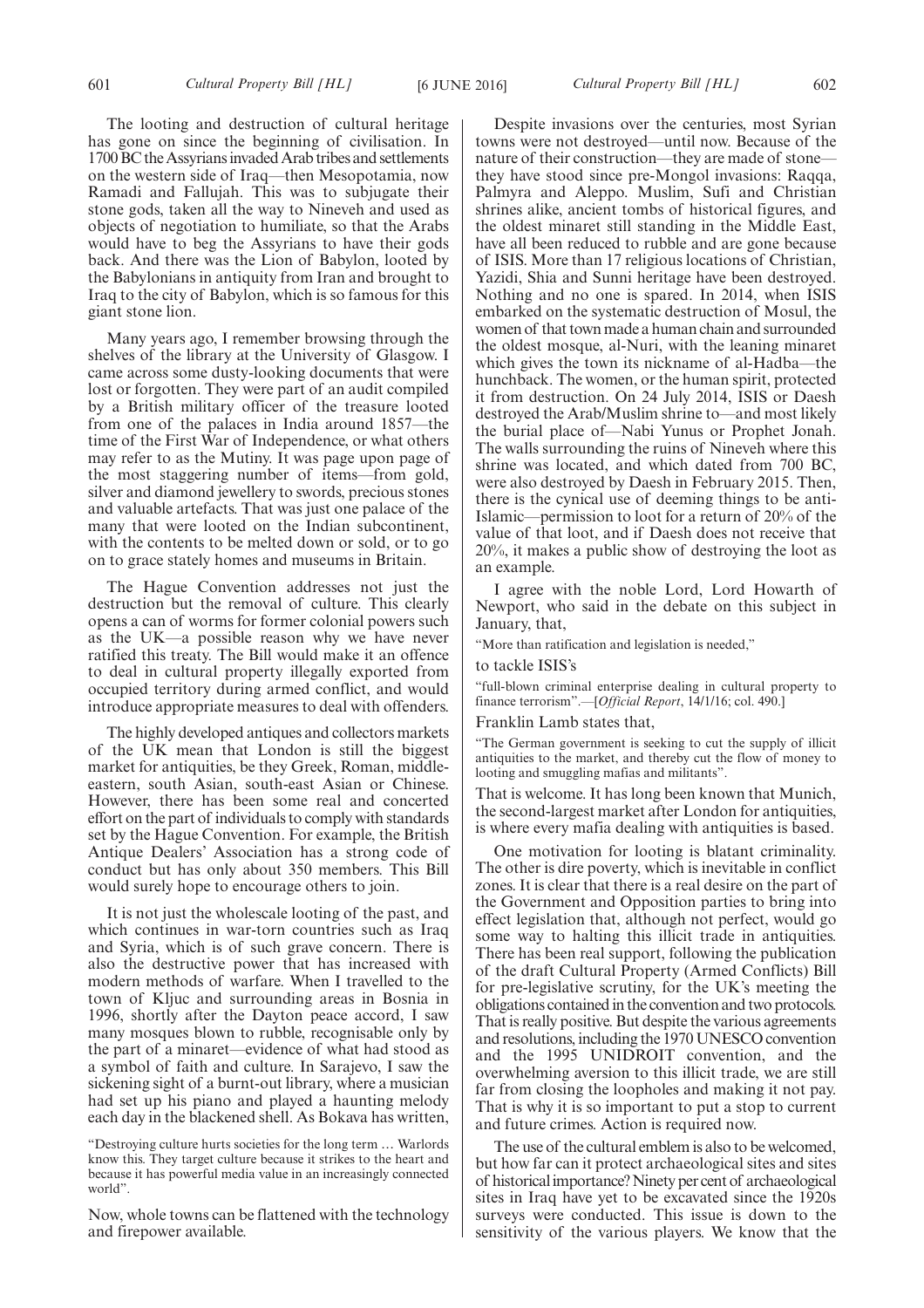The looting and destruction of cultural heritage has gone on since the beginning of civilisation. In 1700 BC the Assyrians invaded Arab tribes and settlements on the western side of Iraq—then Mesopotamia, now Ramadi and Fallujah. This was to subjugate their stone gods, taken all the way to Nineveh and used as objects of negotiation to humiliate, so that the Arabs would have to beg the Assyrians to have their gods back. And there was the Lion of Babylon, looted by the Babylonians in antiquity from Iran and brought to Iraq to the city of Babylon, which is so famous for this giant stone lion.

Many years ago, I remember browsing through the shelves of the library at the University of Glasgow. I came across some dusty-looking documents that were lost or forgotten. They were part of an audit compiled by a British military officer of the treasure looted from one of the palaces in India around 1857—the time of the First War of Independence, or what others may refer to as the Mutiny. It was page upon page of the most staggering number of items—from gold, silver and diamond jewellery to swords, precious stones and valuable artefacts. That was just one palace of the many that were looted on the Indian subcontinent, with the contents to be melted down or sold, or to go on to grace stately homes and museums in Britain.

The Hague Convention addresses not just the destruction but the removal of culture. This clearly opens a can of worms for former colonial powers such as the UK—a possible reason why we have never ratified this treaty. The Bill would make it an offence to deal in cultural property illegally exported from occupied territory during armed conflict, and would introduce appropriate measures to deal with offenders.

The highly developed antiques and collectors markets of the UK mean that London is still the biggest market for antiquities, be they Greek, Roman, middle-eastern, south Asian, south-east Asian or Chinese. However, there has been some real and concerted effort on the part of individuals to comply with standards set by the Hague Convention. For example, the British Antique Dealers' Association has a strong code of conduct but has only about 350 members. This Bill would surely hope to encourage others to join.

It is not just the wholescale looting of the past, and which continues in war-torn countries such as Iraq and Syria, which is of such grave concern. There is also the destructive power that has increased with modern methods of warfare. When I travelled to the town of Kljuc and surrounding areas in Bosnia in 1996, shortly after the Dayton peace accord, I saw many mosques blown to rubble, recognisable only by the part of a minaret—evidence of what had stood as a symbol of faith and culture. In Sarajevo, I saw the sickening sight of a burnt-out library, where a musician had set up his piano and played a haunting melody each day in the blackened shell. As Bokava has written,

"Destroying culture hurts societies for the long term … Warlords know this. They target culture because it strikes to the heart and because it has powerful media value in an increasingly connected world".

Now, whole towns can be flattened with the technology and firepower available.

Despite invasions over the centuries, most Syrian towns were not destroyed—until now. Because of the nature of their construction—they are made of stone—they have stood since pre-Mongol invasions: Raqqa, Palmyra and Aleppo. Muslim, Sufi and Christian shrines alike, ancient tombs of historical figures, and the oldest minaret still standing in the Middle East, have all been reduced to rubble and are gone because of ISIS. More than 17 religious locations of Christian, Yazidi, Shia and Sunni heritage have been destroyed. Nothing and no one is spared. In 2014, when ISIS embarked on the systematic destruction of Mosul, the women of that town made a human chain and surrounded the oldest mosque, al-Nuri, with the leaning minaret which gives the town its nickname of al-Hadba—the hunchback. The women, or the human spirit, protected it from destruction. On 24 July 2014, ISIS or Daesh destroyed the Arab/Muslim shrine to—and most likely the burial place of—Nabi Yunus or Prophet Jonah. The walls surrounding the ruins of Nineveh where this shrine was located, and which dated from 700 BC, were also destroyed by Daesh in February 2015. Then, there is the cynical use of deeming things to be anti-Islamic—permission to loot for a return of 20% of the value of that loot, and if Daesh does not receive that 20%, it makes a public show of destroying the loot as an example.

I agree with the noble Lord, Lord Howarth of Newport, who said in the debate on this subject in January, that,

"More than ratification and legislation is needed,"

to tackle ISIS's

"full-blown criminal enterprise dealing in cultural property to finance terrorism".—[*Official Report*, 14/1/16; col. 490.]

Franklin Lamb states that,

"The German government is seeking to cut the supply of illicit antiquities to the market, and thereby cut the flow of money to looting and smuggling mafias and militants".

That is welcome. It has long been known that Munich, the second-largest market after London for antiquities, is where every mafia dealing with antiquities is based.

One motivation for looting is blatant criminality. The other is dire poverty, which is inevitable in conflict zones. It is clear that there is a real desire on the part of the Government and Opposition parties to bring into effect legislation that, although not perfect, would go some way to halting this illicit trade in antiquities. There has been real support, following the publication of the draft Cultural Property (Armed Conflicts) Bill for pre-legislative scrutiny, for the UK's meeting the obligations contained in the convention and two protocols. That is really positive. But despite the various agreements and resolutions, including the 1970 UNESCO convention and the 1995 UNIDROIT convention, and the overwhelming aversion to this illicit trade, we are still far from closing the loopholes and making it not pay. That is why it is so important to put a stop to current and future crimes. Action is required now.

The use of the cultural emblem is also to be welcomed, but how far can it protect archaeological sites and sites of historical importance? Ninety per cent of archaeological sites in Iraq have yet to be excavated since the 1920s surveys were conducted. This issue is down to the sensitivity of the various players. We know that the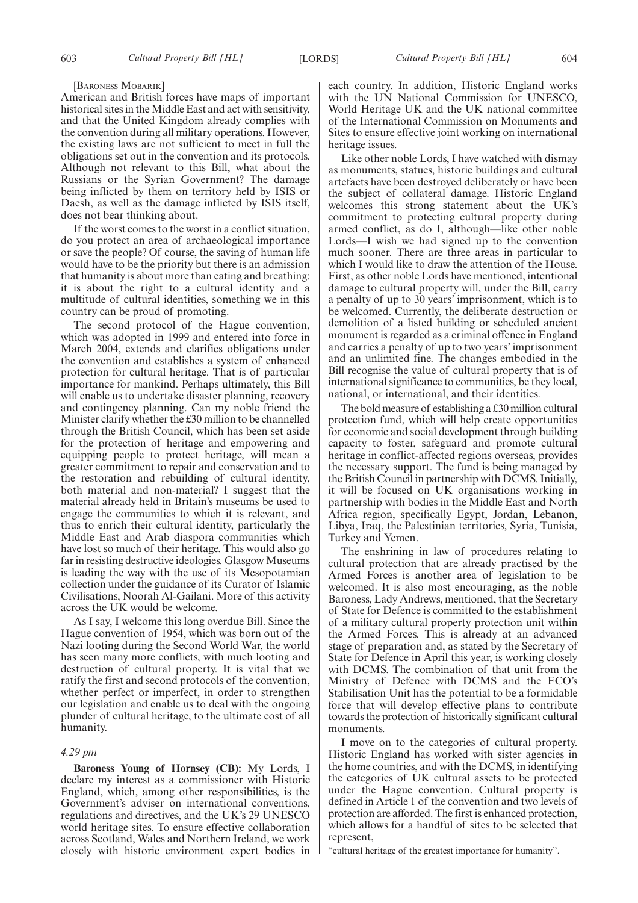[BARONESS MOBARIK]

American and British forces have maps of important historical sites in the Middle East and act with sensitivity, and that the United Kingdom already complies with the convention during all military operations. However, the existing laws are not sufficient to meet in full the obligations set out in the convention and its protocols. Although not relevant to this Bill, what about the Russians or the Syrian Government? The damage being inflicted by them on territory held by ISIS or Daesh, as well as the damage inflicted by ISIS itself, does not bear thinking about.

If the worst comes to the worst in a conflict situation, do you protect an area of archaeological importance or save the people? Of course, the saving of human life would have to be the priority but there is an admission that humanity is about more than eating and breathing: it is about the right to a cultural identity and a multitude of cultural identities, something we in this country can be proud of promoting.

The second protocol of the Hague convention, which was adopted in 1999 and entered into force in March 2004, extends and clarifies obligations under the convention and establishes a system of enhanced protection for cultural heritage. That is of particular importance for mankind. Perhaps ultimately, this Bill will enable us to undertake disaster planning, recovery and contingency planning. Can my noble friend the Minister clarify whether the £30 million to be channelled through the British Council, which has been set aside for the protection of heritage and empowering and equipping people to protect heritage, will mean a greater commitment to repair and conservation and to the restoration and rebuilding of cultural identity, both material and non-material? I suggest that the material already held in Britain's museums be used to engage the communities to which it is relevant, and thus to enrich their cultural identity, particularly the Middle East and Arab diaspora communities which have lost so much of their heritage. This would also go far in resisting destructive ideologies. Glasgow Museums is leading the way with the use of its Mesopotamian collection under the guidance of its Curator of Islamic Civilisations, Noorah Al-Gailani. More of this activity across the UK would be welcome.

As I say, I welcome this long overdue Bill. Since the Hague convention of 1954, which was born out of the Nazi looting during the Second World War, the world has seen many more conflicts, with much looting and destruction of cultural property. It is vital that we ratify the first and second protocols of the convention, whether perfect or imperfect, in order to strengthen our legislation and enable us to deal with the ongoing plunder of cultural heritage, to the ultimate cost of all humanity.

*4.29 pm*

**Baroness Young of Hornsey (CB):** My Lords, I declare my interest as a commissioner with Historic England, which, among other responsibilities, is the Government's adviser on international conventions, regulations and directives, and the UK's 29 UNESCO world heritage sites. To ensure effective collaboration across Scotland, Wales and Northern Ireland, we work closely with historic environment expert bodies in each country. In addition, Historic England works with the UN National Commission for UNESCO, World Heritage UK and the UK national committee of the International Commission on Monuments and Sites to ensure effective joint working on international heritage issues.

Like other noble Lords, I have watched with dismay as monuments, statues, historic buildings and cultural artefacts have been destroyed deliberately or have been the subject of collateral damage. Historic England welcomes this strong statement about the UK's commitment to protecting cultural property during armed conflict, as do I, although—like other noble Lords—I wish we had signed up to the convention much sooner. There are three areas in particular to which I would like to draw the attention of the House. First, as other noble Lords have mentioned, intentional damage to cultural property will, under the Bill, carry a penalty of up to 30 years' imprisonment, which is to be welcomed. Currently, the deliberate destruction or demolition of a listed building or scheduled ancient monument is regarded as a criminal offence in England and carries a penalty of up to two years' imprisonment and an unlimited fine. The changes embodied in the Bill recognise the value of cultural property that is of international significance to communities, be they local, national, or international, and their identities.

The bold measure of establishing a £30 million cultural protection fund, which will help create opportunities for economic and social development through building capacity to foster, safeguard and promote cultural heritage in conflict-affected regions overseas, provides the necessary support. The fund is being managed by the British Council in partnership with DCMS. Initially, it will be focused on UK organisations working in partnership with bodies in the Middle East and North Africa region, specifically Egypt, Jordan, Lebanon, Libya, Iraq, the Palestinian territories, Syria, Tunisia, Turkey and Yemen.

The enshrining in law of procedures relating to cultural protection that are already practised by the Armed Forces is another area of legislation to be welcomed. It is also most encouraging, as the noble Baroness, Lady Andrews, mentioned, that the Secretary of State for Defence is committed to the establishment of a military cultural property protection unit within the Armed Forces. This is already at an advanced stage of preparation and, as stated by the Secretary of State for Defence in April this year, is working closely with DCMS. The combination of that unit from the Ministry of Defence with DCMS and the FCO's Stabilisation Unit has the potential to be a formidable force that will develop effective plans to contribute towards the protection of historically significant cultural monuments.

I move on to the categories of cultural property. Historic England has worked with sister agencies in the home countries, and with the DCMS, in identifying the categories of UK cultural assets to be protected under the Hague convention. Cultural property is defined in Article 1 of the convention and two levels of protection are afforded. The first is enhanced protection, which allows for a handful of sites to be selected that represent,

"cultural heritage of the greatest importance for humanity".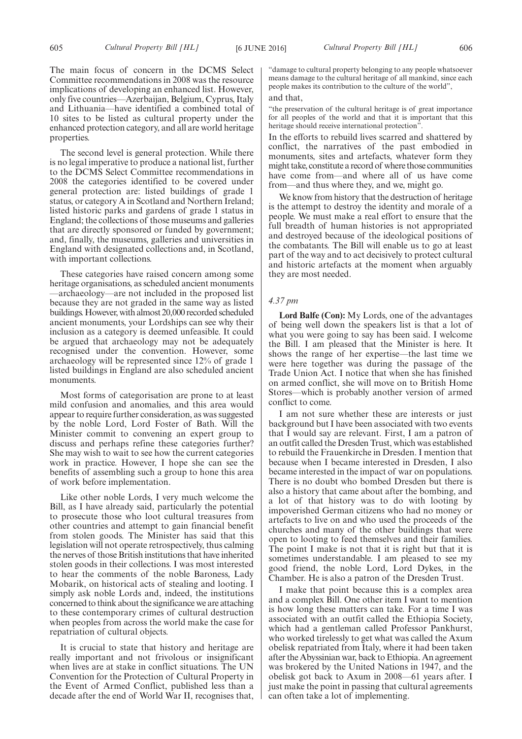The main focus of concern in the DCMS Select Committee recommendations in 2008 was the resource implications of developing an enhanced list. However, only five countries—Azerbaijan, Belgium, Cyprus, Italy and Lithuania—have identified a combined total of 10 sites to be listed as cultural property under the enhanced protection category, and all are world heritage properties.

The second level is general protection. While there is no legal imperative to produce a national list, further to the DCMS Select Committee recommendations in 2008 the categories identified to be covered under general protection are: listed buildings of grade 1 status, or category A in Scotland and Northern Ireland; listed historic parks and gardens of grade 1 status in England; the collections of those museums and galleries that are directly sponsored or funded by government; and, finally, the museums, galleries and universities in England with designated collections and, in Scotland, with important collections.

These categories have raised concern among some heritage organisations, as scheduled ancient monuments—archaeology—are not included in the proposed list because they are not graded in the same way as listed buildings. However, with almost 20,000 recorded scheduled ancient monuments, your Lordships can see why their inclusion as a category is deemed unfeasible. It could be argued that archaeology may not be adequately recognised under the convention. However, some archaeology will be represented since 12% of grade 1 listed buildings in England are also scheduled ancient monuments.

Most forms of categorisation are prone to at least mild confusion and anomalies, and this area would appear to require further consideration, as was suggested by the noble Lord, Lord Foster of Bath. Will the Minister commit to convening an expert group to discuss and perhaps refine these categories further? She may wish to wait to see how the current categories work in practice. However, I hope she can see the benefits of assembling such a group to hone this area of work before implementation.

Like other noble Lords, I very much welcome the Bill, as I have already said, particularly the potential to prosecute those who loot cultural treasures from other countries and attempt to gain financial benefit from stolen goods. The Minister has said that this legislation will not operate retrospectively, thus calming the nerves of those British institutions that have inherited stolen goods in their collections. I was most interested to hear the comments of the noble Baroness, Lady Mobarik, on historical acts of stealing and looting. I simply ask noble Lords and, indeed, the institutions concerned to think about the significance we are attaching to these contemporary crimes of cultural destruction when peoples from across the world make the case for repatriation of cultural objects.

It is crucial to state that history and heritage are really important and not frivolous or insignificant when lives are at stake in conflict situations. The UN Convention for the Protection of Cultural Property in the Event of Armed Conflict, published less than a decade after the end of World War II, recognises that,

"damage to cultural property belonging to any people whatsoever means damage to the cultural heritage of all mankind, since each people makes its contribution to the culture of the world",

and that,

"the preservation of the cultural heritage is of great importance for all peoples of the world and that it is important that this heritage should receive international protection".

In the efforts to rebuild lives scarred and shattered by conflict, the narratives of the past embodied in monuments, sites and artefacts, whatever form they might take, constitute a record of where those communities have come from—and where all of us have come from—and thus where they, and we, might go.

We know from history that the destruction of heritage is the attempt to destroy the identity and morale of a people. We must make a real effort to ensure that the full breadth of human histories is not appropriated and destroyed because of the ideological positions of the combatants. The Bill will enable us to go at least part of the way and to act decisively to protect cultural and historic artefacts at the moment when arguably they are most needed.

*4.37 pm*

**Lord Balfe (Con):** My Lords, one of the advantages of being well down the speakers list is that a lot of what you were going to say has been said. I welcome the Bill. I am pleased that the Minister is here. It shows the range of her expertise—the last time we were here together was during the passage of the Trade Union Act. I notice that when she has finished on armed conflict, she will move on to British Home Stores—which is probably another version of armed conflict to come.

I am not sure whether these are interests or just background but I have been associated with two events that I would say are relevant. First, I am a patron of an outfit called the Dresden Trust, which was established to rebuild the Frauenkirche in Dresden. I mention that because when I became interested in Dresden, I also became interested in the impact of war on populations. There is no doubt who bombed Dresden but there is also a history that came about after the bombing, and a lot of that history was to do with looting by impoverished German citizens who had no money or artefacts to live on and who used the proceeds of the churches and many of the other buildings that were open to looting to feed themselves and their families. The point I make is not that it is right but that it is sometimes understandable. I am pleased to see my good friend, the noble Lord, Lord Dykes, in the Chamber. He is also a patron of the Dresden Trust.

I make that point because this is a complex area and a complex Bill. One other item I want to mention is how long these matters can take. For a time I was associated with an outfit called the Ethiopia Society, which had a gentleman called Professor Pankhurst, who worked tirelessly to get what was called the Axum obelisk repatriated from Italy, where it had been taken after the Abyssinian war, back to Ethiopia. An agreement was brokered by the United Nations in 1947, and the obelisk got back to Axum in 2008—61 years after. I just make the point in passing that cultural agreements can often take a lot of implementing.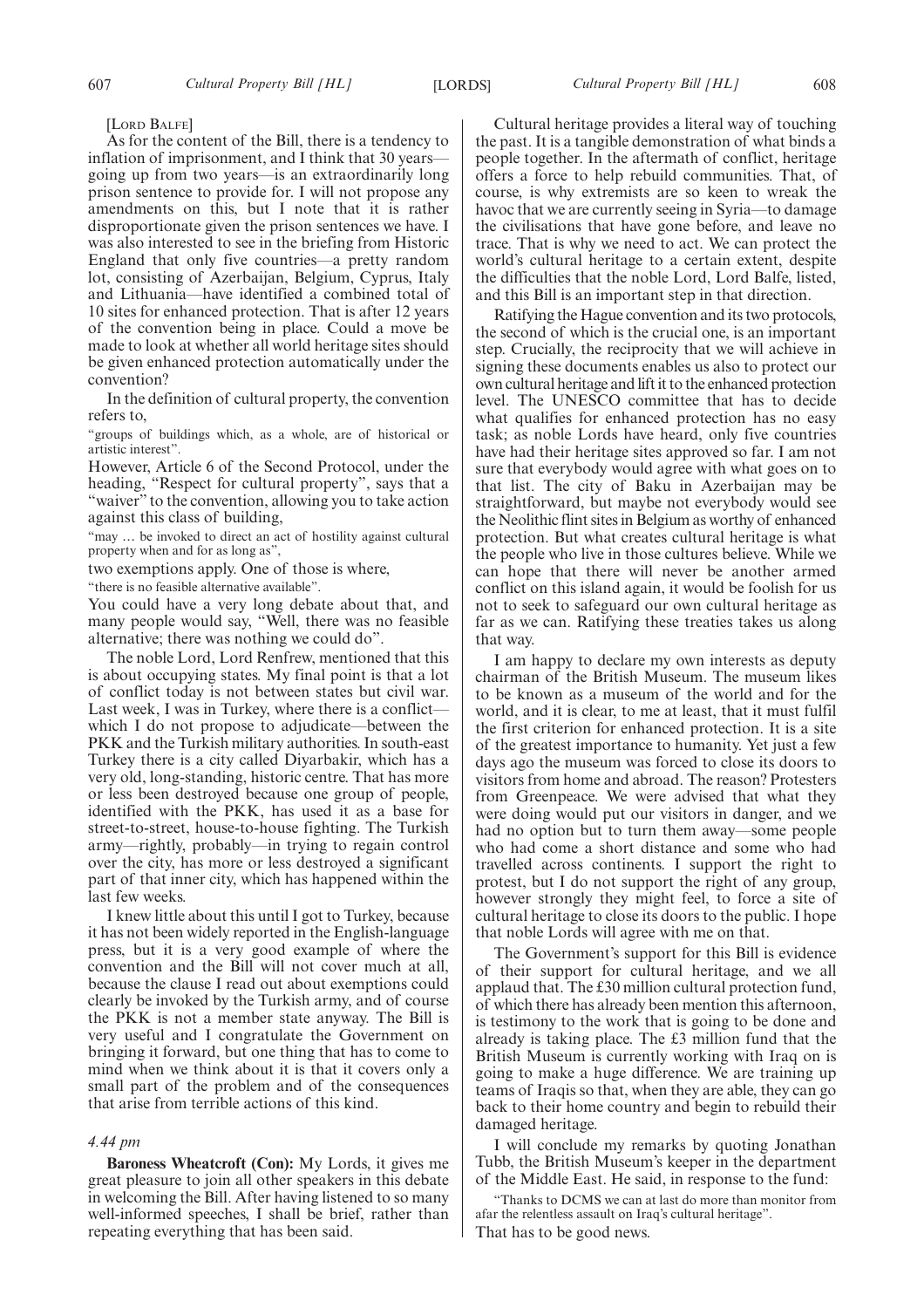[Lord Balfe]

As for the content of the Bill, there is a tendency to inflation of imprisonment, and I think that 30 years—going up from two years—is an extraordinarily long prison sentence to provide for. I will not propose any amendments on this, but I note that it is rather disproportionate given the prison sentences we have. I was also interested to see in the briefing from Historic England that only five countries—a pretty random lot, consisting of Azerbaijan, Belgium, Cyprus, Italy and Lithuania—have identified a combined total of 10 sites for enhanced protection. That is after 12 years of the convention being in place. Could a move be made to look at whether all world heritage sites should be given enhanced protection automatically under the convention?

In the definition of cultural property, the convention refers to,

"groups of buildings which, as a whole, are of historical or artistic interest".

However, Article 6 of the Second Protocol, under the heading, "Respect for cultural property", says that a "waiver" to the convention, allowing you to take action against this class of building,

"may … be invoked to direct an act of hostility against cultural property when and for as long as",

two exemptions apply. One of those is where,

"there is no feasible alternative available".

You could have a very long debate about that, and many people would say, "Well, there was no feasible alternative; there was nothing we could do".

The noble Lord, Lord Renfrew, mentioned that this is about occupying states. My final point is that a lot of conflict today is not between states but civil war. Last week, I was in Turkey, where there is a conflict—which I do not propose to adjudicate—between the PKK and the Turkish military authorities. In south-east Turkey there is a city called Diyarbakir, which has a very old, long-standing, historic centre. That has more or less been destroyed because one group of people, identified with the PKK, has used it as a base for street-to-street, house-to-house fighting. The Turkish army—rightly, probably—in trying to regain control over the city, has more or less destroyed a significant part of that inner city, which has happened within the last few weeks.

I knew little about this until I got to Turkey, because it has not been widely reported in the English-language press, but it is a very good example of where the convention and the Bill will not cover much at all, because the clause I read out about exemptions could clearly be invoked by the Turkish army, and of course the PKK is not a member state anyway. The Bill is very useful and I congratulate the Government on bringing it forward, but one thing that has to come to mind when we think about it is that it covers only a small part of the problem and of the consequences that arise from terrible actions of this kind.

*4.44 pm*

**Baroness Wheatcroft (Con):** My Lords, it gives me great pleasure to join all other speakers in this debate in welcoming the Bill. After having listened to so many well-informed speeches, I shall be brief, rather than repeating everything that has been said.

Cultural heritage provides a literal way of touching the past. It is a tangible demonstration of what binds a people together. In the aftermath of conflict, heritage offers a force to help rebuild communities. That, of course, is why extremists are so keen to wreak the havoc that we are currently seeing in Syria—to damage the civilisations that have gone before, and leave no trace. That is why we need to act. We can protect the world's cultural heritage to a certain extent, despite the difficulties that the noble Lord, Lord Balfe, listed, and this Bill is an important step in that direction.

Ratifying the Hague convention and its two protocols, the second of which is the crucial one, is an important step. Crucially, the reciprocity that we will achieve in signing these documents enables us also to protect our own cultural heritage and lift it to the enhanced protection level. The UNESCO committee that has to decide what qualifies for enhanced protection has no easy task; as noble Lords have heard, only five countries have had their heritage sites approved so far. I am not sure that everybody would agree with what goes on to that list. The city of Baku in Azerbaijan may be straightforward, but maybe not everybody would see the Neolithic flint sites in Belgium as worthy of enhanced protection. But what creates cultural heritage is what the people who live in those cultures believe. While we can hope that there will never be another armed conflict on this island again, it would be foolish for us not to seek to safeguard our own cultural heritage as far as we can. Ratifying these treaties takes us along that way.

I am happy to declare my own interests as deputy chairman of the British Museum. The museum likes to be known as a museum of the world and for the world, and it is clear, to me at least, that it must fulfil the first criterion for enhanced protection. It is a site of the greatest importance to humanity. Yet just a few days ago the museum was forced to close its doors to visitors from home and abroad. The reason? Protesters from Greenpeace. We were advised that what they were doing would put our visitors in danger, and we had no option but to turn them away—some people who had come a short distance and some who had travelled across continents. I support the right to protest, but I do not support the right of any group, however strongly they might feel, to force a site of cultural heritage to close its doors to the public. I hope that noble Lords will agree with me on that.

The Government's support for this Bill is evidence of their support for cultural heritage, and we all applaud that. The £30 million cultural protection fund, of which there has already been mention this afternoon, is testimony to the work that is going to be done and already is taking place. The £3 million fund that the British Museum is currently working with Iraq on is going to make a huge difference. We are training up teams of Iraqis so that, when they are able, they can go back to their home country and begin to rebuild their damaged heritage.

I will conclude my remarks by quoting Jonathan Tubb, the British Museum's keeper in the department of the Middle East. He said, in response to the fund:

"Thanks to DCMS we can at last do more than monitor from afar the relentless assault on Iraq's cultural heritage".

That has to be good news.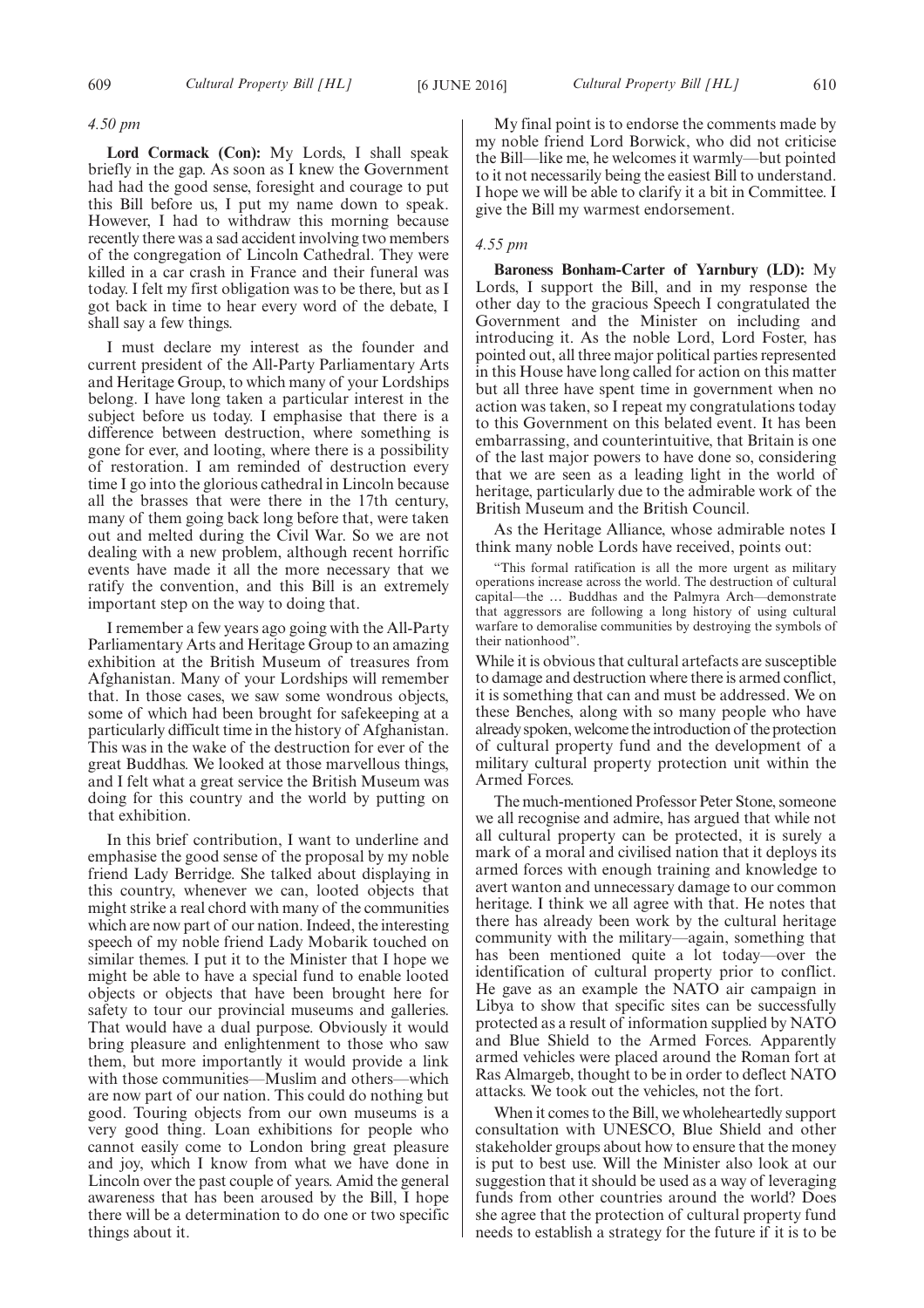*4.50 pm*

**Lord Cormack (Con):** My Lords, I shall speak briefly in the gap. As soon as I knew the Government had had the good sense, foresight and courage to put this Bill before us, I put my name down to speak. However, I had to withdraw this morning because recently there was a sad accident involving two members of the congregation of Lincoln Cathedral. They were killed in a car crash in France and their funeral was today. I felt my first obligation was to be there, but as I got back in time to hear every word of the debate, I shall say a few things.

I must declare my interest as the founder and current president of the All-Party Parliamentary Arts and Heritage Group, to which many of your Lordships belong. I have long taken a particular interest in the subject before us today. I emphasise that there is a difference between destruction, where something is gone for ever, and looting, where there is a possibility of restoration. I am reminded of destruction every time I go into the glorious cathedral in Lincoln because all the brasses that were there in the 17th century, many of them going back long before that, were taken out and melted during the Civil War. So we are not dealing with a new problem, although recent horrific events have made it all the more necessary that we ratify the convention, and this Bill is an extremely important step on the way to doing that.

I remember a few years ago going with the All-Party Parliamentary Arts and Heritage Group to an amazing exhibition at the British Museum of treasures from Afghanistan. Many of your Lordships will remember that. In those cases, we saw some wondrous objects, some of which had been brought for safekeeping at a particularly difficult time in the history of Afghanistan. This was in the wake of the destruction for ever of the great Buddhas. We looked at those marvellous things, and I felt what a great service the British Museum was doing for this country and the world by putting on that exhibition.

In this brief contribution, I want to underline and emphasise the good sense of the proposal by my noble friend Lady Berridge. She talked about displaying in this country, whenever we can, looted objects that might strike a real chord with many of the communities which are now part of our nation. Indeed, the interesting speech of my noble friend Lady Mobarik touched on similar themes. I put it to the Minister that I hope we might be able to have a special fund to enable looted objects or objects that have been brought here for safety to tour our provincial museums and galleries. That would have a dual purpose. Obviously it would bring pleasure and enlightenment to those who saw them, but more importantly it would provide a link with those communities—Muslim and others—which are now part of our nation. This could do nothing but good. Touring objects from our own museums is a very good thing. Loan exhibitions for people who cannot easily come to London bring great pleasure and joy, which I know from what we have done in Lincoln over the past couple of years. Amid the general awareness that has been aroused by the Bill, I hope there will be a determination to do one or two specific things about it.

My final point is to endorse the comments made by my noble friend Lord Borwick, who did not criticise the Bill—like me, he welcomes it warmly—but pointed to it not necessarily being the easiest Bill to understand. I hope we will be able to clarify it a bit in Committee. I give the Bill my warmest endorsement.

*4.55 pm*

**Baroness Bonham-Carter of Yarnbury (LD):** My Lords, I support the Bill, and in my response the other day to the gracious Speech I congratulated the Government and the Minister on including and introducing it. As the noble Lord, Lord Foster, has pointed out, all three major political parties represented in this House have long called for action on this matter but all three have spent time in government when no action was taken, so I repeat my congratulations today to this Government on this belated event. It has been embarrassing, and counterintuitive, that Britain is one of the last major powers to have done so, considering that we are seen as a leading light in the world of heritage, particularly due to the admirable work of the British Museum and the British Council.

As the Heritage Alliance, whose admirable notes I think many noble Lords have received, points out:

"This formal ratification is all the more urgent as military operations increase across the world. The destruction of cultural capital—the … Buddhas and the Palmyra Arch—demonstrate that aggressors are following a long history of using cultural warfare to demoralise communities by destroying the symbols of their nationhood".

While it is obvious that cultural artefacts are susceptible to damage and destruction where there is armed conflict, it is something that can and must be addressed. We on these Benches, along with so many people who have already spoken, welcome the introduction of the protection of cultural property fund and the development of a military cultural property protection unit within the Armed Forces.

The much-mentioned Professor Peter Stone, someone we all recognise and admire, has argued that while not all cultural property can be protected, it is surely a mark of a moral and civilised nation that it deploys its armed forces with enough training and knowledge to avert wanton and unnecessary damage to our common heritage. I think we all agree with that. He notes that there has already been work by the cultural heritage community with the military—again, something that has been mentioned quite a lot today—over the identification of cultural property prior to conflict. He gave as an example the NATO air campaign in Libya to show that specific sites can be successfully protected as a result of information supplied by NATO and Blue Shield to the Armed Forces. Apparently armed vehicles were placed around the Roman fort at Ras Almargeb, thought to be in order to deflect NATO attacks. We took out the vehicles, not the fort.

When it comes to the Bill, we wholeheartedly support consultation with UNESCO, Blue Shield and other stakeholder groups about how to ensure that the money is put to best use. Will the Minister also look at our suggestion that it should be used as a way of leveraging funds from other countries around the world? Does she agree that the protection of cultural property fund needs to establish a strategy for the future if it is to be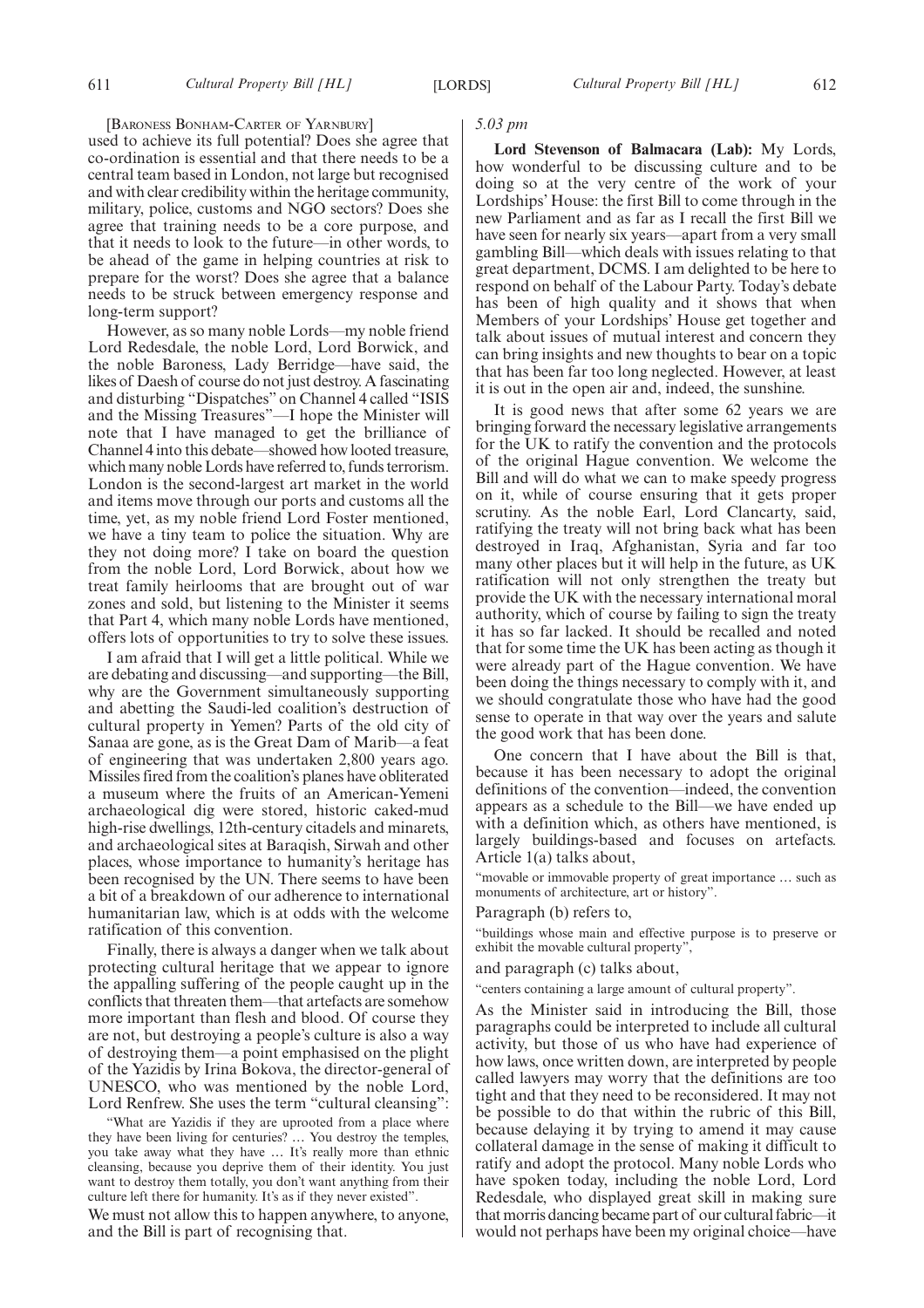[BARONESS BONHAM-CARTER OF YARNBURY]

used to achieve its full potential? Does she agree that co-ordination is essential and that there needs to be a central team based in London, not large but recognised and with clear credibility within the heritage community, military, police, customs and NGO sectors? Does she agree that training needs to be a core purpose, and that it needs to look to the future—in other words, to be ahead of the game in helping countries at risk to prepare for the worst? Does she agree that a balance needs to be struck between emergency response and long-term support?

However, as so many noble Lords—my noble friend Lord Redesdale, the noble Lord, Lord Borwick, and the noble Baroness, Lady Berridge—have said, the likes of Daesh of course do not just destroy. A fascinating and disturbing "Dispatches" on Channel 4 called "ISIS and the Missing Treasures"—I hope the Minister will note that I have managed to get the brilliance of Channel 4 into this debate—showed how looted treasure, which many noble Lords have referred to, funds terrorism. London is the second-largest art market in the world and items move through our ports and customs all the time, yet, as my noble friend Lord Foster mentioned, we have a tiny team to police the situation. Why are they not doing more? I take on board the question from the noble Lord, Lord Borwick, about how we treat family heirlooms that are brought out of war zones and sold, but listening to the Minister it seems that Part 4, which many noble Lords have mentioned, offers lots of opportunities to try to solve these issues.

I am afraid that I will get a little political. While we are debating and discussing—and supporting—the Bill, why are the Government simultaneously supporting and abetting the Saudi-led coalition's destruction of cultural property in Yemen? Parts of the old city of Sanaa are gone, as is the Great Dam of Marib—a feat of engineering that was undertaken 2,800 years ago. Missiles fired from the coalition's planes have obliterated a museum where the fruits of an American-Yemeni archaeological dig were stored, historic caked-mud high-rise dwellings, 12th-century citadels and minarets, and archaeological sites at Baraqish, Sirwah and other places, whose importance to humanity's heritage has been recognised by the UN. There seems to have been a bit of a breakdown of our adherence to international humanitarian law, which is at odds with the welcome ratification of this convention.

Finally, there is always a danger when we talk about protecting cultural heritage that we appear to ignore the appalling suffering of the people caught up in the conflicts that threaten them—that artefacts are somehow more important than flesh and blood. Of course they are not, but destroying a people's culture is also a way of destroying them—a point emphasised on the plight of the Yazidis by Irina Bokova, the director-general of UNESCO, who was mentioned by the noble Lord, Lord Renfrew. She uses the term "cultural cleansing":

"What are Yazidis if they are uprooted from a place where they have been living for centuries? … You destroy the temples, you take away what they have … It's really more than ethnic cleansing, because you deprive them of their identity. You just want to destroy them totally, you don't want anything from their culture left there for humanity. It's as if they never existed".

We must not allow this to happen anywhere, to anyone, and the Bill is part of recognising that.

*5.03 pm*

**Lord Stevenson of Balmacara (Lab):** My Lords, how wonderful to be discussing culture and to be doing so at the very centre of the work of your Lordships' House: the first Bill to come through in the new Parliament and as far as I recall the first Bill we have seen for nearly six years—apart from a very small gambling Bill—which deals with issues relating to that great department, DCMS. I am delighted to be here to respond on behalf of the Labour Party. Today's debate has been of high quality and it shows that when Members of your Lordships' House get together and talk about issues of mutual interest and concern they can bring insights and new thoughts to bear on a topic that has been far too long neglected. However, at least it is out in the open air and, indeed, the sunshine.

It is good news that after some 62 years we are bringing forward the necessary legislative arrangements for the UK to ratify the convention and the protocols of the original Hague convention. We welcome the Bill and will do what we can to make speedy progress on it, while of course ensuring that it gets proper scrutiny. As the noble Earl, Lord Clancarty, said, ratifying the treaty will not bring back what has been destroyed in Iraq, Afghanistan, Syria and far too many other places but it will help in the future, as UK ratification will not only strengthen the treaty but provide the UK with the necessary international moral authority, which of course by failing to sign the treaty it has so far lacked. It should be recalled and noted that for some time the UK has been acting as though it were already part of the Hague convention. We have been doing the things necessary to comply with it, and we should congratulate those who have had the good sense to operate in that way over the years and salute the good work that has been done.

One concern that I have about the Bill is that, because it has been necessary to adopt the original definitions of the convention—indeed, the convention appears as a schedule to the Bill—we have ended up with a definition which, as others have mentioned, is largely buildings-based and focuses on artefacts. Article 1(a) talks about,

"movable or immovable property of great importance … such as monuments of architecture, art or history".

Paragraph (b) refers to,

"buildings whose main and effective purpose is to preserve or exhibit the movable cultural property",

and paragraph (c) talks about,

"centers containing a large amount of cultural property".

As the Minister said in introducing the Bill, those paragraphs could be interpreted to include all cultural activity, but those of us who have had experience of how laws, once written down, are interpreted by people called lawyers may worry that the definitions are too tight and that they need to be reconsidered. It may not be possible to do that within the rubric of this Bill, because delaying it by trying to amend it may cause collateral damage in the sense of making it difficult to ratify and adopt the protocol. Many noble Lords who have spoken today, including the noble Lord, Lord Redesdale, who displayed great skill in making sure that morris dancing became part of our cultural fabric—it would not perhaps have been my original choice—have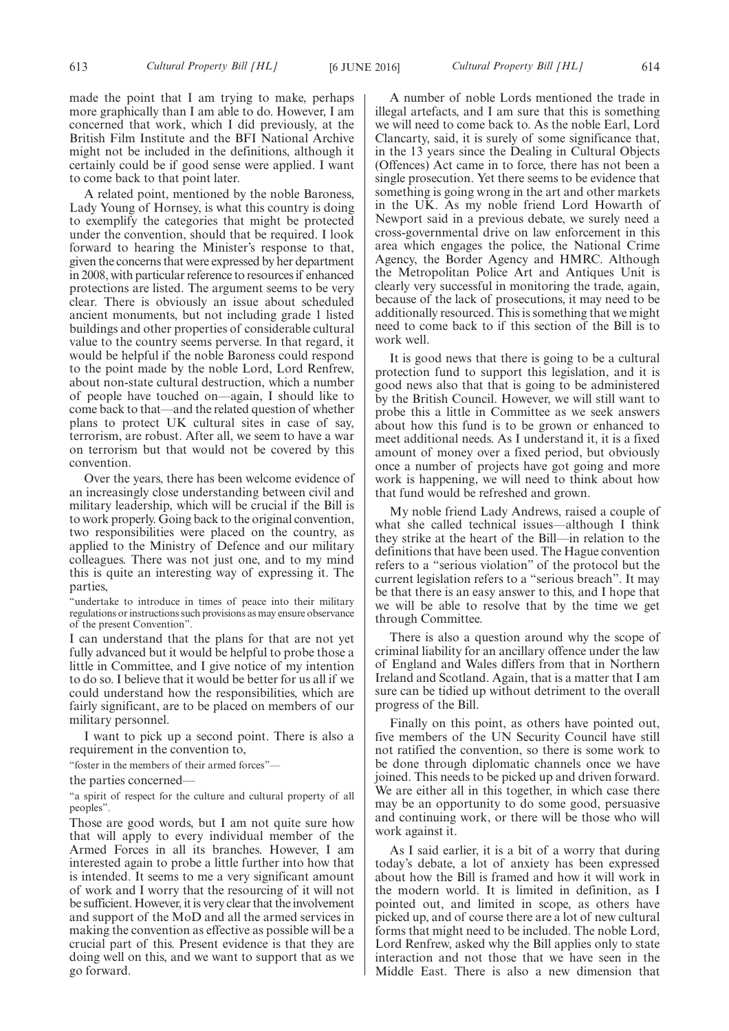made the point that I am trying to make, perhaps more graphically than I am able to do. However, I am concerned that work, which I did previously, at the British Film Institute and the BFI National Archive might not be included in the definitions, although it certainly could be if good sense were applied. I want to come back to that point later.

A related point, mentioned by the noble Baroness, Lady Young of Hornsey, is what this country is doing to exemplify the categories that might be protected under the convention, should that be required. I look forward to hearing the Minister's response to that, given the concerns that were expressed by her department in 2008, with particular reference to resources if enhanced protections are listed. The argument seems to be very clear. There is obviously an issue about scheduled ancient monuments, but not including grade 1 listed buildings and other properties of considerable cultural value to the country seems perverse. In that regard, it would be helpful if the noble Baroness could respond to the point made by the noble Lord, Lord Renfrew, about non-state cultural destruction, which a number of people have touched on—again, I should like to come back to that—and the related question of whether plans to protect UK cultural sites in case of say, terrorism, are robust. After all, we seem to have a war on terrorism but that would not be covered by this convention.

Over the years, there has been welcome evidence of an increasingly close understanding between civil and military leadership, which will be crucial if the Bill is to work properly. Going back to the original convention, two responsibilities were placed on the country, as applied to the Ministry of Defence and our military colleagues. There was not just one, and to my mind this is quite an interesting way of expressing it. The parties,

"undertake to introduce in times of peace into their military regulations or instructions such provisions as may ensure observance of the present Convention".

I can understand that the plans for that are not yet fully advanced but it would be helpful to probe those a little in Committee, and I give notice of my intention to do so. I believe that it would be better for us all if we could understand how the responsibilities, which are fairly significant, are to be placed on members of our military personnel.

I want to pick up a second point. There is also a requirement in the convention to,

"foster in the members of their armed forces"—

the parties concerned—

"a spirit of respect for the culture and cultural property of all peoples".

Those are good words, but I am not quite sure how that will apply to every individual member of the Armed Forces in all its branches. However, I am interested again to probe a little further into how that is intended. It seems to me a very significant amount of work and I worry that the resourcing of it will not be sufficient. However, it is very clear that the involvement and support of the MoD and all the armed services in making the convention as effective as possible will be a crucial part of this. Present evidence is that they are doing well on this, and we want to support that as we go forward.

A number of noble Lords mentioned the trade in illegal artefacts, and I am sure that this is something we will need to come back to. As the noble Earl, Lord Clancarty, said, it is surely of some significance that, in the 13 years since the Dealing in Cultural Objects (Offences) Act came in to force, there has not been a single prosecution. Yet there seems to be evidence that something is going wrong in the art and other markets in the UK. As my noble friend Lord Howarth of Newport said in a previous debate, we surely need a cross-governmental drive on law enforcement in this area which engages the police, the National Crime Agency, the Border Agency and HMRC. Although the Metropolitan Police Art and Antiques Unit is clearly very successful in monitoring the trade, again, because of the lack of prosecutions, it may need to be additionally resourced. This is something that we might need to come back to if this section of the Bill is to work well.

It is good news that there is going to be a cultural protection fund to support this legislation, and it is good news also that that is going to be administered by the British Council. However, we will still want to probe this a little in Committee as we seek answers about how this fund is to be grown or enhanced to meet additional needs. As I understand it, it is a fixed amount of money over a fixed period, but obviously once a number of projects have got going and more work is happening, we will need to think about how that fund would be refreshed and grown.

My noble friend Lady Andrews, raised a couple of what she called technical issues—although I think they strike at the heart of the Bill—in relation to the definitions that have been used. The Hague convention refers to a "serious violation" of the protocol but the current legislation refers to a "serious breach". It may be that there is an easy answer to this, and I hope that we will be able to resolve that by the time we get through Committee.

There is also a question around why the scope of criminal liability for an ancillary offence under the law of England and Wales differs from that in Northern Ireland and Scotland. Again, that is a matter that I am sure can be tidied up without detriment to the overall progress of the Bill.

Finally on this point, as others have pointed out, five members of the UN Security Council have still not ratified the convention, so there is some work to be done through diplomatic channels once we have joined. This needs to be picked up and driven forward. We are either all in this together, in which case there may be an opportunity to do some good, persuasive and continuing work, or there will be those who will work against it.

As I said earlier, it is a bit of a worry that during today's debate, a lot of anxiety has been expressed about how the Bill is framed and how it will work in the modern world. It is limited in definition, as I pointed out, and limited in scope, as others have picked up, and of course there are a lot of new cultural forms that might need to be included. The noble Lord, Lord Renfrew, asked why the Bill applies only to state interaction and not those that we have seen in the Middle East. There is also a new dimension that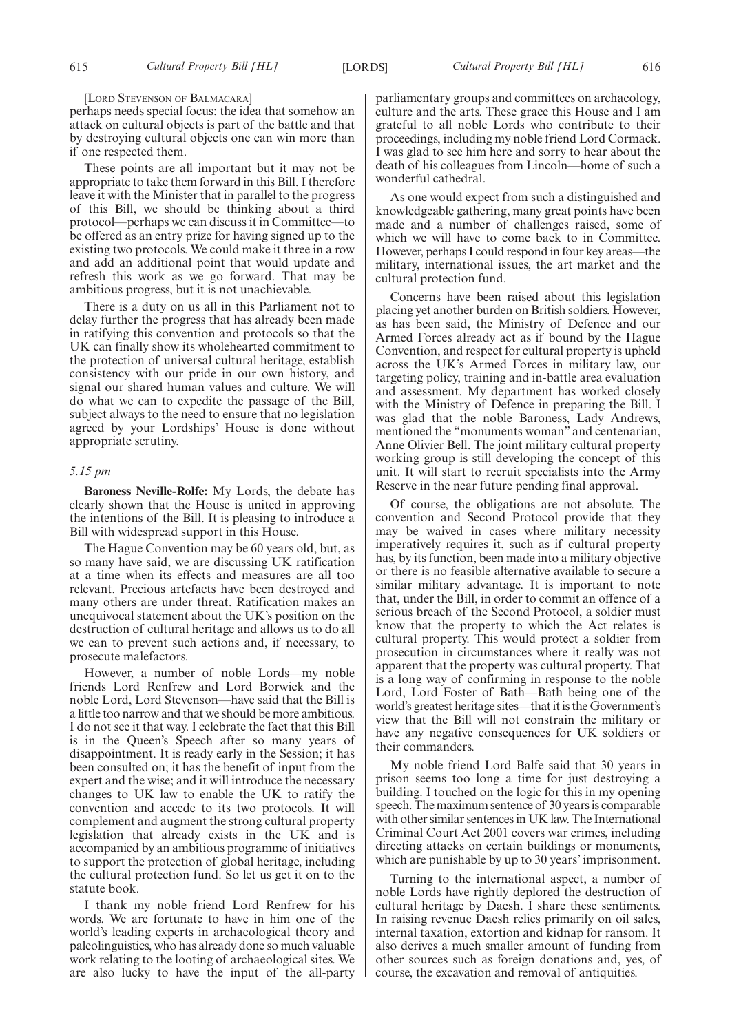[LORD STEVENSON OF BALMACARA]

perhaps needs special focus: the idea that somehow an attack on cultural objects is part of the battle and that by destroying cultural objects one can win more than if one respected them.

These points are all important but it may not be appropriate to take them forward in this Bill. I therefore leave it with the Minister that in parallel to the progress of this Bill, we should be thinking about a third protocol—perhaps we can discuss it in Committee—to be offered as an entry prize for having signed up to the existing two protocols. We could make it three in a row and add an additional point that would update and refresh this work as we go forward. That may be ambitious progress, but it is not unachievable.

There is a duty on us all in this Parliament not to delay further the progress that has already been made in ratifying this convention and protocols so that the UK can finally show its wholehearted commitment to the protection of universal cultural heritage, establish consistency with our pride in our own history, and signal our shared human values and culture. We will do what we can to expedite the passage of the Bill, subject always to the need to ensure that no legislation agreed by your Lordships' House is done without appropriate scrutiny.

*5.15 pm*

**Baroness Neville-Rolfe:** My Lords, the debate has clearly shown that the House is united in approving the intentions of the Bill. It is pleasing to introduce a Bill with widespread support in this House.

The Hague Convention may be 60 years old, but, as so many have said, we are discussing UK ratification at a time when its effects and measures are all too relevant. Precious artefacts have been destroyed and many others are under threat. Ratification makes an unequivocal statement about the UK's position on the destruction of cultural heritage and allows us to do all we can to prevent such actions and, if necessary, to prosecute malefactors.

However, a number of noble Lords—my noble friends Lord Renfrew and Lord Borwick and the noble Lord, Lord Stevenson—have said that the Bill is a little too narrow and that we should be more ambitious. I do not see it that way. I celebrate the fact that this Bill is in the Queen's Speech after so many years of disappointment. It is ready early in the Session; it has been consulted on; it has the benefit of input from the expert and the wise; and it will introduce the necessary changes to UK law to enable the UK to ratify the convention and accede to its two protocols. It will complement and augment the strong cultural property legislation that already exists in the UK and is accompanied by an ambitious programme of initiatives to support the protection of global heritage, including the cultural protection fund. So let us get it on to the statute book.

I thank my noble friend Lord Renfrew for his words. We are fortunate to have in him one of the world's leading experts in archaeological theory and paleolinguistics, who has already done so much valuable work relating to the looting of archaeological sites. We are also lucky to have the input of the all-party parliamentary groups and committees on archaeology, culture and the arts. These grace this House and I am grateful to all noble Lords who contribute to their proceedings, including my noble friend Lord Cormack. I was glad to see him here and sorry to hear about the death of his colleagues from Lincoln—home of such a wonderful cathedral.

As one would expect from such a distinguished and knowledgeable gathering, many great points have been made and a number of challenges raised, some of which we will have to come back to in Committee. However, perhaps I could respond in four key areas—the military, international issues, the art market and the cultural protection fund.

Concerns have been raised about this legislation placing yet another burden on British soldiers. However, as has been said, the Ministry of Defence and our Armed Forces already act as if bound by the Hague Convention, and respect for cultural property is upheld across the UK's Armed Forces in military law, our targeting policy, training and in-battle area evaluation and assessment. My department has worked closely with the Ministry of Defence in preparing the Bill. I was glad that the noble Baroness, Lady Andrews, mentioned the "monuments woman" and centenarian, Anne Olivier Bell. The joint military cultural property working group is still developing the concept of this unit. It will start to recruit specialists into the Army Reserve in the near future pending final approval.

Of course, the obligations are not absolute. The convention and Second Protocol provide that they may be waived in cases where military necessity imperatively requires it, such as if cultural property has, by its function, been made into a military objective or there is no feasible alternative available to secure a similar military advantage. It is important to note that, under the Bill, in order to commit an offence of a serious breach of the Second Protocol, a soldier must know that the property to which the Act relates is cultural property. This would protect a soldier from prosecution in circumstances where it really was not apparent that the property was cultural property. That is a long way of confirming in response to the noble Lord, Lord Foster of Bath—Bath being one of the world's greatest heritage sites—that it is the Government's view that the Bill will not constrain the military or have any negative consequences for UK soldiers or their commanders.

My noble friend Lord Balfe said that 30 years in prison seems too long a time for just destroying a building. I touched on the logic for this in my opening speech. The maximum sentence of 30 years is comparable with other similar sentences in UK law. The International Criminal Court Act 2001 covers war crimes, including directing attacks on certain buildings or monuments, which are punishable by up to 30 years' imprisonment.

Turning to the international aspect, a number of noble Lords have rightly deplored the destruction of cultural heritage by Daesh. I share these sentiments. In raising revenue Daesh relies primarily on oil sales, internal taxation, extortion and kidnap for ransom. It also derives a much smaller amount of funding from other sources such as foreign donations and, yes, of course, the excavation and removal of antiquities.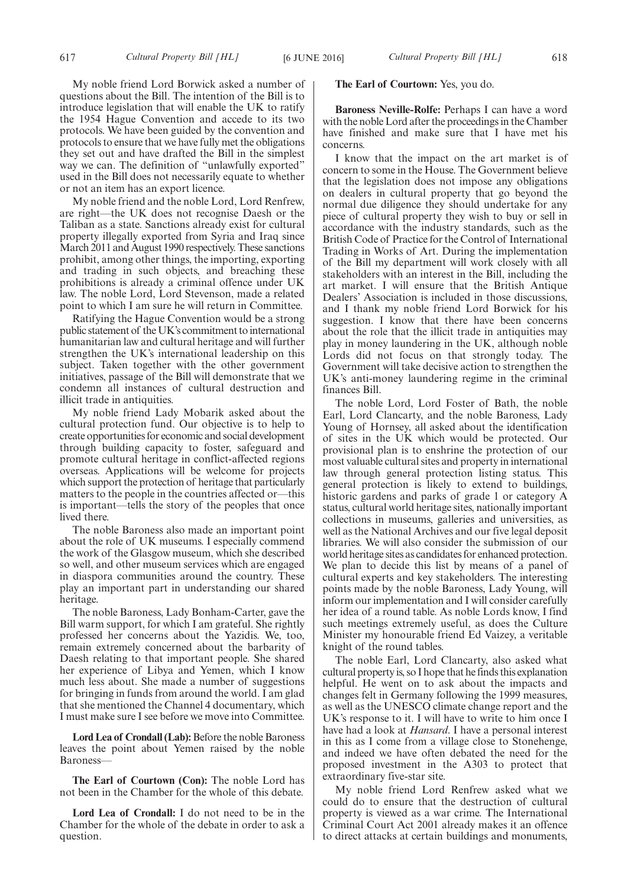My noble friend Lord Borwick asked a number of questions about the Bill. The intention of the Bill is to introduce legislation that will enable the UK to ratify the 1954 Hague Convention and accede to its two protocols. We have been guided by the convention and protocols to ensure that we have fully met the obligations they set out and have drafted the Bill in the simplest way we can. The definition of "unlawfully exported" used in the Bill does not necessarily equate to whether or not an item has an export licence.

My noble friend and the noble Lord, Lord Renfrew, are right—the UK does not recognise Daesh or the Taliban as a state. Sanctions already exist for cultural property illegally exported from Syria and Iraq since March 2011 and August 1990 respectively. These sanctions prohibit, among other things, the importing, exporting and trading in such objects, and breaching these prohibitions is already a criminal offence under UK law. The noble Lord, Lord Stevenson, made a related point to which I am sure he will return in Committee.

Ratifying the Hague Convention would be a strong public statement of the UK's commitment to international humanitarian law and cultural heritage and will further strengthen the UK's international leadership on this subject. Taken together with the other government initiatives, passage of the Bill will demonstrate that we condemn all instances of cultural destruction and illicit trade in antiquities.

My noble friend Lady Mobarik asked about the cultural protection fund. Our objective is to help to create opportunities for economic and social development through building capacity to foster, safeguard and promote cultural heritage in conflict-affected regions overseas. Applications will be welcome for projects which support the protection of heritage that particularly matters to the people in the countries affected or—this is important—tells the story of the peoples that once lived there.

The noble Baroness also made an important point about the role of UK museums. I especially commend the work of the Glasgow museum, which she described so well, and other museum services which are engaged in diaspora communities around the country. These play an important part in understanding our shared heritage.

The noble Baroness, Lady Bonham-Carter, gave the Bill warm support, for which I am grateful. She rightly professed her concerns about the Yazidis. We, too, remain extremely concerned about the barbarity of Daesh relating to that important people. She shared her experience of Libya and Yemen, which I know much less about. She made a number of suggestions for bringing in funds from around the world. I am glad that she mentioned the Channel 4 documentary, which I must make sure I see before we move into Committee.

**Lord Lea of Crondall (Lab):** Before the noble Baroness leaves the point about Yemen raised by the noble Baroness—

**The Earl of Courtown (Con):** The noble Lord has not been in the Chamber for the whole of this debate.

**Lord Lea of Crondall:** I do not need to be in the Chamber for the whole of the debate in order to ask a question.

**The Earl of Courtown:** Yes, you do.

**Baroness Neville-Rolfe:** Perhaps I can have a word with the noble Lord after the proceedings in the Chamber have finished and make sure that I have met his concerns.

I know that the impact on the art market is of concern to some in the House. The Government believe that the legislation does not impose any obligations on dealers in cultural property that go beyond the normal due diligence they should undertake for any piece of cultural property they wish to buy or sell in accordance with the industry standards, such as the British Code of Practice for the Control of International Trading in Works of Art. During the implementation of the Bill my department will work closely with all stakeholders with an interest in the Bill, including the art market. I will ensure that the British Antique Dealers' Association is included in those discussions, and I thank my noble friend Lord Borwick for his suggestion. I know that there have been concerns about the role that the illicit trade in antiquities may play in money laundering in the UK, although noble Lords did not focus on that strongly today. The Government will take decisive action to strengthen the UK's anti-money laundering regime in the criminal finances Bill.

The noble Lord, Lord Foster of Bath, the noble Earl, Lord Clancarty, and the noble Baroness, Lady Young of Hornsey, all asked about the identification of sites in the UK which would be protected. Our provisional plan is to enshrine the protection of our most valuable cultural sites and property in international law through general protection listing status. This general protection is likely to extend to buildings, historic gardens and parks of grade 1 or category A status, cultural world heritage sites, nationally important collections in museums, galleries and universities, as well as the National Archives and our five legal deposit libraries. We will also consider the submission of our world heritage sites as candidates for enhanced protection. We plan to decide this list by means of a panel of cultural experts and key stakeholders. The interesting points made by the noble Baroness, Lady Young, will inform our implementation and I will consider carefully her idea of a round table. As noble Lords know, I find such meetings extremely useful, as does the Culture Minister my honourable friend Ed Vaizey, a veritable knight of the round tables.

The noble Earl, Lord Clancarty, also asked what cultural property is, so I hope that he finds this explanation helpful. He went on to ask about the impacts and changes felt in Germany following the 1999 measures, as well as the UNESCO climate change report and the UK's response to it. I will have to write to him once I have had a look at *Hansard*. I have a personal interest in this as I come from a village close to Stonehenge, and indeed we have often debated the need for the proposed investment in the A303 to protect that extraordinary five-star site.

My noble friend Lord Renfrew asked what we could do to ensure that the destruction of cultural property is viewed as a war crime. The International Criminal Court Act 2001 already makes it an offence to direct attacks at certain buildings and monuments,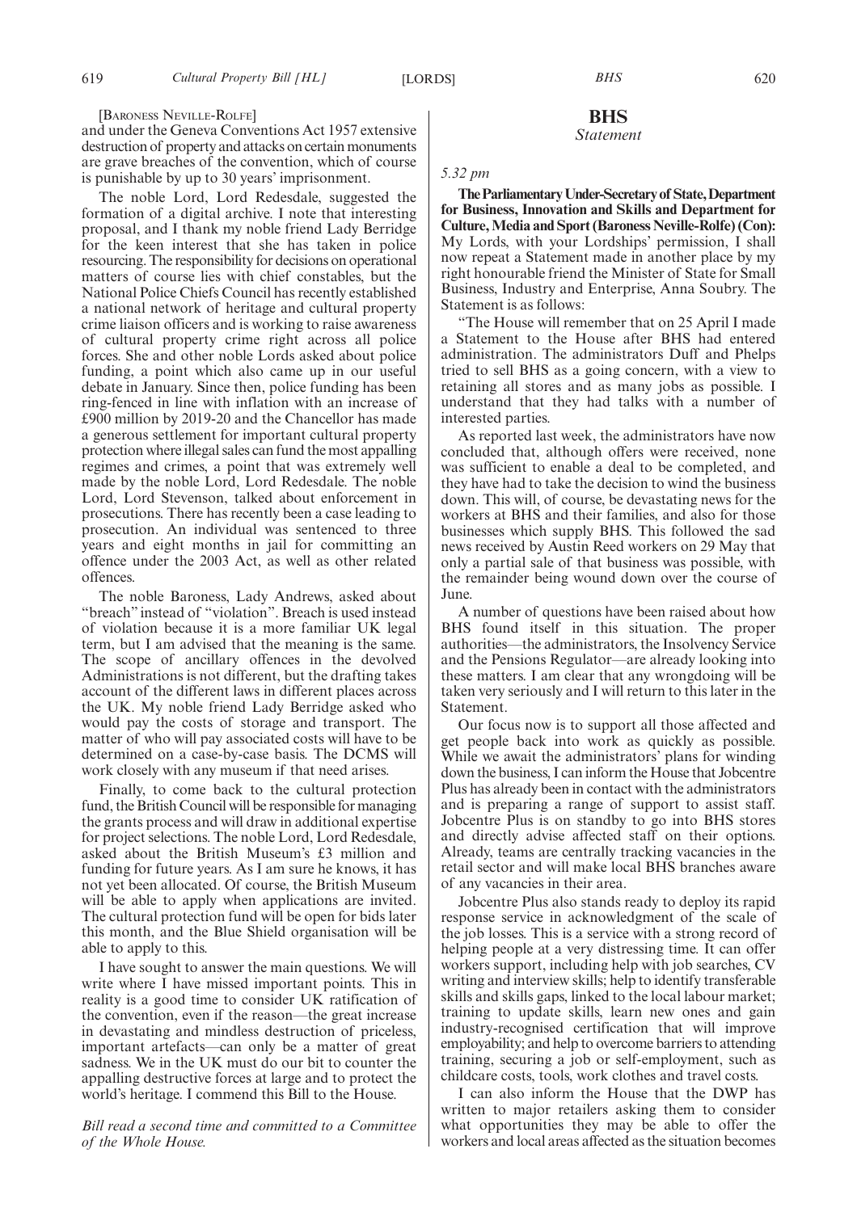[Baroness Neville-Rolfe]

and under the Geneva Conventions Act 1957 extensive destruction of property and attacks on certain monuments are grave breaches of the convention, which of course is punishable by up to 30 years' imprisonment.

The noble Lord, Lord Redesdale, suggested the formation of a digital archive. I note that interesting proposal, and I thank my noble friend Lady Berridge for the keen interest that she has taken in police resourcing. The responsibility for decisions on operational matters of course lies with chief constables, but the National Police Chiefs Council has recently established a national network of heritage and cultural property crime liaison officers and is working to raise awareness of cultural property crime right across all police forces. She and other noble Lords asked about police funding, a point which also came up in our useful debate in January. Since then, police funding has been ring-fenced in line with inflation with an increase of £900 million by 2019-20 and the Chancellor has made a generous settlement for important cultural property protection where illegal sales can fund the most appalling regimes and crimes, a point that was extremely well made by the noble Lord, Lord Redesdale. The noble Lord, Lord Stevenson, talked about enforcement in prosecutions. There has recently been a case leading to prosecution. An individual was sentenced to three years and eight months in jail for committing an offence under the 2003 Act, as well as other related offences.

The noble Baroness, Lady Andrews, asked about "breach" instead of "violation". Breach is used instead of violation because it is a more familiar UK legal term, but I am advised that the meaning is the same. The scope of ancillary offences in the devolved Administrations is not different, but the drafting takes account of the different laws in different places across the UK. My noble friend Lady Berridge asked who would pay the costs of storage and transport. The matter of who will pay associated costs will have to be determined on a case-by-case basis. The DCMS will work closely with any museum if that need arises.

Finally, to come back to the cultural protection fund, the British Council will be responsible for managing the grants process and will draw in additional expertise for project selections. The noble Lord, Lord Redesdale, asked about the British Museum's £3 million and funding for future years. As I am sure he knows, it has not yet been allocated. Of course, the British Museum will be able to apply when applications are invited. The cultural protection fund will be open for bids later this month, and the Blue Shield organisation will be able to apply to this.

I have sought to answer the main questions. We will write where I have missed important points. This in reality is a good time to consider UK ratification of the convention, even if the reason—the great increase in devastating and mindless destruction of priceless, important artefacts—can only be a matter of great sadness. We in the UK must do our bit to counter the appalling destructive forces at large and to protect the world's heritage. I commend this Bill to the House.

*Bill read a second time and committed to a Committee of the Whole House.*

## BHS

*Statement*

*5.32 pm*

**The Parliamentary Under-Secretary of State, Department for Business, Innovation and Skills and Department for Culture, Media and Sport (Baroness Neville-Rolfe) (Con):** My Lords, with your Lordships' permission, I shall now repeat a Statement made in another place by my right honourable friend the Minister of State for Small Business, Industry and Enterprise, Anna Soubry. The Statement is as follows:

"The House will remember that on 25 April I made a Statement to the House after BHS had entered administration. The administrators Duff and Phelps tried to sell BHS as a going concern, with a view to retaining all stores and as many jobs as possible. I understand that they had talks with a number of interested parties.

As reported last week, the administrators have now concluded that, although offers were received, none was sufficient to enable a deal to be completed, and they have had to take the decision to wind the business down. This will, of course, be devastating news for the workers at BHS and their families, and also for those businesses which supply BHS. This followed the sad news received by Austin Reed workers on 29 May that only a partial sale of that business was possible, with the remainder being wound down over the course of June.

A number of questions have been raised about how BHS found itself in this situation. The proper authorities—the administrators, the Insolvency Service and the Pensions Regulator—are already looking into these matters. I am clear that any wrongdoing will be taken very seriously and I will return to this later in the Statement.

Our focus now is to support all those affected and get people back into work as quickly as possible. While we await the administrators' plans for winding down the business, I can inform the House that Jobcentre Plus has already been in contact with the administrators and is preparing a range of support to assist staff. Jobcentre Plus is on standby to go into BHS stores and directly advise affected staff on their options. Already, teams are centrally tracking vacancies in the retail sector and will make local BHS branches aware of any vacancies in their area.

Jobcentre Plus also stands ready to deploy its rapid response service in acknowledgment of the scale of the job losses. This is a service with a strong record of helping people at a very distressing time. It can offer workers support, including help with job searches, CV writing and interview skills; help to identify transferable skills and skills gaps, linked to the local labour market; training to update skills, learn new ones and gain industry-recognised certification that will improve employability; and help to overcome barriers to attending training, securing a job or self-employment, such as childcare costs, tools, work clothes and travel costs.

I can also inform the House that the DWP has written to major retailers asking them to consider what opportunities they may be able to offer the workers and local areas affected as the situation becomes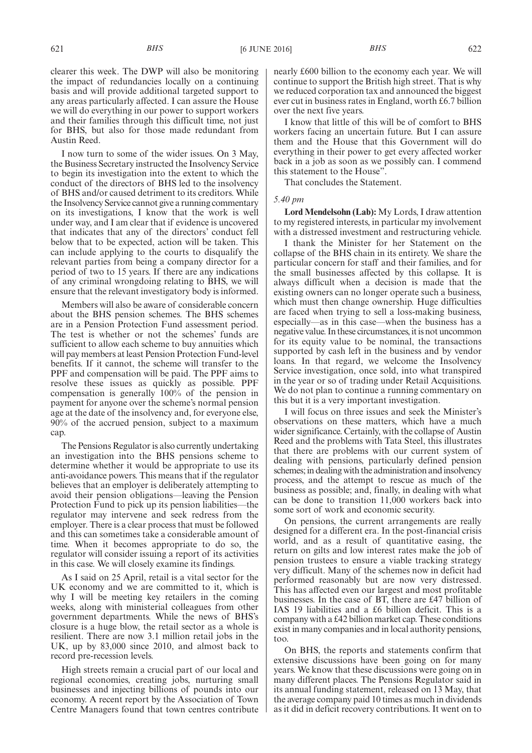clearer this week. The DWP will also be monitoring the impact of redundancies locally on a continuing basis and will provide additional targeted support to any areas particularly affected. I can assure the House we will do everything in our power to support workers and their families through this difficult time, not just for BHS, but also for those made redundant from Austin Reed.

I now turn to some of the wider issues. On 3 May, the Business Secretary instructed the Insolvency Service to begin its investigation into the extent to which the conduct of the directors of BHS led to the insolvency of BHS and/or caused detriment to its creditors. While the Insolvency Service cannot give a running commentary on its investigations, I know that the work is well under way, and I am clear that if evidence is uncovered that indicates that any of the directors' conduct fell below that to be expected, action will be taken. This can include applying to the courts to disqualify the relevant parties from being a company director for a period of two to 15 years. If there are any indications of any criminal wrongdoing relating to BHS, we will ensure that the relevant investigatory body is informed.

Members will also be aware of considerable concern about the BHS pension schemes. The BHS schemes are in a Pension Protection Fund assessment period. The test is whether or not the schemes' funds are sufficient to allow each scheme to buy annuities which will pay members at least Pension Protection Fund-level benefits. If it cannot, the scheme will transfer to the PPF and compensation will be paid. The PPF aims to resolve these issues as quickly as possible. PPF compensation is generally 100% of the pension in payment for anyone over the scheme's normal pension age at the date of the insolvency and, for everyone else, 90% of the accrued pension, subject to a maximum cap.

The Pensions Regulator is also currently undertaking an investigation into the BHS pensions scheme to determine whether it would be appropriate to use its anti-avoidance powers. This means that if the regulator believes that an employer is deliberately attempting to avoid their pension obligations—leaving the Pension Protection Fund to pick up its pension liabilities—the regulator may intervene and seek redress from the employer. There is a clear process that must be followed and this can sometimes take a considerable amount of time. When it becomes appropriate to do so, the regulator will consider issuing a report of its activities in this case. We will closely examine its findings.

As I said on 25 April, retail is a vital sector for the UK economy and we are committed to it, which is why I will be meeting key retailers in the coming weeks, along with ministerial colleagues from other government departments. While the news of BHS's closure is a huge blow, the retail sector as a whole is resilient. There are now 3.1 million retail jobs in the UK, up by 83,000 since 2010, and almost back to record pre-recession levels.

High streets remain a crucial part of our local and regional economies, creating jobs, nurturing small businesses and injecting billions of pounds into our economy. A recent report by the Association of Town Centre Managers found that town centres contribute nearly £600 billion to the economy each year. We will continue to support the British high street. That is why we reduced corporation tax and announced the biggest ever cut in business rates in England, worth £6.7 billion over the next five years.

I know that little of this will be of comfort to BHS workers facing an uncertain future. But I can assure them and the House that this Government will do everything in their power to get every affected worker back in a job as soon as we possibly can. I commend this statement to the House".

That concludes the Statement.

*5.40 pm*

**Lord Mendelsohn (Lab):** My Lords, I draw attention to my registered interests, in particular my involvement with a distressed investment and restructuring vehicle.

I thank the Minister for her Statement on the collapse of the BHS chain in its entirety. We share the particular concern for staff and their families, and for the small businesses affected by this collapse. It is always difficult when a decision is made that the existing owners can no longer operate such a business, which must then change ownership. Huge difficulties are faced when trying to sell a loss-making business, especially—as in this case—when the business has a negative value. In these circumstances, it is not uncommon for its equity value to be nominal, the transactions supported by cash left in the business and by vendor loans. In that regard, we welcome the Insolvency Service investigation, once sold, into what transpired in the year or so of trading under Retail Acquisitions. We do not plan to continue a running commentary on this but it is a very important investigation.

I will focus on three issues and seek the Minister's observations on these matters, which have a much wider significance. Certainly, with the collapse of Austin Reed and the problems with Tata Steel, this illustrates that there are problems with our current system of dealing with pensions, particularly defined pension schemes; in dealing with the administration and insolvency process, and the attempt to rescue as much of the business as possible; and, finally, in dealing with what can be done to transition 11,000 workers back into some sort of work and economic security.

On pensions, the current arrangements are really designed for a different era. In the post-financial crisis world, and as a result of quantitative easing, the return on gilts and low interest rates make the job of pension trustees to ensure a viable tracking strategy very difficult. Many of the schemes now in deficit had performed reasonably but are now very distressed. This has affected even our largest and most profitable businesses. In the case of BT, there are £47 billion of IAS 19 liabilities and a £6 billion deficit. This is a company with a £42 billion market cap. These conditions exist in many companies and in local authority pensions, too.

On BHS, the reports and statements confirm that extensive discussions have been going on for many years. We know that these discussions were going on in many different places. The Pensions Regulator said in its annual funding statement, released on 13 May, that the average company paid 10 times as much in dividends as it did in deficit recovery contributions. It went on to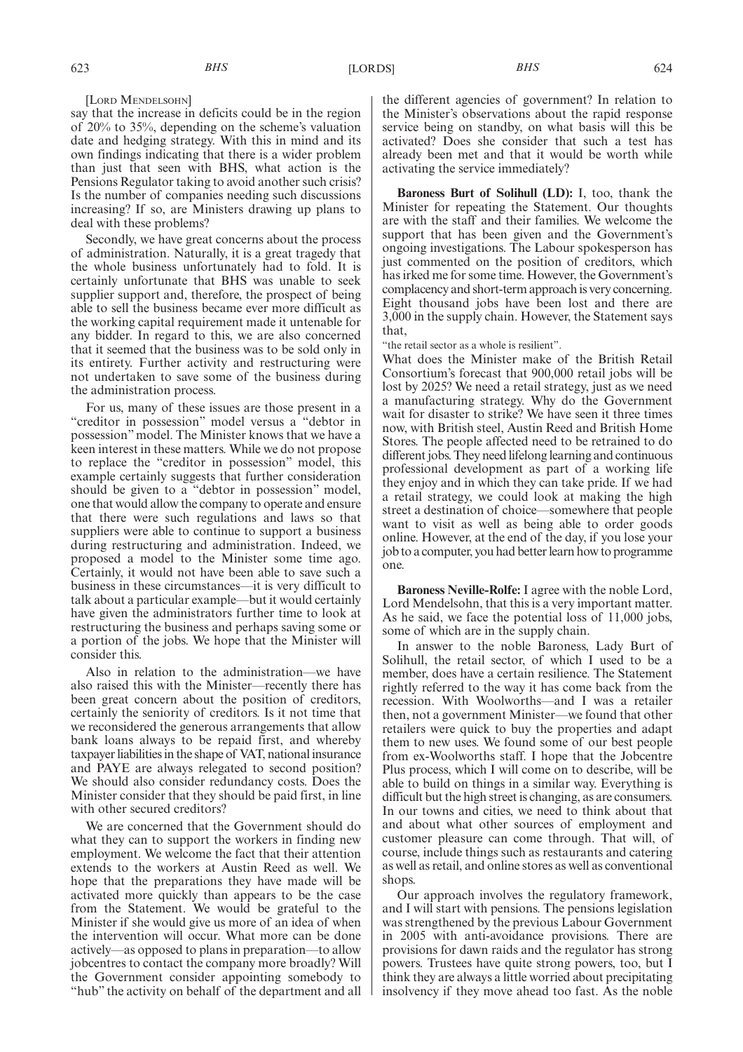[Lord Mendelsohn]

say that the increase in deficits could be in the region of 20% to 35%, depending on the scheme's valuation date and hedging strategy. With this in mind and its own findings indicating that there is a wider problem than just that seen with BHS, what action is the Pensions Regulator taking to avoid another such crisis? Is the number of companies needing such discussions increasing? If so, are Ministers drawing up plans to deal with these problems?

Secondly, we have great concerns about the process of administration. Naturally, it is a great tragedy that the whole business unfortunately had to fold. It is certainly unfortunate that BHS was unable to seek supplier support and, therefore, the prospect of being able to sell the business became ever more difficult as the working capital requirement made it untenable for any bidder. In regard to this, we are also concerned that it seemed that the business was to be sold only in its entirety. Further activity and restructuring were not undertaken to save some of the business during the administration process.

For us, many of these issues are those present in a "creditor in possession" model versus a "debtor in possession" model. The Minister knows that we have a keen interest in these matters. While we do not propose to replace the "creditor in possession" model, this example certainly suggests that further consideration should be given to a "debtor in possession" model, one that would allow the company to operate and ensure that there were such regulations and laws so that suppliers were able to continue to support a business during restructuring and administration. Indeed, we proposed a model to the Minister some time ago. Certainly, it would not have been able to save such a business in these circumstances—it is very difficult to talk about a particular example—but it would certainly have given the administrators further time to look at restructuring the business and perhaps saving some or a portion of the jobs. We hope that the Minister will consider this.

Also in relation to the administration—we have also raised this with the Minister—recently there has been great concern about the position of creditors, certainly the seniority of creditors. Is it not time that we reconsidered the generous arrangements that allow bank loans always to be repaid first, and whereby taxpayer liabilities in the shape of VAT, national insurance and PAYE are always relegated to second position? We should also consider redundancy costs. Does the Minister consider that they should be paid first, in line with other secured creditors?

We are concerned that the Government should do what they can to support the workers in finding new employment. We welcome the fact that their attention extends to the workers at Austin Reed as well. We hope that the preparations they have made will be activated more quickly than appears to be the case from the Statement. We would be grateful to the Minister if she would give us more of an idea of when the intervention will occur. What more can be done actively—as opposed to plans in preparation—to allow jobcentres to contact the company more broadly? Will the Government consider appointing somebody to "hub" the activity on behalf of the department and all the different agencies of government? In relation to the Minister's observations about the rapid response service being on standby, on what basis will this be activated? Does she consider that such a test has already been met and that it would be worth while activating the service immediately?

**Baroness Burt of Solihull (LD):** I, too, thank the Minister for repeating the Statement. Our thoughts are with the staff and their families. We welcome the support that has been given and the Government's ongoing investigations. The Labour spokesperson has just commented on the position of creditors, which has irked me for some time. However, the Government's complacency and short-term approach is very concerning. Eight thousand jobs have been lost and there are 3,000 in the supply chain. However, the Statement says that,

"the retail sector as a whole is resilient".

What does the Minister make of the British Retail Consortium's forecast that 900,000 retail jobs will be lost by 2025? We need a retail strategy, just as we need a manufacturing strategy. Why do the Government wait for disaster to strike? We have seen it three times now, with British steel, Austin Reed and British Home Stores. The people affected need to be retrained to do different jobs. They need lifelong learning and continuous professional development as part of a working life they enjoy and in which they can take pride. If we had a retail strategy, we could look at making the high street a destination of choice—somewhere that people want to visit as well as being able to order goods online. However, at the end of the day, if you lose your job to a computer, you had better learn how to programme one.

**Baroness Neville-Rolfe:** I agree with the noble Lord, Lord Mendelsohn, that this is a very important matter. As he said, we face the potential loss of 11,000 jobs, some of which are in the supply chain.

In answer to the noble Baroness, Lady Burt of Solihull, the retail sector, of which I used to be a member, does have a certain resilience. The Statement rightly referred to the way it has come back from the recession. With Woolworths—and I was a retailer then, not a government Minister—we found that other retailers were quick to buy the properties and adapt them to new uses. We found some of our best people from ex-Woolworths staff. I hope that the Jobcentre Plus process, which I will come on to describe, will be able to build on things in a similar way. Everything is difficult but the high street is changing, as are consumers. In our towns and cities, we need to think about that and about what other sources of employment and customer pleasure can come through. That will, of course, include things such as restaurants and catering as well as retail, and online stores as well as conventional shops.

Our approach involves the regulatory framework, and I will start with pensions. The pensions legislation was strengthened by the previous Labour Government in 2005 with anti-avoidance provisions. There are provisions for dawn raids and the regulator has strong powers. Trustees have quite strong powers, too, but I think they are always a little worried about precipitating insolvency if they move ahead too fast. As the noble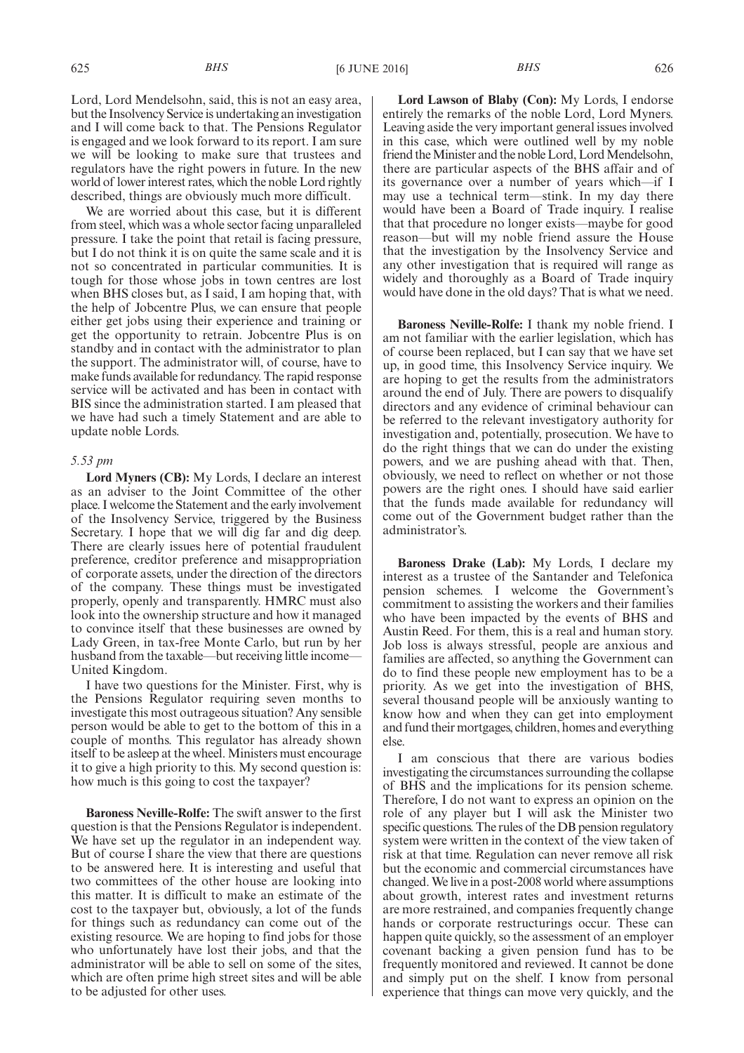Lord, Lord Mendelsohn, said, this is not an easy area, but the Insolvency Service is undertaking an investigation and I will come back to that. The Pensions Regulator is engaged and we look forward to its report. I am sure we will be looking to make sure that trustees and regulators have the right powers in future. In the new world of lower interest rates, which the noble Lord rightly described, things are obviously much more difficult.

We are worried about this case, but it is different from steel, which was a whole sector facing unparalleled pressure. I take the point that retail is facing pressure, but I do not think it is on quite the same scale and it is not so concentrated in particular communities. It is tough for those whose jobs in town centres are lost when BHS closes but, as I said, I am hoping that, with the help of Jobcentre Plus, we can ensure that people either get jobs using their experience and training or get the opportunity to retrain. Jobcentre Plus is on standby and in contact with the administrator to plan the support. The administrator will, of course, have to make funds available for redundancy. The rapid response service will be activated and has been in contact with BIS since the administration started. I am pleased that we have had such a timely Statement and are able to update noble Lords.

*5.53 pm*

**Lord Myners (CB):** My Lords, I declare an interest as an adviser to the Joint Committee of the other place. I welcome the Statement and the early involvement of the Insolvency Service, triggered by the Business Secretary. I hope that we will dig far and dig deep. There are clearly issues here of potential fraudulent preference, creditor preference and misappropriation of corporate assets, under the direction of the directors of the company. These things must be investigated properly, openly and transparently. HMRC must also look into the ownership structure and how it managed to convince itself that these businesses are owned by Lady Green, in tax-free Monte Carlo, but run by her husband from the taxable—but receiving little income—United Kingdom.

I have two questions for the Minister. First, why is the Pensions Regulator requiring seven months to investigate this most outrageous situation? Any sensible person would be able to get to the bottom of this in a couple of months. This regulator has already shown itself to be asleep at the wheel. Ministers must encourage it to give a high priority to this. My second question is: how much is this going to cost the taxpayer?

**Baroness Neville-Rolfe:** The swift answer to the first question is that the Pensions Regulator is independent. We have set up the regulator in an independent way. But of course I share the view that there are questions to be answered here. It is interesting and useful that two committees of the other house are looking into this matter. It is difficult to make an estimate of the cost to the taxpayer but, obviously, a lot of the funds for things such as redundancy can come out of the existing resource. We are hoping to find jobs for those who unfortunately have lost their jobs, and that the administrator will be able to sell on some of the sites, which are often prime high street sites and will be able to be adjusted for other uses.

**Lord Lawson of Blaby (Con):** My Lords, I endorse entirely the remarks of the noble Lord, Lord Myners. Leaving aside the very important general issues involved in this case, which were outlined well by my noble friend the Minister and the noble Lord, Lord Mendelsohn, there are particular aspects of the BHS affair and of its governance over a number of years which—if I may use a technical term—stink. In my day there would have been a Board of Trade inquiry. I realise that that procedure no longer exists—maybe for good reason—but will my noble friend assure the House that the investigation by the Insolvency Service and any other investigation that is required will range as widely and thoroughly as a Board of Trade inquiry would have done in the old days? That is what we need.

**Baroness Neville-Rolfe:** I thank my noble friend. I am not familiar with the earlier legislation, which has of course been replaced, but I can say that we have set up, in good time, this Insolvency Service inquiry. We are hoping to get the results from the administrators around the end of July. There are powers to disqualify directors and any evidence of criminal behaviour can be referred to the relevant investigatory authority for investigation and, potentially, prosecution. We have to do the right things that we can do under the existing powers, and we are pushing ahead with that. Then, obviously, we need to reflect on whether or not those powers are the right ones. I should have said earlier that the funds made available for redundancy will come out of the Government budget rather than the administrator's.

**Baroness Drake (Lab):** My Lords, I declare my interest as a trustee of the Santander and Telefonica pension schemes. I welcome the Government's commitment to assisting the workers and their families who have been impacted by the events of BHS and Austin Reed. For them, this is a real and human story. Job loss is always stressful, people are anxious and families are affected, so anything the Government can do to find these people new employment has to be a priority. As we get into the investigation of BHS, several thousand people will be anxiously wanting to know how and when they can get into employment and fund their mortgages, children, homes and everything else.

I am conscious that there are various bodies investigating the circumstances surrounding the collapse of BHS and the implications for its pension scheme. Therefore, I do not want to express an opinion on the role of any player but I will ask the Minister two specific questions. The rules of the DB pension regulatory system were written in the context of the view taken of risk at that time. Regulation can never remove all risk but the economic and commercial circumstances have changed. We live in a post-2008 world where assumptions about growth, interest rates and investment returns are more restrained, and companies frequently change hands or corporate restructurings occur. These can happen quite quickly, so the assessment of an employer covenant backing a given pension fund has to be frequently monitored and reviewed. It cannot be done and simply put on the shelf. I know from personal experience that things can move very quickly, and the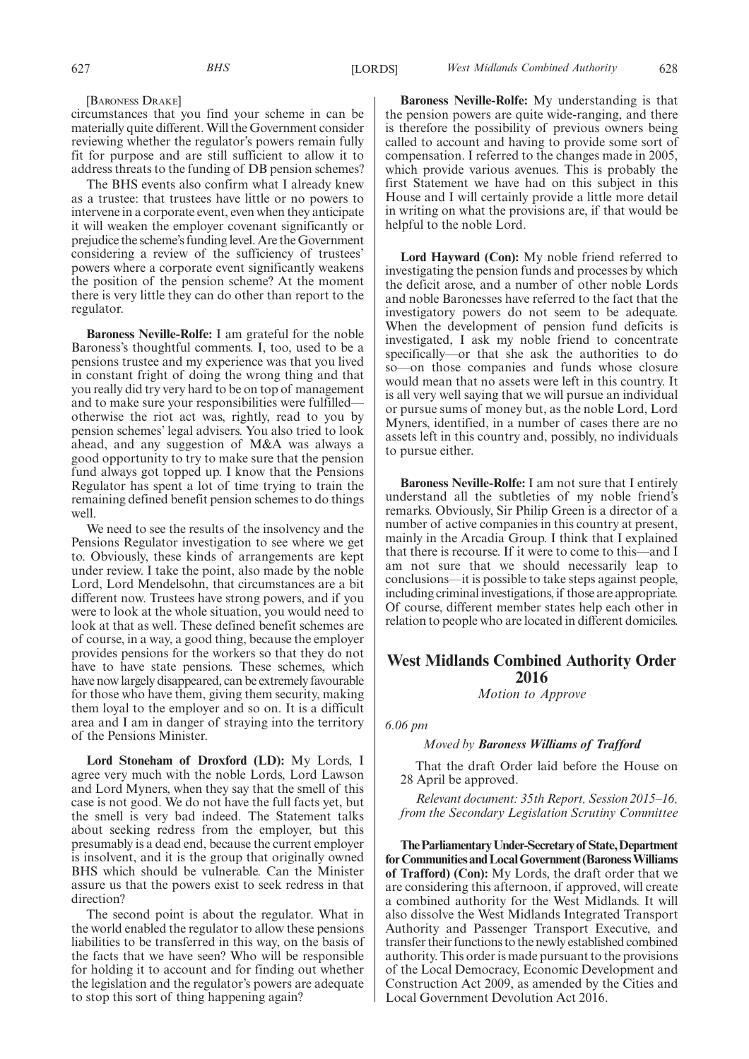[Baroness Drake]

circumstances that you find your scheme in can be materially quite different. Will the Government consider reviewing whether the regulator's powers remain fully fit for purpose and are still sufficient to allow it to address threats to the funding of DB pension schemes?

The BHS events also confirm what I already knew as a trustee: that trustees have little or no powers to intervene in a corporate event, even when they anticipate it will weaken the employer covenant significantly or prejudice the scheme's funding level. Are the Government considering a review of the sufficiency of trustees' powers where a corporate event significantly weakens the position of the pension scheme? At the moment there is very little they can do other than report to the regulator.

**Baroness Neville-Rolfe:** I am grateful for the noble Baroness's thoughtful comments. I, too, used to be a pensions trustee and my experience was that you lived in constant fright of doing the wrong thing and that you really did try very hard to be on top of management and to make sure your responsibilities were fulfilled—otherwise the riot act was, rightly, read to you by pension schemes' legal advisers. You also tried to look ahead, and any suggestion of M&A was always a good opportunity to try to make sure that the pension fund always got topped up. I know that the Pensions Regulator has spent a lot of time trying to train the remaining defined benefit pension schemes to do things well.

We need to see the results of the insolvency and the Pensions Regulator investigation to see where we get to. Obviously, these kinds of arrangements are kept under review. I take the point, also made by the noble Lord, Lord Mendelsohn, that circumstances are a bit different now. Trustees have strong powers, and if you were to look at the whole situation, you would need to look at that as well. These defined benefit schemes are of course, in a way, a good thing, because the employer provides pensions for the workers so that they do not have to have state pensions. These schemes, which have now largely disappeared, can be extremely favourable for those who have them, giving them security, making them loyal to the employer and so on. It is a difficult area and I am in danger of straying into the territory of the Pensions Minister.

**Lord Stoneham of Droxford (LD):** My Lords, I agree very much with the noble Lords, Lord Lawson and Lord Myners, when they say that the smell of this case is not good. We do not have the full facts yet, but the smell is very bad indeed. The Statement talks about seeking redress from the employer, but this presumably is a dead end, because the current employer is insolvent, and it is the group that originally owned BHS which should be vulnerable. Can the Minister assure us that the powers exist to seek redress in that direction?

The second point is about the regulator. What in the world enabled the regulator to allow these pensions liabilities to be transferred in this way, on the basis of the facts that we have seen? Who will be responsible for holding it to account and for finding out whether the legislation and the regulator's powers are adequate to stop this sort of thing happening again?

**Baroness Neville-Rolfe:** My understanding is that the pension powers are quite wide-ranging, and there is therefore the possibility of previous owners being called to account and having to provide some sort of compensation. I referred to the changes made in 2005, which provide various avenues. This is probably the first Statement we have had on this subject in this House and I will certainly provide a little more detail in writing on what the provisions are, if that would be helpful to the noble Lord.

**Lord Hayward (Con):** My noble friend referred to investigating the pension funds and processes by which the deficit arose, and a number of other noble Lords and noble Baronesses have referred to the fact that the investigatory powers do not seem to be adequate. When the development of pension fund deficits is investigated, I ask my noble friend to concentrate specifically—or that she ask the authorities to do so—on those companies and funds whose closure would mean that no assets were left in this country. It is all very well saying that we will pursue an individual or pursue sums of money but, as the noble Lord, Lord Myners, identified, in a number of cases there are no assets left in this country and, possibly, no individuals to pursue either.

**Baroness Neville-Rolfe:** I am not sure that I entirely understand all the subtleties of my noble friend's remarks. Obviously, Sir Philip Green is a director of a number of active companies in this country at present, mainly in the Arcadia Group. I think that I explained that there is recourse. If it were to come to this—and I am not sure that we should necessarily leap to conclusions—it is possible to take steps against people, including criminal investigations, if those are appropriate. Of course, different member states help each other in relation to people who are located in different domiciles.

## West Midlands Combined Authority Order 2016

*Motion to Approve*

*6.06 pm*

*Moved by* ***Baroness Williams of Trafford***

That the draft Order laid before the House on 28 April be approved.

*Relevant document: 35th Report, Session 2015–16, from the Secondary Legislation Scrutiny Committee*

**The Parliamentary Under-Secretary of State, Department for Communities and Local Government (Baroness Williams of Trafford) (Con):** My Lords, the draft order that we are considering this afternoon, if approved, will create a combined authority for the West Midlands. It will also dissolve the West Midlands Integrated Transport Authority and Passenger Transport Executive, and transfer their functions to the newly established combined authority. This order is made pursuant to the provisions of the Local Democracy, Economic Development and Construction Act 2009, as amended by the Cities and Local Government Devolution Act 2016.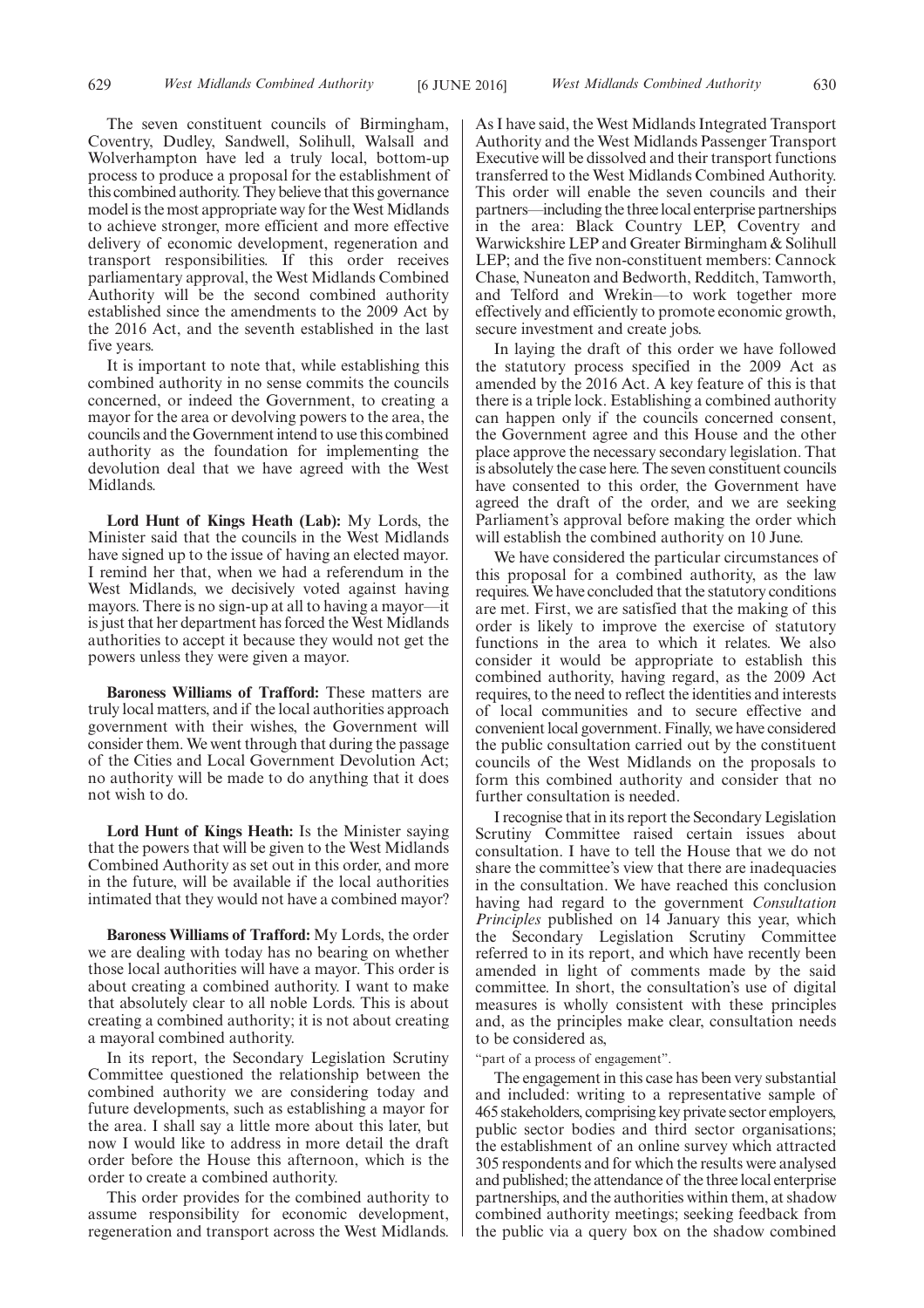The seven constituent councils of Birmingham, Coventry, Dudley, Sandwell, Solihull, Walsall and Wolverhampton have led a truly local, bottom-up process to produce a proposal for the establishment of this combined authority. They believe that this governance model is the most appropriate way for the West Midlands to achieve stronger, more efficient and more effective delivery of economic development, regeneration and transport responsibilities. If this order receives parliamentary approval, the West Midlands Combined Authority will be the second combined authority established since the amendments to the 2009 Act by the 2016 Act, and the seventh established in the last five years.

It is important to note that, while establishing this combined authority in no sense commits the councils concerned, or indeed the Government, to creating a mayor for the area or devolving powers to the area, the councils and the Government intend to use this combined authority as the foundation for implementing the devolution deal that we have agreed with the West Midlands.

**Lord Hunt of Kings Heath (Lab):** My Lords, the Minister said that the councils in the West Midlands have signed up to the issue of having an elected mayor. I remind her that, when we had a referendum in the West Midlands, we decisively voted against having mayors. There is no sign-up at all to having a mayor—it is just that her department has forced the West Midlands authorities to accept it because they would not get the powers unless they were given a mayor.

**Baroness Williams of Trafford:** These matters are truly local matters, and if the local authorities approach government with their wishes, the Government will consider them. We went through that during the passage of the Cities and Local Government Devolution Act; no authority will be made to do anything that it does not wish to do.

**Lord Hunt of Kings Heath:** Is the Minister saying that the powers that will be given to the West Midlands Combined Authority as set out in this order, and more in the future, will be available if the local authorities intimated that they would not have a combined mayor?

**Baroness Williams of Trafford:** My Lords, the order we are dealing with today has no bearing on whether those local authorities will have a mayor. This order is about creating a combined authority. I want to make that absolutely clear to all noble Lords. This is about creating a combined authority; it is not about creating a mayoral combined authority.

In its report, the Secondary Legislation Scrutiny Committee questioned the relationship between the combined authority we are considering today and future developments, such as establishing a mayor for the area. I shall say a little more about this later, but now I would like to address in more detail the draft order before the House this afternoon, which is the order to create a combined authority.

This order provides for the combined authority to assume responsibility for economic development, regeneration and transport across the West Midlands. As I have said, the West Midlands Integrated Transport Authority and the West Midlands Passenger Transport Executive will be dissolved and their transport functions transferred to the West Midlands Combined Authority. This order will enable the seven councils and their partners—including the three local enterprise partnerships in the area: Black Country LEP, Coventry and Warwickshire LEP and Greater Birmingham & Solihull LEP; and the five non-constituent members: Cannock Chase, Nuneaton and Bedworth, Redditch, Tamworth, and Telford and Wrekin—to work together more effectively and efficiently to promote economic growth, secure investment and create jobs.

In laying the draft of this order we have followed the statutory process specified in the 2009 Act as amended by the 2016 Act. A key feature of this is that there is a triple lock. Establishing a combined authority can happen only if the councils concerned consent, the Government agree and this House and the other place approve the necessary secondary legislation. That is absolutely the case here. The seven constituent councils have consented to this order, the Government have agreed the draft of the order, and we are seeking Parliament's approval before making the order which will establish the combined authority on 10 June.

We have considered the particular circumstances of this proposal for a combined authority, as the law requires. We have concluded that the statutory conditions are met. First, we are satisfied that the making of this order is likely to improve the exercise of statutory functions in the area to which it relates. We also consider it would be appropriate to establish this combined authority, having regard, as the 2009 Act requires, to the need to reflect the identities and interests of local communities and to secure effective and convenient local government. Finally, we have considered the public consultation carried out by the constituent councils of the West Midlands on the proposals to form this combined authority and consider that no further consultation is needed.

I recognise that in its report the Secondary Legislation Scrutiny Committee raised certain issues about consultation. I have to tell the House that we do not share the committee's view that there are inadequacies in the consultation. We have reached this conclusion having had regard to the government *Consultation Principles* published on 14 January this year, which the Secondary Legislation Scrutiny Committee referred to in its report, and which have recently been amended in light of comments made by the said committee. In short, the consultation's use of digital measures is wholly consistent with these principles and, as the principles make clear, consultation needs to be considered as,

"part of a process of engagement".

The engagement in this case has been very substantial and included: writing to a representative sample of 465 stakeholders, comprising key private sector employers, public sector bodies and third sector organisations; the establishment of an online survey which attracted 305 respondents and for which the results were analysed and published; the attendance of the three local enterprise partnerships, and the authorities within them, at shadow combined authority meetings; seeking feedback from the public via a query box on the shadow combined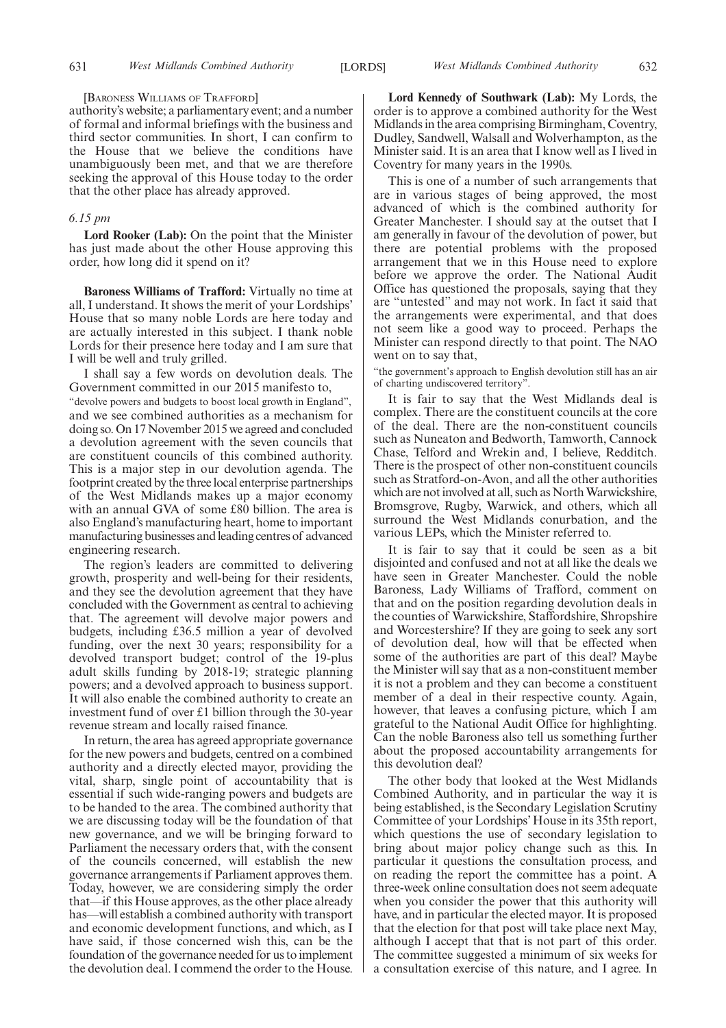[Baroness Williams of Trafford]

authority's website; a parliamentary event; and a number of formal and informal briefings with the business and third sector communities. In short, I can confirm to the House that we believe the conditions have unambiguously been met, and that we are therefore seeking the approval of this House today to the order that the other place has already approved.

*6.15 pm*

**Lord Rooker (Lab):** On the point that the Minister has just made about the other House approving this order, how long did it spend on it?

**Baroness Williams of Trafford:** Virtually no time at all, I understand. It shows the merit of your Lordships' House that so many noble Lords are here today and are actually interested in this subject. I thank noble Lords for their presence here today and I am sure that I will be well and truly grilled.

I shall say a few words on devolution deals. The Government committed in our 2015 manifesto to,

"devolve powers and budgets to boost local growth in England",

and we see combined authorities as a mechanism for doing so. On 17 November 2015 we agreed and concluded a devolution agreement with the seven councils that are constituent councils of this combined authority. This is a major step in our devolution agenda. The footprint created by the three local enterprise partnerships of the West Midlands makes up a major economy with an annual GVA of some £80 billion. The area is also England's manufacturing heart, home to important manufacturing businesses and leading centres of advanced engineering research.

The region's leaders are committed to delivering growth, prosperity and well-being for their residents, and they see the devolution agreement that they have concluded with the Government as central to achieving that. The agreement will devolve major powers and budgets, including £36.5 million a year of devolved funding, over the next 30 years; responsibility for a devolved transport budget; control of the 19-plus adult skills funding by 2018-19; strategic planning powers; and a devolved approach to business support. It will also enable the combined authority to create an investment fund of over £1 billion through the 30-year revenue stream and locally raised finance.

In return, the area has agreed appropriate governance for the new powers and budgets, centred on a combined authority and a directly elected mayor, providing the vital, sharp, single point of accountability that is essential if such wide-ranging powers and budgets are to be handed to the area. The combined authority that we are discussing today will be the foundation of that new governance, and we will be bringing forward to Parliament the necessary orders that, with the consent of the councils concerned, will establish the new governance arrangements if Parliament approves them. Today, however, we are considering simply the order that—if this House approves, as the other place already has—will establish a combined authority with transport and economic development functions, and which, as I have said, if those concerned wish this, can be the foundation of the governance needed for us to implement the devolution deal. I commend the order to the House.

**Lord Kennedy of Southwark (Lab):** My Lords, the order is to approve a combined authority for the West Midlands in the area comprising Birmingham, Coventry, Dudley, Sandwell, Walsall and Wolverhampton, as the Minister said. It is an area that I know well as I lived in Coventry for many years in the 1990s.

This is one of a number of such arrangements that are in various stages of being approved, the most advanced of which is the combined authority for Greater Manchester. I should say at the outset that I am generally in favour of the devolution of power, but there are potential problems with the proposed arrangement that we in this House need to explore before we approve the order. The National Audit Office has questioned the proposals, saying that they are "untested" and may not work. In fact it said that the arrangements were experimental, and that does not seem like a good way to proceed. Perhaps the Minister can respond directly to that point. The NAO went on to say that,

"the government's approach to English devolution still has an air of charting undiscovered territory".

It is fair to say that the West Midlands deal is complex. There are the constituent councils at the core of the deal. There are the non-constituent councils such as Nuneaton and Bedworth, Tamworth, Cannock Chase, Telford and Wrekin and, I believe, Redditch. There is the prospect of other non-constituent councils such as Stratford-on-Avon, and all the other authorities which are not involved at all, such as North Warwickshire, Bromsgrove, Rugby, Warwick, and others, which all surround the West Midlands conurbation, and the various LEPs, which the Minister referred to.

It is fair to say that it could be seen as a bit disjointed and confused and not at all like the deals we have seen in Greater Manchester. Could the noble Baroness, Lady Williams of Trafford, comment on that and on the position regarding devolution deals in the counties of Warwickshire, Staffordshire, Shropshire and Worcestershire? If they are going to seek any sort of devolution deal, how will that be effected when some of the authorities are part of this deal? Maybe the Minister will say that as a non-constituent member it is not a problem and they can become a constituent member of a deal in their respective county. Again, however, that leaves a confusing picture, which I am grateful to the National Audit Office for highlighting. Can the noble Baroness also tell us something further about the proposed accountability arrangements for this devolution deal?

The other body that looked at the West Midlands Combined Authority, and in particular the way it is being established, is the Secondary Legislation Scrutiny Committee of your Lordships' House in its 35th report, which questions the use of secondary legislation to bring about major policy change such as this. In particular it questions the consultation process, and on reading the report the committee has a point. A three-week online consultation does not seem adequate when you consider the power that this authority will have, and in particular the elected mayor. It is proposed that the election for that post will take place next May, although I accept that that is not part of this order. The committee suggested a minimum of six weeks for a consultation exercise of this nature, and I agree. In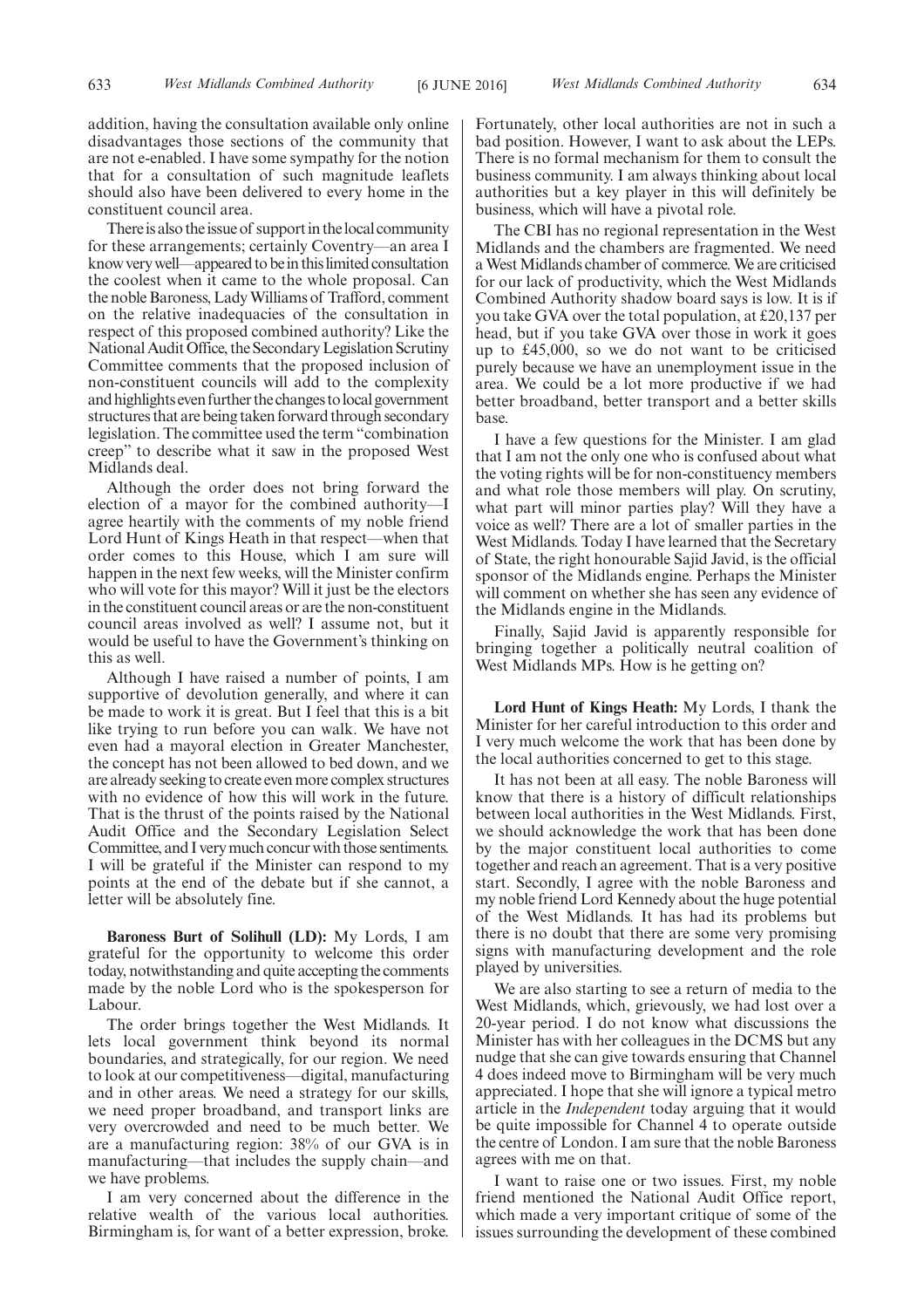addition, having the consultation available only online disadvantages those sections of the community that are not e-enabled. I have some sympathy for the notion that for a consultation of such magnitude leaflets should also have been delivered to every home in the constituent council area.

There is also the issue of support in the local community for these arrangements; certainly Coventry—an area I know very well—appeared to be in this limited consultation the coolest when it came to the whole proposal. Can the noble Baroness, Lady Williams of Trafford, comment on the relative inadequacies of the consultation in respect of this proposed combined authority? Like the National Audit Office, the Secondary Legislation Scrutiny Committee comments that the proposed inclusion of non-constituent councils will add to the complexity and highlights even further the changes to local government structures that are being taken forward through secondary legislation. The committee used the term "combination creep" to describe what it saw in the proposed West Midlands deal.

Although the order does not bring forward the election of a mayor for the combined authority—I agree heartily with the comments of my noble friend Lord Hunt of Kings Heath in that respect—when that order comes to this House, which I am sure will happen in the next few weeks, will the Minister confirm who will vote for this mayor? Will it just be the electors in the constituent council areas or are the non-constituent council areas involved as well? I assume not, but it would be useful to have the Government's thinking on this as well.

Although I have raised a number of points, I am supportive of devolution generally, and where it can be made to work it is great. But I feel that this is a bit like trying to run before you can walk. We have not even had a mayoral election in Greater Manchester, the concept has not been allowed to bed down, and we are already seeking to create even more complex structures with no evidence of how this will work in the future. That is the thrust of the points raised by the National Audit Office and the Secondary Legislation Select Committee, and I very much concur with those sentiments. I will be grateful if the Minister can respond to my points at the end of the debate but if she cannot, a letter will be absolutely fine.

**Baroness Burt of Solihull (LD):** My Lords, I am grateful for the opportunity to welcome this order today, notwithstanding and quite accepting the comments made by the noble Lord who is the spokesperson for Labour.

The order brings together the West Midlands. It lets local government think beyond its normal boundaries, and strategically, for our region. We need to look at our competitiveness—digital, manufacturing and in other areas. We need a strategy for our skills, we need proper broadband, and transport links are very overcrowded and need to be much better. We are a manufacturing region: 38% of our GVA is in manufacturing—that includes the supply chain—and we have problems.

I am very concerned about the difference in the relative wealth of the various local authorities. Birmingham is, for want of a better expression, broke. Fortunately, other local authorities are not in such a bad position. However, I want to ask about the LEPs. There is no formal mechanism for them to consult the business community. I am always thinking about local authorities but a key player in this will definitely be business, which will have a pivotal role.

The CBI has no regional representation in the West Midlands and the chambers are fragmented. We need a West Midlands chamber of commerce. We are criticised for our lack of productivity, which the West Midlands Combined Authority shadow board says is low. It is if you take GVA over the total population, at £20,137 per head, but if you take GVA over those in work it goes up to £45,000, so we do not want to be criticised purely because we have an unemployment issue in the area. We could be a lot more productive if we had better broadband, better transport and a better skills base.

I have a few questions for the Minister. I am glad that I am not the only one who is confused about what the voting rights will be for non-constituency members and what role those members will play. On scrutiny, what part will minor parties play? Will they have a voice as well? There are a lot of smaller parties in the West Midlands. Today I have learned that the Secretary of State, the right honourable Sajid Javid, is the official sponsor of the Midlands engine. Perhaps the Minister will comment on whether she has seen any evidence of the Midlands engine in the Midlands.

Finally, Sajid Javid is apparently responsible for bringing together a politically neutral coalition of West Midlands MPs. How is he getting on?

**Lord Hunt of Kings Heath:** My Lords, I thank the Minister for her careful introduction to this order and I very much welcome the work that has been done by the local authorities concerned to get to this stage.

It has not been at all easy. The noble Baroness will know that there is a history of difficult relationships between local authorities in the West Midlands. First, we should acknowledge the work that has been done by the major constituent local authorities to come together and reach an agreement. That is a very positive start. Secondly, I agree with the noble Baroness and my noble friend Lord Kennedy about the huge potential of the West Midlands. It has had its problems but there is no doubt that there are some very promising signs with manufacturing development and the role played by universities.

We are also starting to see a return of media to the West Midlands, which, grievously, we had lost over a 20-year period. I do not know what discussions the Minister has with her colleagues in the DCMS but any nudge that she can give towards ensuring that Channel 4 does indeed move to Birmingham will be very much appreciated. I hope that she will ignore a typical metro article in the *Independent* today arguing that it would be quite impossible for Channel 4 to operate outside the centre of London. I am sure that the noble Baroness agrees with me on that.

I want to raise one or two issues. First, my noble friend mentioned the National Audit Office report, which made a very important critique of some of the issues surrounding the development of these combined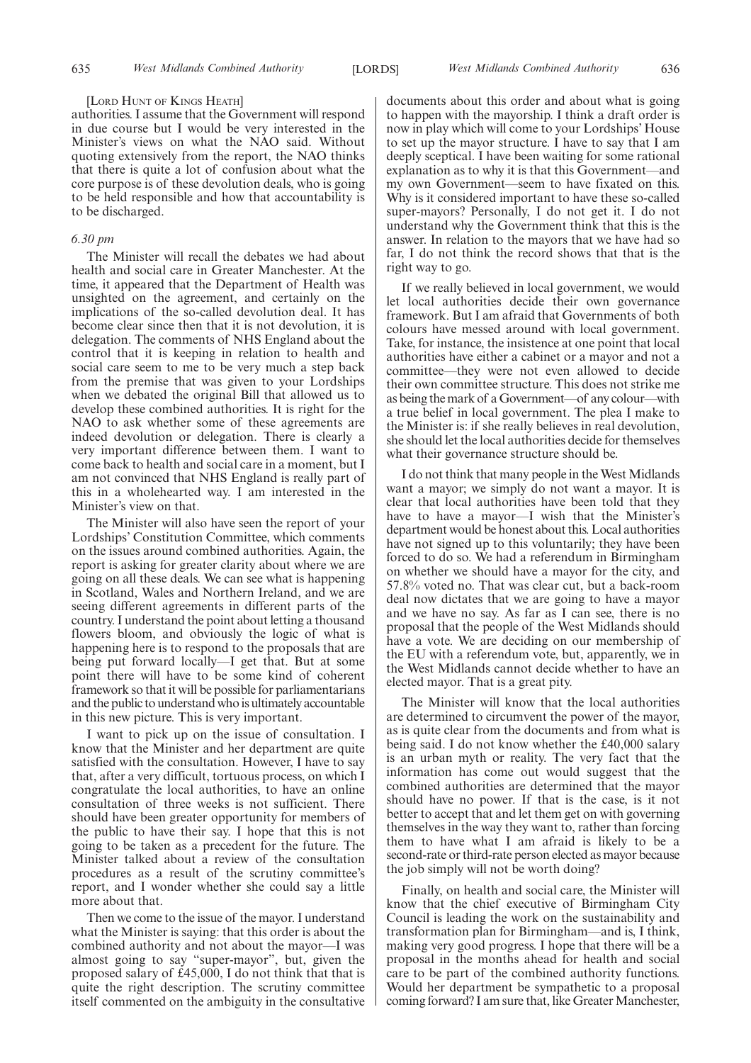[LORD HUNT OF KINGS HEATH]

authorities. I assume that the Government will respond in due course but I would be very interested in the Minister's views on what the NAO said. Without quoting extensively from the report, the NAO thinks that there is quite a lot of confusion about what the core purpose is of these devolution deals, who is going to be held responsible and how that accountability is to be discharged.

*6.30 pm*

The Minister will recall the debates we had about health and social care in Greater Manchester. At the time, it appeared that the Department of Health was unsighted on the agreement, and certainly on the implications of the so-called devolution deal. It has become clear since then that it is not devolution, it is delegation. The comments of NHS England about the control that it is keeping in relation to health and social care seem to me to be very much a step back from the premise that was given to your Lordships when we debated the original Bill that allowed us to develop these combined authorities. It is right for the NAO to ask whether some of these agreements are indeed devolution or delegation. There is clearly a very important difference between them. I want to come back to health and social care in a moment, but I am not convinced that NHS England is really part of this in a wholehearted way. I am interested in the Minister's view on that.

The Minister will also have seen the report of your Lordships' Constitution Committee, which comments on the issues around combined authorities. Again, the report is asking for greater clarity about where we are going on all these deals. We can see what is happening in Scotland, Wales and Northern Ireland, and we are seeing different agreements in different parts of the country. I understand the point about letting a thousand flowers bloom, and obviously the logic of what is happening here is to respond to the proposals that are being put forward locally—I get that. But at some point there will have to be some kind of coherent framework so that it will be possible for parliamentarians and the public to understand who is ultimately accountable in this new picture. This is very important.

I want to pick up on the issue of consultation. I know that the Minister and her department are quite satisfied with the consultation. However, I have to say that, after a very difficult, tortuous process, on which I congratulate the local authorities, to have an online consultation of three weeks is not sufficient. There should have been greater opportunity for members of the public to have their say. I hope that this is not going to be taken as a precedent for the future. The Minister talked about a review of the consultation procedures as a result of the scrutiny committee's report, and I wonder whether she could say a little more about that.

Then we come to the issue of the mayor. I understand what the Minister is saying: that this order is about the combined authority and not about the mayor—I was almost going to say "super-mayor", but, given the proposed salary of £45,000, I do not think that that is quite the right description. The scrutiny committee itself commented on the ambiguity in the consultative documents about this order and about what is going to happen with the mayorship. I think a draft order is now in play which will come to your Lordships' House to set up the mayor structure. I have to say that I am deeply sceptical. I have been waiting for some rational explanation as to why it is that this Government—and my own Government—seem to have fixated on this. Why is it considered important to have these so-called super-mayors? Personally, I do not get it. I do not understand why the Government think that this is the answer. In relation to the mayors that we have had so far, I do not think the record shows that that is the right way to go.

If we really believed in local government, we would let local authorities decide their own governance framework. But I am afraid that Governments of both colours have messed around with local government. Take, for instance, the insistence at one point that local authorities have either a cabinet or a mayor and not a committee—they were not even allowed to decide their own committee structure. This does not strike me as being the mark of a Government—of any colour—with a true belief in local government. The plea I make to the Minister is: if she really believes in real devolution, she should let the local authorities decide for themselves what their governance structure should be.

I do not think that many people in the West Midlands want a mayor; we simply do not want a mayor. It is clear that local authorities have been told that they have to have a mayor—I wish that the Minister's department would be honest about this. Local authorities have not signed up to this voluntarily; they have been forced to do so. We had a referendum in Birmingham on whether we should have a mayor for the city, and 57.8% voted no. That was clear cut, but a back-room deal now dictates that we are going to have a mayor and we have no say. As far as I can see, there is no proposal that the people of the West Midlands should have a vote. We are deciding on our membership of the EU with a referendum vote, but, apparently, we in the West Midlands cannot decide whether to have an elected mayor. That is a great pity.

The Minister will know that the local authorities are determined to circumvent the power of the mayor, as is quite clear from the documents and from what is being said. I do not know whether the £40,000 salary is an urban myth or reality. The very fact that the information has come out would suggest that the combined authorities are determined that the mayor should have no power. If that is the case, is it not better to accept that and let them get on with governing themselves in the way they want to, rather than forcing them to have what I am afraid is likely to be a second-rate or third-rate person elected as mayor because the job simply will not be worth doing?

Finally, on health and social care, the Minister will know that the chief executive of Birmingham City Council is leading the work on the sustainability and transformation plan for Birmingham—and is, I think, making very good progress. I hope that there will be a proposal in the months ahead for health and social care to be part of the combined authority functions. Would her department be sympathetic to a proposal coming forward? I am sure that, like Greater Manchester,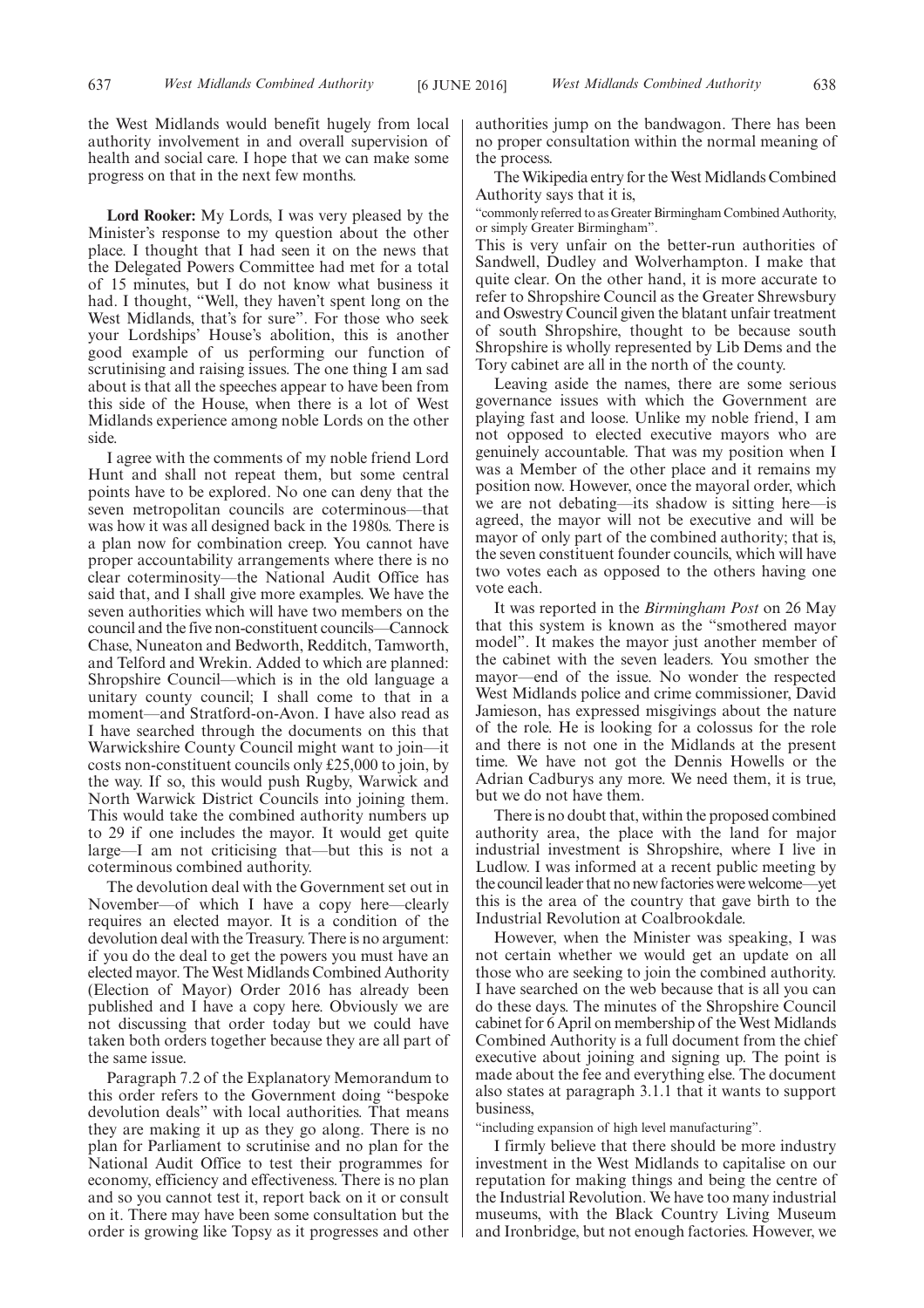the West Midlands would benefit hugely from local authority involvement in and overall supervision of health and social care. I hope that we can make some progress on that in the next few months.

**Lord Rooker:** My Lords, I was very pleased by the Minister's response to my question about the other place. I thought that I had seen it on the news that the Delegated Powers Committee had met for a total of 15 minutes, but I do not know what business it had. I thought, "Well, they haven't spent long on the West Midlands, that's for sure". For those who seek your Lordships' House's abolition, this is another good example of us performing our function of scrutinising and raising issues. The one thing I am sad about is that all the speeches appear to have been from this side of the House, when there is a lot of West Midlands experience among noble Lords on the other side.

I agree with the comments of my noble friend Lord Hunt and shall not repeat them, but some central points have to be explored. No one can deny that the seven metropolitan councils are coterminous—that was how it was all designed back in the 1980s. There is a plan now for combination creep. You cannot have proper accountability arrangements where there is no clear coterminosity—the National Audit Office has said that, and I shall give more examples. We have the seven authorities which will have two members on the council and the five non-constituent councils—Cannock Chase, Nuneaton and Bedworth, Redditch, Tamworth, and Telford and Wrekin. Added to which are planned: Shropshire Council—which is in the old language a unitary county council; I shall come to that in a moment—and Stratford-on-Avon. I have also read as I have searched through the documents on this that Warwickshire County Council might want to join—it costs non-constituent councils only £25,000 to join, by the way. If so, this would push Rugby, Warwick and North Warwick District Councils into joining them. This would take the combined authority numbers up to 29 if one includes the mayor. It would get quite large—I am not criticising that—but this is not a coterminous combined authority.

The devolution deal with the Government set out in November—of which I have a copy here—clearly requires an elected mayor. It is a condition of the devolution deal with the Treasury. There is no argument: if you do the deal to get the powers you must have an elected mayor. The West Midlands Combined Authority (Election of Mayor) Order 2016 has already been published and I have a copy here. Obviously we are not discussing that order today but we could have taken both orders together because they are all part of the same issue.

Paragraph 7.2 of the Explanatory Memorandum to this order refers to the Government doing "bespoke devolution deals" with local authorities. That means they are making it up as they go along. There is no plan for Parliament to scrutinise and no plan for the National Audit Office to test their programmes for economy, efficiency and effectiveness. There is no plan and so you cannot test it, report back on it or consult on it. There may have been some consultation but the order is growing like Topsy as it progresses and other authorities jump on the bandwagon. There has been no proper consultation within the normal meaning of the process.

The Wikipedia entry for the West Midlands Combined Authority says that it is,

"commonly referred to as Greater Birmingham Combined Authority, or simply Greater Birmingham".

This is very unfair on the better-run authorities of Sandwell, Dudley and Wolverhampton. I make that quite clear. On the other hand, it is more accurate to refer to Shropshire Council as the Greater Shrewsbury and Oswestry Council given the blatant unfair treatment of south Shropshire, thought to be because south Shropshire is wholly represented by Lib Dems and the Tory cabinet are all in the north of the county.

Leaving aside the names, there are some serious governance issues with which the Government are playing fast and loose. Unlike my noble friend, I am not opposed to elected executive mayors who are genuinely accountable. That was my position when I was a Member of the other place and it remains my position now. However, once the mayoral order, which we are not debating—its shadow is sitting here—is agreed, the mayor will not be executive and will be mayor of only part of the combined authority; that is, the seven constituent founder councils, which will have two votes each as opposed to the others having one vote each.

It was reported in the *Birmingham Post* on 26 May that this system is known as the "smothered mayor model". It makes the mayor just another member of the cabinet with the seven leaders. You smother the mayor—end of the issue. No wonder the respected West Midlands police and crime commissioner, David Jamieson, has expressed misgivings about the nature of the role. He is looking for a colossus for the role and there is not one in the Midlands at the present time. We have not got the Dennis Howells or the Adrian Cadburys any more. We need them, it is true, but we do not have them.

There is no doubt that, within the proposed combined authority area, the place with the land for major industrial investment is Shropshire, where I live in Ludlow. I was informed at a recent public meeting by the council leader that no new factories were welcome—yet this is the area of the country that gave birth to the Industrial Revolution at Coalbrookdale.

However, when the Minister was speaking, I was not certain whether we would get an update on all those who are seeking to join the combined authority. I have searched on the web because that is all you can do these days. The minutes of the Shropshire Council cabinet for 6 April on membership of the West Midlands Combined Authority is a full document from the chief executive about joining and signing up. The point is made about the fee and everything else. The document also states at paragraph 3.1.1 that it wants to support business,

"including expansion of high level manufacturing".

I firmly believe that there should be more industry investment in the West Midlands to capitalise on our reputation for making things and being the centre of the Industrial Revolution. We have too many industrial museums, with the Black Country Living Museum and Ironbridge, but not enough factories. However, we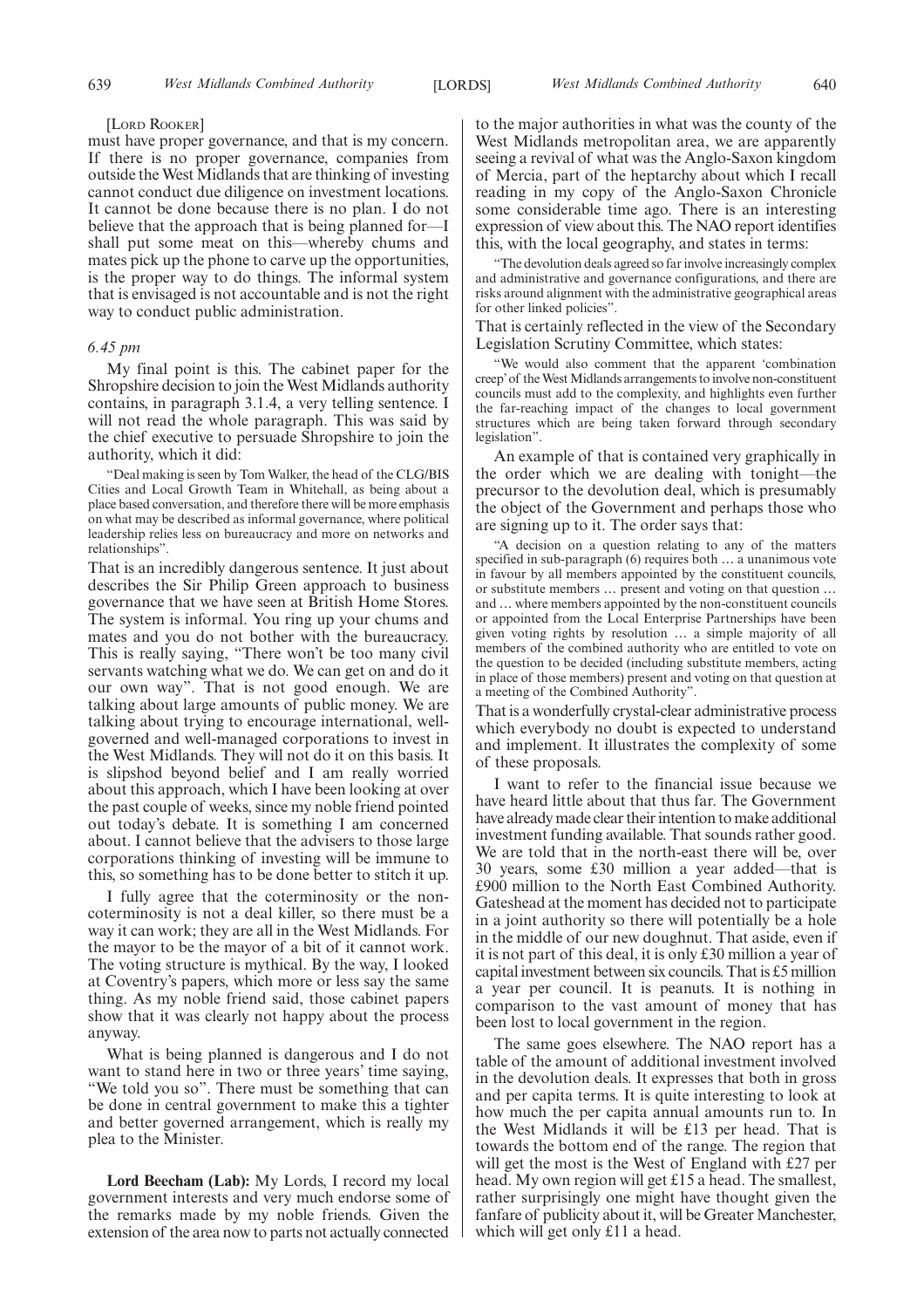[Lord Rooker]

must have proper governance, and that is my concern. If there is no proper governance, companies from outside the West Midlands that are thinking of investing cannot conduct due diligence on investment locations. It cannot be done because there is no plan. I do not believe that the approach that is being planned for—I shall put some meat on this—whereby chums and mates pick up the phone to carve up the opportunities, is the proper way to do things. The informal system that is envisaged is not accountable and is not the right way to conduct public administration.

*6.45 pm*

My final point is this. The cabinet paper for the Shropshire decision to join the West Midlands authority contains, in paragraph 3.1.4, a very telling sentence. I will not read the whole paragraph. This was said by the chief executive to persuade Shropshire to join the authority, which it did:

> "Deal making is seen by Tom Walker, the head of the CLG/BIS Cities and Local Growth Team in Whitehall, as being about a place based conversation, and therefore there will be more emphasis on what may be described as informal governance, where political leadership relies less on bureaucracy and more on networks and relationships".

That is an incredibly dangerous sentence. It just about describes the Sir Philip Green approach to business governance that we have seen at British Home Stores. The system is informal. You ring up your chums and mates and you do not bother with the bureaucracy. This is really saying, "There won't be too many civil servants watching what we do. We can get on and do it our own way". That is not good enough. We are talking about large amounts of public money. We are talking about trying to encourage international, well-governed and well-managed corporations to invest in the West Midlands. They will not do it on this basis. It is slipshod beyond belief and I am really worried about this approach, which I have been looking at over the past couple of weeks, since my noble friend pointed out today's debate. It is something I am concerned about. I cannot believe that the advisers to those large corporations thinking of investing will be immune to this, so something has to be done better to stitch it up.

I fully agree that the coterminosity or the non-coterminosity is not a deal killer, so there must be a way it can work; they are all in the West Midlands. For the mayor to be the mayor of a bit of it cannot work. The voting structure is mythical. By the way, I looked at Coventry's papers, which more or less say the same thing. As my noble friend said, those cabinet papers show that it was clearly not happy about the process anyway.

What is being planned is dangerous and I do not want to stand here in two or three years' time saying, "We told you so". There must be something that can be done in central government to make this a tighter and better governed arrangement, which is really my plea to the Minister.

**Lord Beecham (Lab):** My Lords, I record my local government interests and very much endorse some of the remarks made by my noble friends. Given the extension of the area now to parts not actually connected to the major authorities in what was the county of the West Midlands metropolitan area, we are apparently seeing a revival of what was the Anglo-Saxon kingdom of Mercia, part of the heptarchy about which I recall reading in my copy of the Anglo-Saxon Chronicle some considerable time ago. There is an interesting expression of view about this. The NAO report identifies this, with the local geography, and states in terms:

> "The devolution deals agreed so far involve increasingly complex and administrative and governance configurations, and there are risks around alignment with the administrative geographical areas for other linked policies".

That is certainly reflected in the view of the Secondary Legislation Scrutiny Committee, which states:

> "We would also comment that the apparent 'combination creep' of the West Midlands arrangements to involve non-constituent councils must add to the complexity, and highlights even further the far-reaching impact of the changes to local government structures which are being taken forward through secondary legislation".

An example of that is contained very graphically in the order which we are dealing with tonight—the precursor to the devolution deal, which is presumably the object of the Government and perhaps those who are signing up to it. The order says that:

> "A decision on a question relating to any of the matters specified in sub-paragraph (6) requires both … a unanimous vote in favour by all members appointed by the constituent councils, or substitute members … present and voting on that question … and … where members appointed by the non-constituent councils or appointed from the Local Enterprise Partnerships have been given voting rights by resolution … a simple majority of all members of the combined authority who are entitled to vote on the question to be decided (including substitute members, acting in place of those members) present and voting on that question at a meeting of the Combined Authority".

That is a wonderfully crystal-clear administrative process which everybody no doubt is expected to understand and implement. It illustrates the complexity of some of these proposals.

I want to refer to the financial issue because we have heard little about that thus far. The Government have already made clear their intention to make additional investment funding available. That sounds rather good. We are told that in the north-east there will be, over 30 years, some £30 million a year added—that is £900 million to the North East Combined Authority. Gateshead at the moment has decided not to participate in a joint authority so there will potentially be a hole in the middle of our new doughnut. That aside, even if it is not part of this deal, it is only £30 million a year of capital investment between six councils. That is £5 million a year per council. It is peanuts. It is nothing in comparison to the vast amount of money that has been lost to local government in the region.

The same goes elsewhere. The NAO report has a table of the amount of additional investment involved in the devolution deals. It expresses that both in gross and per capita terms. It is quite interesting to look at how much the per capita annual amounts run to. In the West Midlands it will be £13 per head. That is towards the bottom end of the range. The region that will get the most is the West of England with £27 per head. My own region will get £15 a head. The smallest, rather surprisingly one might have thought given the fanfare of publicity about it, will be Greater Manchester, which will get only £11 a head.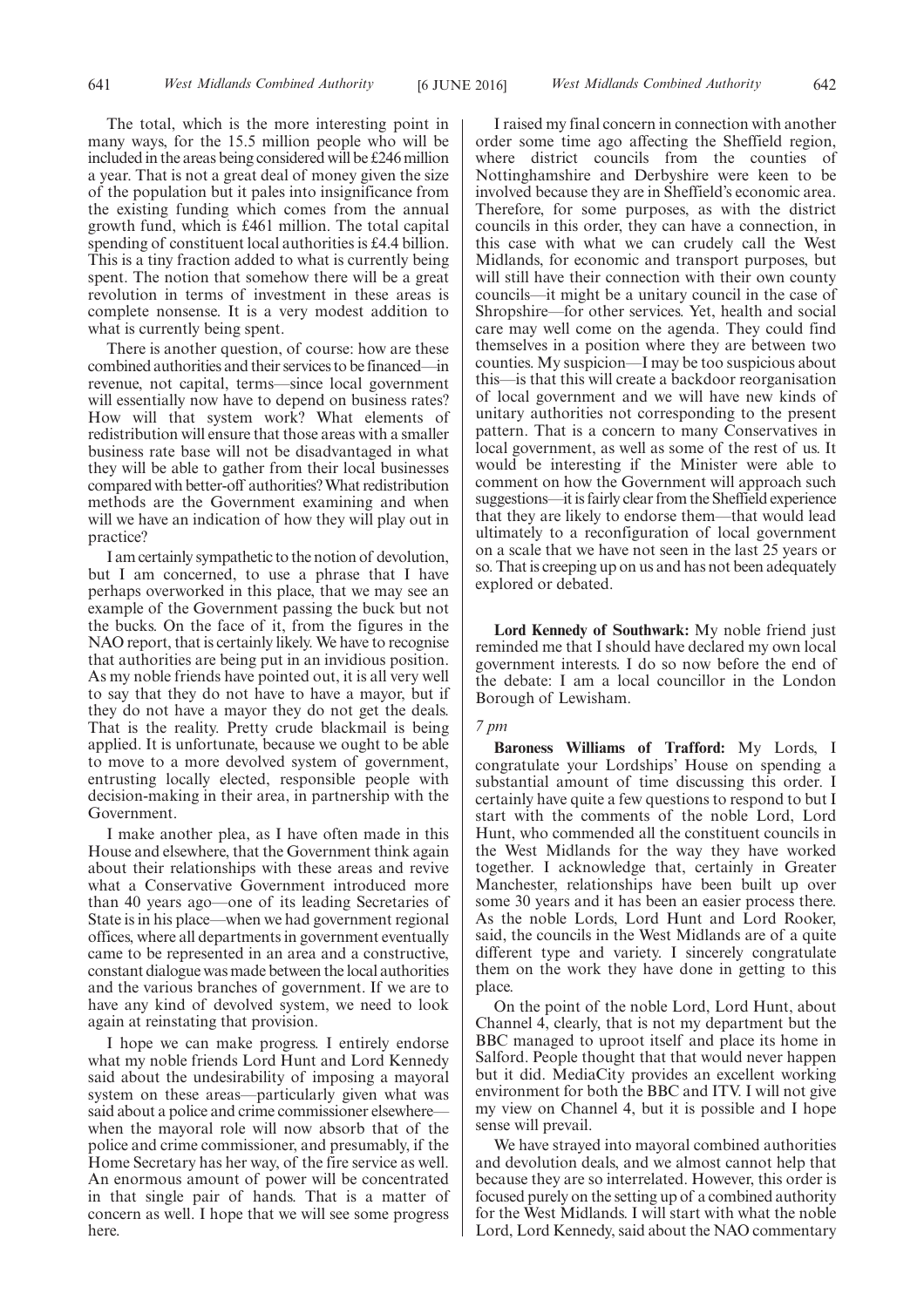The total, which is the more interesting point in many ways, for the 15.5 million people who will be included in the areas being considered will be £246 million a year. That is not a great deal of money given the size of the population but it pales into insignificance from the existing funding which comes from the annual growth fund, which is £461 million. The total capital spending of constituent local authorities is £4.4 billion. This is a tiny fraction added to what is currently being spent. The notion that somehow there will be a great revolution in terms of investment in these areas is complete nonsense. It is a very modest addition to what is currently being spent.

There is another question, of course: how are these combined authorities and their services to be financed—in revenue, not capital, terms—since local government will essentially now have to depend on business rates? How will that system work? What elements of redistribution will ensure that those areas with a smaller business rate base will not be disadvantaged in what they will be able to gather from their local businesses compared with better-off authorities? What redistribution methods are the Government examining and when will we have an indication of how they will play out in practice?

I am certainly sympathetic to the notion of devolution, but I am concerned, to use a phrase that I have perhaps overworked in this place, that we may see an example of the Government passing the buck but not the bucks. On the face of it, from the figures in the NAO report, that is certainly likely. We have to recognise that authorities are being put in an invidious position. As my noble friends have pointed out, it is all very well to say that they do not have to have a mayor, but if they do not have a mayor they do not get the deals. That is the reality. Pretty crude blackmail is being applied. It is unfortunate, because we ought to be able to move to a more devolved system of government, entrusting locally elected, responsible people with decision-making in their area, in partnership with the Government.

I make another plea, as I have often made in this House and elsewhere, that the Government think again about their relationships with these areas and revive what a Conservative Government introduced more than 40 years ago—one of its leading Secretaries of State is in his place—when we had government regional offices, where all departments in government eventually came to be represented in an area and a constructive, constant dialogue was made between the local authorities and the various branches of government. If we are to have any kind of devolved system, we need to look again at reinstating that provision.

I hope we can make progress. I entirely endorse what my noble friends Lord Hunt and Lord Kennedy said about the undesirability of imposing a mayoral system on these areas—particularly given what was said about a police and crime commissioner elsewhere—when the mayoral role will now absorb that of the police and crime commissioner, and presumably, if the Home Secretary has her way, of the fire service as well. An enormous amount of power will be concentrated in that single pair of hands. That is a matter of concern as well. I hope that we will see some progress here.

I raised my final concern in connection with another order some time ago affecting the Sheffield region, where district councils from the counties of Nottinghamshire and Derbyshire were keen to be involved because they are in Sheffield's economic area. Therefore, for some purposes, as with the district councils in this order, they can have a connection, in this case with what we can crudely call the West Midlands, for economic and transport purposes, but will still have their connection with their own county councils—it might be a unitary council in the case of Shropshire—for other services. Yet, health and social care may well come on the agenda. They could find themselves in a position where they are between two counties. My suspicion—I may be too suspicious about this—is that this will create a backdoor reorganisation of local government and we will have new kinds of unitary authorities not corresponding to the present pattern. That is a concern to many Conservatives in local government, as well as some of the rest of us. It would be interesting if the Minister were able to comment on how the Government will approach such suggestions—it is fairly clear from the Sheffield experience that they are likely to endorse them—that would lead ultimately to a reconfiguration of local government on a scale that we have not seen in the last 25 years or so. That is creeping up on us and has not been adequately explored or debated.

**Lord Kennedy of Southwark:** My noble friend just reminded me that I should have declared my own local government interests. I do so now before the end of the debate: I am a local councillor in the London Borough of Lewisham.

*7 pm*

**Baroness Williams of Trafford:** My Lords, I congratulate your Lordships' House on spending a substantial amount of time discussing this order. I certainly have quite a few questions to respond to but I start with the comments of the noble Lord, Lord Hunt, who commended all the constituent councils in the West Midlands for the way they have worked together. I acknowledge that, certainly in Greater Manchester, relationships have been built up over some 30 years and it has been an easier process there. As the noble Lords, Lord Hunt and Lord Rooker, said, the councils in the West Midlands are of a quite different type and variety. I sincerely congratulate them on the work they have done in getting to this place.

On the point of the noble Lord, Lord Hunt, about Channel 4, clearly, that is not my department but the BBC managed to uproot itself and place its home in Salford. People thought that that would never happen but it did. MediaCity provides an excellent working environment for both the BBC and ITV. I will not give my view on Channel 4, but it is possible and I hope sense will prevail.

We have strayed into mayoral combined authorities and devolution deals, and we almost cannot help that because they are so interrelated. However, this order is focused purely on the setting up of a combined authority for the West Midlands. I will start with what the noble Lord, Lord Kennedy, said about the NAO commentary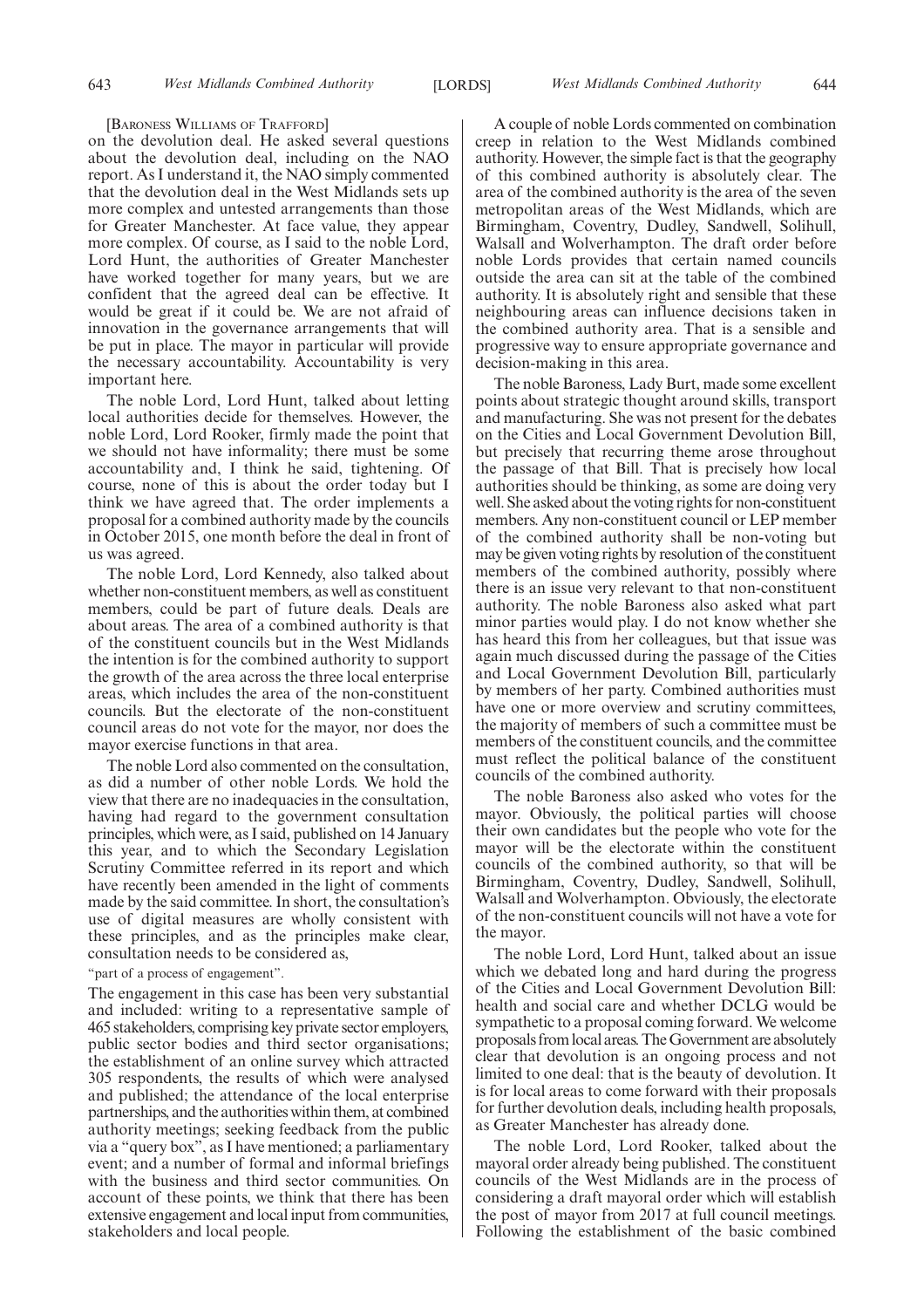[BARONESS WILLIAMS OF TRAFFORD]

on the devolution deal. He asked several questions about the devolution deal, including on the NAO report. As I understand it, the NAO simply commented that the devolution deal in the West Midlands sets up more complex and untested arrangements than those for Greater Manchester. At face value, they appear more complex. Of course, as I said to the noble Lord, Lord Hunt, the authorities of Greater Manchester have worked together for many years, but we are confident that the agreed deal can be effective. It would be great if it could be. We are not afraid of innovation in the governance arrangements that will be put in place. The mayor in particular will provide the necessary accountability. Accountability is very important here.

The noble Lord, Lord Hunt, talked about letting local authorities decide for themselves. However, the noble Lord, Lord Rooker, firmly made the point that we should not have informality; there must be some accountability and, I think he said, tightening. Of course, none of this is about the order today but I think we have agreed that. The order implements a proposal for a combined authority made by the councils in October 2015, one month before the deal in front of us was agreed.

The noble Lord, Lord Kennedy, also talked about whether non-constituent members, as well as constituent members, could be part of future deals. Deals are about areas. The area of a combined authority is that of the constituent councils but in the West Midlands the intention is for the combined authority to support the growth of the area across the three local enterprise areas, which includes the area of the non-constituent councils. But the electorate of the non-constituent council areas do not vote for the mayor, nor does the mayor exercise functions in that area.

The noble Lord also commented on the consultation, as did a number of other noble Lords. We hold the view that there are no inadequacies in the consultation, having had regard to the government consultation principles, which were, as I said, published on 14 January this year, and to which the Secondary Legislation Scrutiny Committee referred in its report and which have recently been amended in the light of comments made by the said committee. In short, the consultation's use of digital measures are wholly consistent with these principles, and as the principles make clear, consultation needs to be considered as,

"part of a process of engagement".

The engagement in this case has been very substantial and included: writing to a representative sample of 465 stakeholders, comprising key private sector employers, public sector bodies and third sector organisations; the establishment of an online survey which attracted 305 respondents, the results of which were analysed and published; the attendance of the local enterprise partnerships, and the authorities within them, at combined authority meetings; seeking feedback from the public via a "query box", as I have mentioned; a parliamentary event; and a number of formal and informal briefings with the business and third sector communities. On account of these points, we think that there has been extensive engagement and local input from communities, stakeholders and local people.

A couple of noble Lords commented on combination creep in relation to the West Midlands combined authority. However, the simple fact is that the geography of this combined authority is absolutely clear. The area of the combined authority is the area of the seven metropolitan areas of the West Midlands, which are Birmingham, Coventry, Dudley, Sandwell, Solihull, Walsall and Wolverhampton. The draft order before noble Lords provides that certain named councils outside the area can sit at the table of the combined authority. It is absolutely right and sensible that these neighbouring areas can influence decisions taken in the combined authority area. That is a sensible and progressive way to ensure appropriate governance and decision-making in this area.

The noble Baroness, Lady Burt, made some excellent points about strategic thought around skills, transport and manufacturing. She was not present for the debates on the Cities and Local Government Devolution Bill, but precisely that recurring theme arose throughout the passage of that Bill. That is precisely how local authorities should be thinking, as some are doing very well. She asked about the voting rights for non-constituent members. Any non-constituent council or LEP member of the combined authority shall be non-voting but may be given voting rights by resolution of the constituent members of the combined authority, possibly where there is an issue very relevant to that non-constituent authority. The noble Baroness also asked what part minor parties would play. I do not know whether she has heard this from her colleagues, but that issue was again much discussed during the passage of the Cities and Local Government Devolution Bill, particularly by members of her party. Combined authorities must have one or more overview and scrutiny committees, the majority of members of such a committee must be members of the constituent councils, and the committee must reflect the political balance of the constituent councils of the combined authority.

The noble Baroness also asked who votes for the mayor. Obviously, the political parties will choose their own candidates but the people who vote for the mayor will be the electorate within the constituent councils of the combined authority, so that will be Birmingham, Coventry, Dudley, Sandwell, Solihull, Walsall and Wolverhampton. Obviously, the electorate of the non-constituent councils will not have a vote for the mayor.

The noble Lord, Lord Hunt, talked about an issue which we debated long and hard during the progress of the Cities and Local Government Devolution Bill: health and social care and whether DCLG would be sympathetic to a proposal coming forward. We welcome proposals from local areas. The Government are absolutely clear that devolution is an ongoing process and not limited to one deal: that is the beauty of devolution. It is for local areas to come forward with their proposals for further devolution deals, including health proposals, as Greater Manchester has already done.

The noble Lord, Lord Rooker, talked about the mayoral order already being published. The constituent councils of the West Midlands are in the process of considering a draft mayoral order which will establish the post of mayor from 2017 at full council meetings. Following the establishment of the basic combined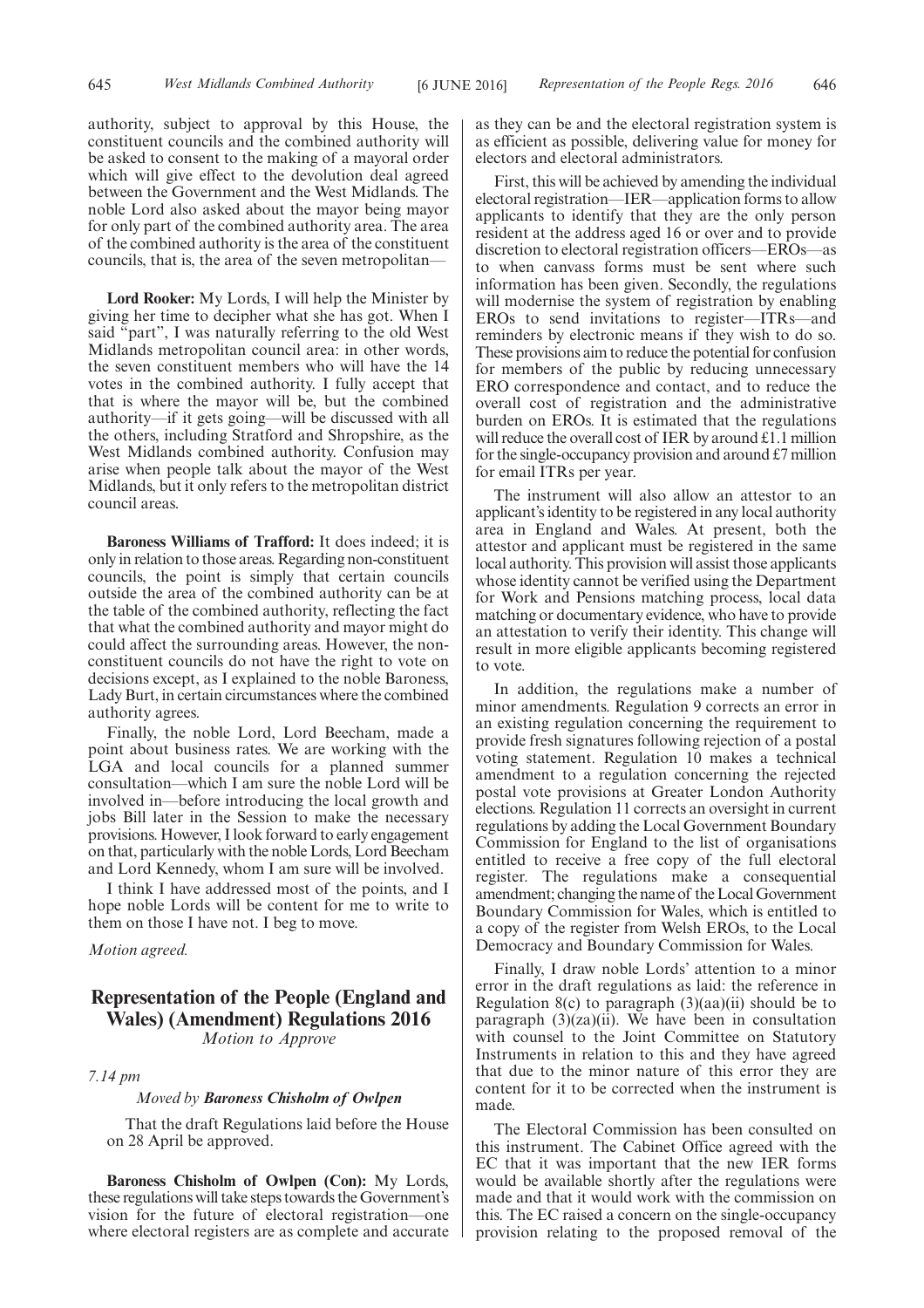authority, subject to approval by this House, the constituent councils and the combined authority will be asked to consent to the making of a mayoral order which will give effect to the devolution deal agreed between the Government and the West Midlands. The noble Lord also asked about the mayor being mayor for only part of the combined authority area. The area of the combined authority is the area of the constituent councils, that is, the area of the seven metropolitan—

**Lord Rooker:** My Lords, I will help the Minister by giving her time to decipher what she has got. When I said "part", I was naturally referring to the old West Midlands metropolitan council area: in other words, the seven constituent members who will have the 14 votes in the combined authority. I fully accept that that is where the mayor will be, but the combined authority—if it gets going—will be discussed with all the others, including Stratford and Shropshire, as the West Midlands combined authority. Confusion may arise when people talk about the mayor of the West Midlands, but it only refers to the metropolitan district council areas.

**Baroness Williams of Trafford:** It does indeed; it is only in relation to those areas. Regarding non-constituent councils, the point is simply that certain councils outside the area of the combined authority can be at the table of the combined authority, reflecting the fact that what the combined authority and mayor might do could affect the surrounding areas. However, the non-constituent councils do not have the right to vote on decisions except, as I explained to the noble Baroness, Lady Burt, in certain circumstances where the combined authority agrees.

Finally, the noble Lord, Lord Beecham, made a point about business rates. We are working with the LGA and local councils for a planned summer consultation—which I am sure the noble Lord will be involved in—before introducing the local growth and jobs Bill later in the Session to make the necessary provisions. However, I look forward to early engagement on that, particularly with the noble Lords, Lord Beecham and Lord Kennedy, whom I am sure will be involved.

I think I have addressed most of the points, and I hope noble Lords will be content for me to write to them on those I have not. I beg to move.

*Motion agreed.*

## Representation of the People (England and Wales) (Amendment) Regulations 2016

*Motion to Approve*

*7.14 pm*

*Moved by* ***Baroness Chisholm of Owlpen***

That the draft Regulations laid before the House on 28 April be approved.

**Baroness Chisholm of Owlpen (Con):** My Lords, these regulations will take steps towards the Government's vision for the future of electoral registration—one where electoral registers are as complete and accurate as they can be and the electoral registration system is as efficient as possible, delivering value for money for electors and electoral administrators.

First, this will be achieved by amending the individual electoral registration—IER—application forms to allow applicants to identify that they are the only person resident at the address aged 16 or over and to provide discretion to electoral registration officers—EROs—as to when canvass forms must be sent where such information has been given. Secondly, the regulations will modernise the system of registration by enabling EROs to send invitations to register—ITRs—and reminders by electronic means if they wish to do so. These provisions aim to reduce the potential for confusion for members of the public by reducing unnecessary ERO correspondence and contact, and to reduce the overall cost of registration and the administrative burden on EROs. It is estimated that the regulations will reduce the overall cost of IER by around £1.1 million for the single-occupancy provision and around £7 million for email ITRs per year.

The instrument will also allow an attestor to an applicant's identity to be registered in any local authority area in England and Wales. At present, both the attestor and applicant must be registered in the same local authority. This provision will assist those applicants whose identity cannot be verified using the Department for Work and Pensions matching process, local data matching or documentary evidence, who have to provide an attestation to verify their identity. This change will result in more eligible applicants becoming registered to vote.

In addition, the regulations make a number of minor amendments. Regulation 9 corrects an error in an existing regulation concerning the requirement to provide fresh signatures following rejection of a postal voting statement. Regulation 10 makes a technical amendment to a regulation concerning the rejected postal vote provisions at Greater London Authority elections. Regulation 11 corrects an oversight in current regulations by adding the Local Government Boundary Commission for England to the list of organisations entitled to receive a free copy of the full electoral register. The regulations make a consequential amendment; changing the name of the Local Government Boundary Commission for Wales, which is entitled to a copy of the register from Welsh EROs, to the Local Democracy and Boundary Commission for Wales.

Finally, I draw noble Lords' attention to a minor error in the draft regulations as laid: the reference in Regulation 8(c) to paragraph (3)(aa)(ii) should be to paragraph (3)(za)(ii). We have been in consultation with counsel to the Joint Committee on Statutory Instruments in relation to this and they have agreed that due to the minor nature of this error they are content for it to be corrected when the instrument is made.

The Electoral Commission has been consulted on this instrument. The Cabinet Office agreed with the EC that it was important that the new IER forms would be available shortly after the regulations were made and that it would work with the commission on this. The EC raised a concern on the single-occupancy provision relating to the proposed removal of the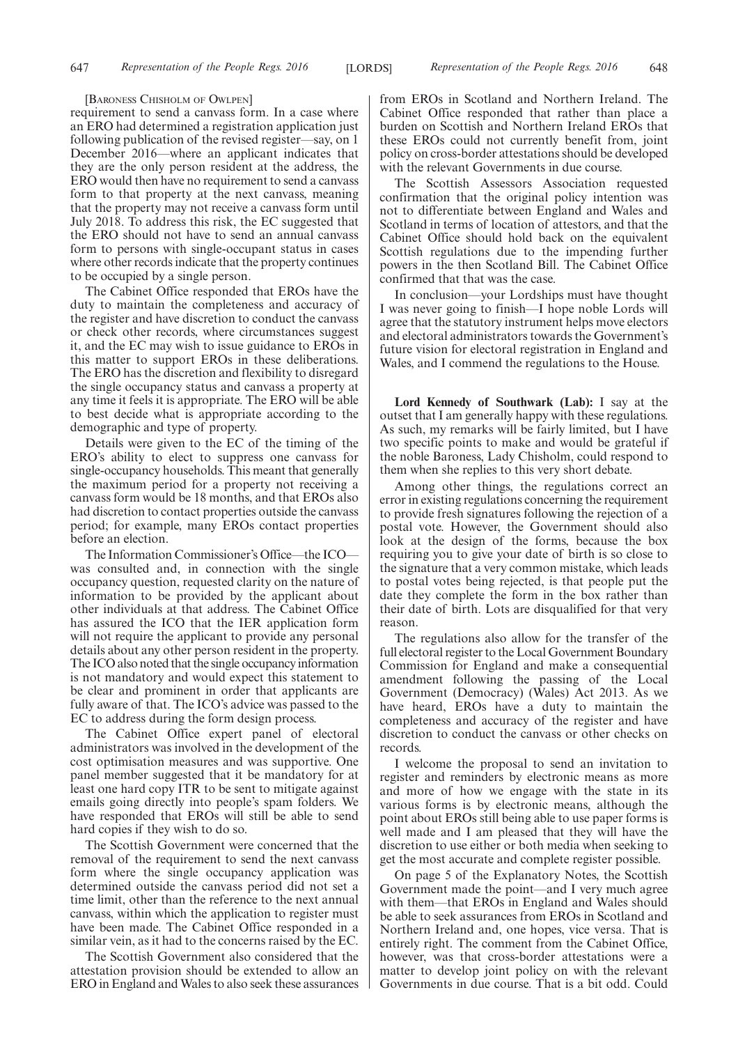[Baroness Chisholm of Owlpen]

requirement to send a canvass form. In a case where an ERO had determined a registration application just following publication of the revised register—say, on 1 December 2016—where an applicant indicates that they are the only person resident at the address, the ERO would then have no requirement to send a canvass form to that property at the next canvass, meaning that the property may not receive a canvass form until July 2018. To address this risk, the EC suggested that the ERO should not have to send an annual canvass form to persons with single-occupant status in cases where other records indicate that the property continues to be occupied by a single person.

The Cabinet Office responded that EROs have the duty to maintain the completeness and accuracy of the register and have discretion to conduct the canvass or check other records, where circumstances suggest it, and the EC may wish to issue guidance to EROs in this matter to support EROs in these deliberations. The ERO has the discretion and flexibility to disregard the single occupancy status and canvass a property at any time it feels it is appropriate. The ERO will be able to best decide what is appropriate according to the demographic and type of property.

Details were given to the EC of the timing of the ERO's ability to elect to suppress one canvass for single-occupancy households. This meant that generally the maximum period for a property not receiving a canvass form would be 18 months, and that EROs also had discretion to contact properties outside the canvass period; for example, many EROs contact properties before an election.

The Information Commissioner's Office—the ICO—was consulted and, in connection with the single occupancy question, requested clarity on the nature of information to be provided by the applicant about other individuals at that address. The Cabinet Office has assured the ICO that the IER application form will not require the applicant to provide any personal details about any other person resident in the property. The ICO also noted that the single occupancy information is not mandatory and would expect this statement to be clear and prominent in order that applicants are fully aware of that. The ICO's advice was passed to the EC to address during the form design process.

The Cabinet Office expert panel of electoral administrators was involved in the development of the cost optimisation measures and was supportive. One panel member suggested that it be mandatory for at least one hard copy ITR to be sent to mitigate against emails going directly into people's spam folders. We have responded that EROs will still be able to send hard copies if they wish to do so.

The Scottish Government were concerned that the removal of the requirement to send the next canvass form where the single occupancy application was determined outside the canvass period did not set a time limit, other than the reference to the next annual canvass, within which the application to register must have been made. The Cabinet Office responded in a similar vein, as it had to the concerns raised by the EC.

The Scottish Government also considered that the attestation provision should be extended to allow an ERO in England and Wales to also seek these assurances from EROs in Scotland and Northern Ireland. The Cabinet Office responded that rather than place a burden on Scottish and Northern Ireland EROs that these EROs could not currently benefit from, joint policy on cross-border attestations should be developed with the relevant Governments in due course.

The Scottish Assessors Association requested confirmation that the original policy intention was not to differentiate between England and Wales and Scotland in terms of location of attestors, and that the Cabinet Office should hold back on the equivalent Scottish regulations due to the impending further powers in the then Scotland Bill. The Cabinet Office confirmed that that was the case.

In conclusion—your Lordships must have thought I was never going to finish—I hope noble Lords will agree that the statutory instrument helps move electors and electoral administrators towards the Government's future vision for electoral registration in England and Wales, and I commend the regulations to the House.

**Lord Kennedy of Southwark (Lab):** I say at the outset that I am generally happy with these regulations. As such, my remarks will be fairly limited, but I have two specific points to make and would be grateful if the noble Baroness, Lady Chisholm, could respond to them when she replies to this very short debate.

Among other things, the regulations correct an error in existing regulations concerning the requirement to provide fresh signatures following the rejection of a postal vote. However, the Government should also look at the design of the forms, because the box requiring you to give your date of birth is so close to the signature that a very common mistake, which leads to postal votes being rejected, is that people put the date they complete the form in the box rather than their date of birth. Lots are disqualified for that very reason.

The regulations also allow for the transfer of the full electoral register to the Local Government Boundary Commission for England and make a consequential amendment following the passing of the Local Government (Democracy) (Wales) Act 2013. As we have heard, EROs have a duty to maintain the completeness and accuracy of the register and have discretion to conduct the canvass or other checks on records.

I welcome the proposal to send an invitation to register and reminders by electronic means as more and more of how we engage with the state in its various forms is by electronic means, although the point about EROs still being able to use paper forms is well made and I am pleased that they will have the discretion to use either or both media when seeking to get the most accurate and complete register possible.

On page 5 of the Explanatory Notes, the Scottish Government made the point—and I very much agree with them—that EROs in England and Wales should be able to seek assurances from EROs in Scotland and Northern Ireland and, one hopes, vice versa. That is entirely right. The comment from the Cabinet Office, however, was that cross-border attestations were a matter to develop joint policy on with the relevant Governments in due course. That is a bit odd. Could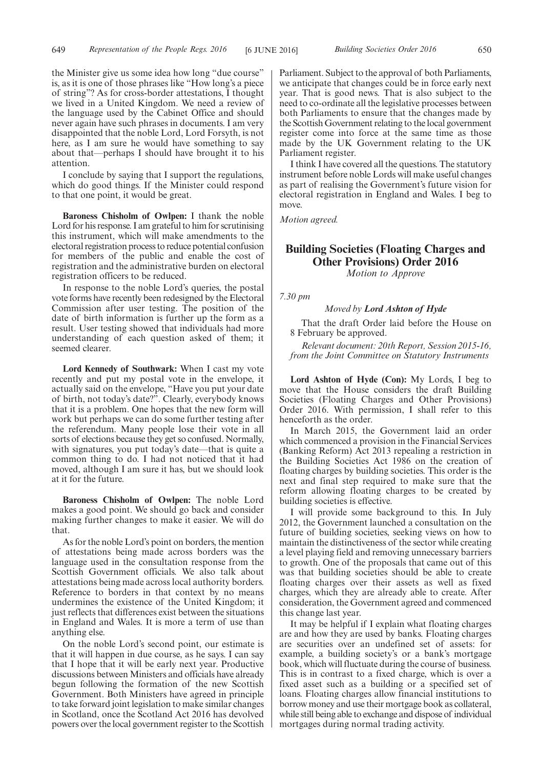the Minister give us some idea how long "due course" is, as it is one of those phrases like "How long's a piece of string"? As for cross-border attestations, I thought we lived in a United Kingdom. We need a review of the language used by the Cabinet Office and should never again have such phrases in documents. I am very disappointed that the noble Lord, Lord Forsyth, is not here, as I am sure he would have something to say about that—perhaps I should have brought it to his attention.

I conclude by saying that I support the regulations, which do good things. If the Minister could respond to that one point, it would be great.

**Baroness Chisholm of Owlpen:** I thank the noble Lord for his response. I am grateful to him for scrutinising this instrument, which will make amendments to the electoral registration process to reduce potential confusion for members of the public and enable the cost of registration and the administrative burden on electoral registration officers to be reduced.

In response to the noble Lord's queries, the postal vote forms have recently been redesigned by the Electoral Commission after user testing. The position of the date of birth information is further up the form as a result. User testing showed that individuals had more understanding of each question asked of them; it seemed clearer.

**Lord Kennedy of Southwark:** When I cast my vote recently and put my postal vote in the envelope, it actually said on the envelope, "Have you put your date of birth, not today's date?". Clearly, everybody knows that it is a problem. One hopes that the new form will work but perhaps we can do some further testing after the referendum. Many people lose their vote in all sorts of elections because they get so confused. Normally, with signatures, you put today's date—that is quite a common thing to do. I had not noticed that it had moved, although I am sure it has, but we should look at it for the future.

**Baroness Chisholm of Owlpen:** The noble Lord makes a good point. We should go back and consider making further changes to make it easier. We will do that.

As for the noble Lord's point on borders, the mention of attestations being made across borders was the language used in the consultation response from the Scottish Government officials. We also talk about attestations being made across local authority borders. Reference to borders in that context by no means undermines the existence of the United Kingdom; it just reflects that differences exist between the situations in England and Wales. It is more a term of use than anything else.

On the noble Lord's second point, our estimate is that it will happen in due course, as he says. I can say that I hope that it will be early next year. Productive discussions between Ministers and officials have already begun following the formation of the new Scottish Government. Both Ministers have agreed in principle to take forward joint legislation to make similar changes in Scotland, once the Scotland Act 2016 has devolved powers over the local government register to the Scottish Parliament. Subject to the approval of both Parliaments, we anticipate that changes could be in force early next year. That is good news. That is also subject to the need to co-ordinate all the legislative processes between both Parliaments to ensure that the changes made by the Scottish Government relating to the local government register come into force at the same time as those made by the UK Government relating to the UK Parliament register.

I think I have covered all the questions. The statutory instrument before noble Lords will make useful changes as part of realising the Government's future vision for electoral registration in England and Wales. I beg to move.

*Motion agreed.*

## Building Societies (Floating Charges and Other Provisions) Order 2016

*Motion to Approve*

*7.30 pm*

*Moved by* ***Lord Ashton of Hyde***

That the draft Order laid before the House on 8 February be approved.

*Relevant document: 20th Report, Session 2015-16, from the Joint Committee on Statutory Instruments*

**Lord Ashton of Hyde (Con):** My Lords, I beg to move that the House considers the draft Building Societies (Floating Charges and Other Provisions) Order 2016. With permission, I shall refer to this henceforth as the order.

In March 2015, the Government laid an order which commenced a provision in the Financial Services (Banking Reform) Act 2013 repealing a restriction in the Building Societies Act 1986 on the creation of floating charges by building societies. This order is the next and final step required to make sure that the reform allowing floating charges to be created by building societies is effective.

I will provide some background to this. In July 2012, the Government launched a consultation on the future of building societies, seeking views on how to maintain the distinctiveness of the sector while creating a level playing field and removing unnecessary barriers to growth. One of the proposals that came out of this was that building societies should be able to create floating charges over their assets as well as fixed charges, which they are already able to create. After consideration, the Government agreed and commenced this change last year.

It may be helpful if I explain what floating charges are and how they are used by banks. Floating charges are securities over an undefined set of assets: for example, a building society's or a bank's mortgage book, which will fluctuate during the course of business. This is in contrast to a fixed charge, which is over a fixed asset such as a building or a specified set of loans. Floating charges allow financial institutions to borrow money and use their mortgage book as collateral, while still being able to exchange and dispose of individual mortgages during normal trading activity.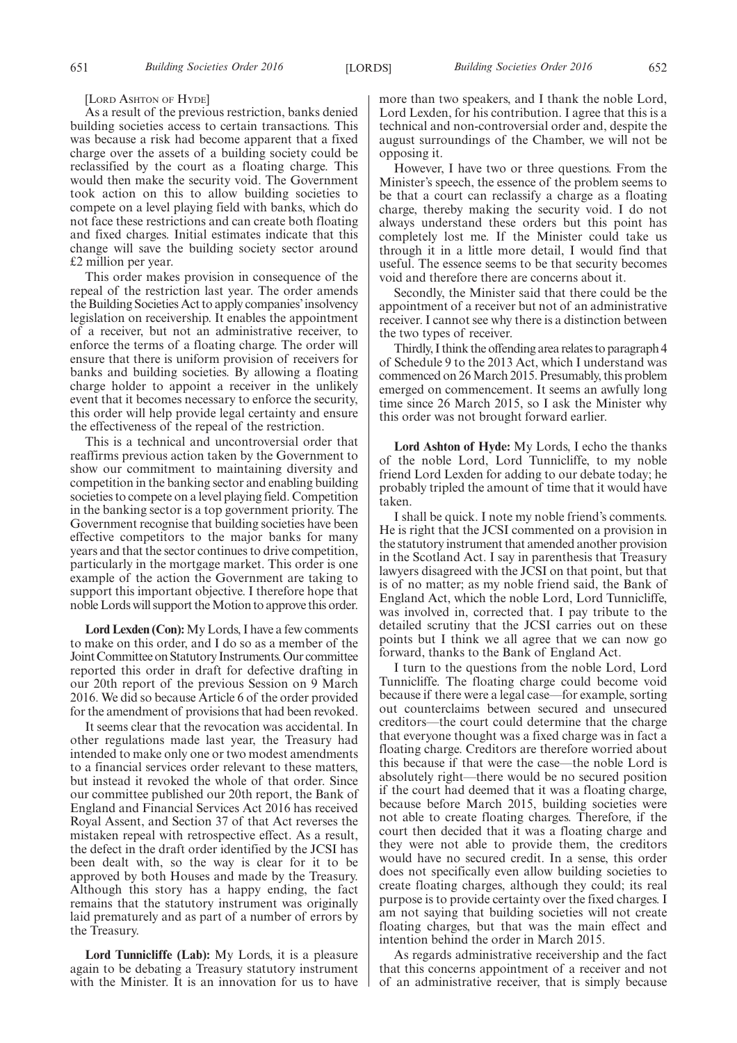[Lord Ashton of Hyde]

As a result of the previous restriction, banks denied building societies access to certain transactions. This was because a risk had become apparent that a fixed charge over the assets of a building society could be reclassified by the court as a floating charge. This would then make the security void. The Government took action on this to allow building societies to compete on a level playing field with banks, which do not face these restrictions and can create both floating and fixed charges. Initial estimates indicate that this change will save the building society sector around £2 million per year.

This order makes provision in consequence of the repeal of the restriction last year. The order amends the Building Societies Act to apply companies' insolvency legislation on receivership. It enables the appointment of a receiver, but not an administrative receiver, to enforce the terms of a floating charge. The order will ensure that there is uniform provision of receivers for banks and building societies. By allowing a floating charge holder to appoint a receiver in the unlikely event that it becomes necessary to enforce the security, this order will help provide legal certainty and ensure the effectiveness of the repeal of the restriction.

This is a technical and uncontroversial order that reaffirms previous action taken by the Government to show our commitment to maintaining diversity and competition in the banking sector and enabling building societies to compete on a level playing field. Competition in the banking sector is a top government priority. The Government recognise that building societies have been effective competitors to the major banks for many years and that the sector continues to drive competition, particularly in the mortgage market. This order is one example of the action the Government are taking to support this important objective. I therefore hope that noble Lords will support the Motion to approve this order.

**Lord Lexden (Con):** My Lords, I have a few comments to make on this order, and I do so as a member of the Joint Committee on Statutory Instruments. Our committee reported this order in draft for defective drafting in our 20th report of the previous Session on 9 March 2016. We did so because Article 6 of the order provided for the amendment of provisions that had been revoked.

It seems clear that the revocation was accidental. In other regulations made last year, the Treasury had intended to make only one or two modest amendments to a financial services order relevant to these matters, but instead it revoked the whole of that order. Since our committee published our 20th report, the Bank of England and Financial Services Act 2016 has received Royal Assent, and Section 37 of that Act reverses the mistaken repeal with retrospective effect. As a result, the defect in the draft order identified by the JCSI has been dealt with, so the way is clear for it to be approved by both Houses and made by the Treasury. Although this story has a happy ending, the fact remains that the statutory instrument was originally laid prematurely and as part of a number of errors by the Treasury.

**Lord Tunnicliffe (Lab):** My Lords, it is a pleasure again to be debating a Treasury statutory instrument with the Minister. It is an innovation for us to have more than two speakers, and I thank the noble Lord, Lord Lexden, for his contribution. I agree that this is a technical and non-controversial order and, despite the august surroundings of the Chamber, we will not be opposing it.

However, I have two or three questions. From the Minister's speech, the essence of the problem seems to be that a court can reclassify a charge as a floating charge, thereby making the security void. I do not always understand these orders but this point has completely lost me. If the Minister could take us through it in a little more detail, I would find that useful. The essence seems to be that security becomes void and therefore there are concerns about it.

Secondly, the Minister said that there could be the appointment of a receiver but not of an administrative receiver. I cannot see why there is a distinction between the two types of receiver.

Thirdly, I think the offending area relates to paragraph 4 of Schedule 9 to the 2013 Act, which I understand was commenced on 26 March 2015. Presumably, this problem emerged on commencement. It seems an awfully long time since 26 March 2015, so I ask the Minister why this order was not brought forward earlier.

**Lord Ashton of Hyde:** My Lords, I echo the thanks of the noble Lord, Lord Tunnicliffe, to my noble friend Lord Lexden for adding to our debate today; he probably tripled the amount of time that it would have taken.

I shall be quick. I note my noble friend's comments. He is right that the JCSI commented on a provision in the statutory instrument that amended another provision in the Scotland Act. I say in parenthesis that Treasury lawyers disagreed with the JCSI on that point, but that is of no matter; as my noble friend said, the Bank of England Act, which the noble Lord, Lord Tunnicliffe, was involved in, corrected that. I pay tribute to the detailed scrutiny that the JCSI carries out on these points but I think we all agree that we can now go forward, thanks to the Bank of England Act.

I turn to the questions from the noble Lord, Lord Tunnicliffe. The floating charge could become void because if there were a legal case—for example, sorting out counterclaims between secured and unsecured creditors—the court could determine that the charge that everyone thought was a fixed charge was in fact a floating charge. Creditors are therefore worried about this because if that were the case—the noble Lord is absolutely right—there would be no secured position if the court had deemed that it was a floating charge, because before March 2015, building societies were not able to create floating charges. Therefore, if the court then decided that it was a floating charge and they were not able to provide them, the creditors would have no secured credit. In a sense, this order does not specifically even allow building societies to create floating charges, although they could; its real purpose is to provide certainty over the fixed charges. I am not saying that building societies will not create floating charges, but that was the main effect and intention behind the order in March 2015.

As regards administrative receivership and the fact that this concerns appointment of a receiver and not of an administrative receiver, that is simply because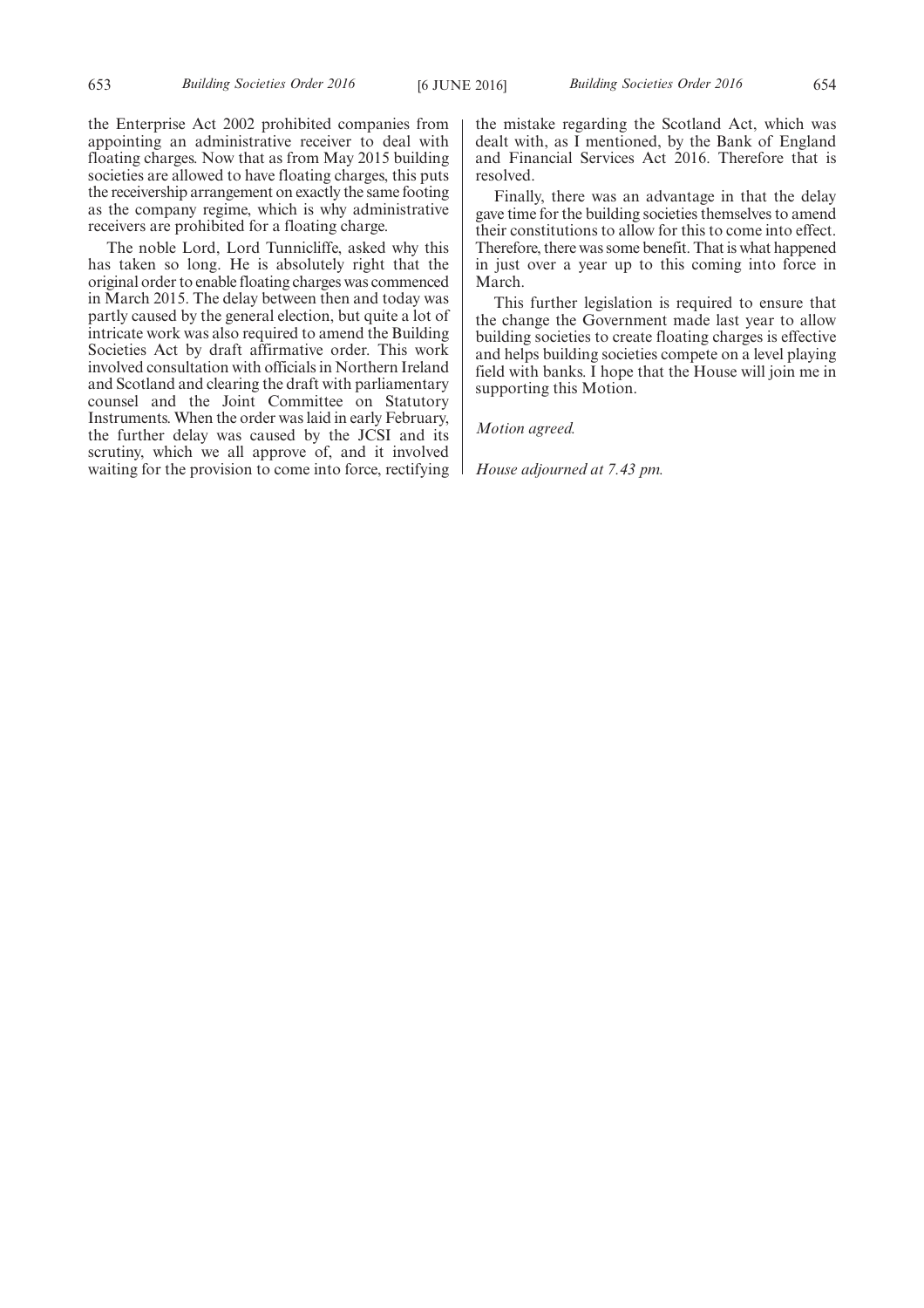the Enterprise Act 2002 prohibited companies from appointing an administrative receiver to deal with floating charges. Now that as from May 2015 building societies are allowed to have floating charges, this puts the receivership arrangement on exactly the same footing as the company regime, which is why administrative receivers are prohibited for a floating charge.

The noble Lord, Lord Tunnicliffe, asked why this has taken so long. He is absolutely right that the original order to enable floating charges was commenced in March 2015. The delay between then and today was partly caused by the general election, but quite a lot of intricate work was also required to amend the Building Societies Act by draft affirmative order. This work involved consultation with officials in Northern Ireland and Scotland and clearing the draft with parliamentary counsel and the Joint Committee on Statutory Instruments. When the order was laid in early February, the further delay was caused by the JCSI and its scrutiny, which we all approve of, and it involved waiting for the provision to come into force, rectifying the mistake regarding the Scotland Act, which was dealt with, as I mentioned, by the Bank of England and Financial Services Act 2016. Therefore that is resolved.

Finally, there was an advantage in that the delay gave time for the building societies themselves to amend their constitutions to allow for this to come into effect. Therefore, there was some benefit. That is what happened in just over a year up to this coming into force in March.

This further legislation is required to ensure that the change the Government made last year to allow building societies to create floating charges is effective and helps building societies compete on a level playing field with banks. I hope that the House will join me in supporting this Motion.

*Motion agreed.*

*House adjourned at 7.43 pm.*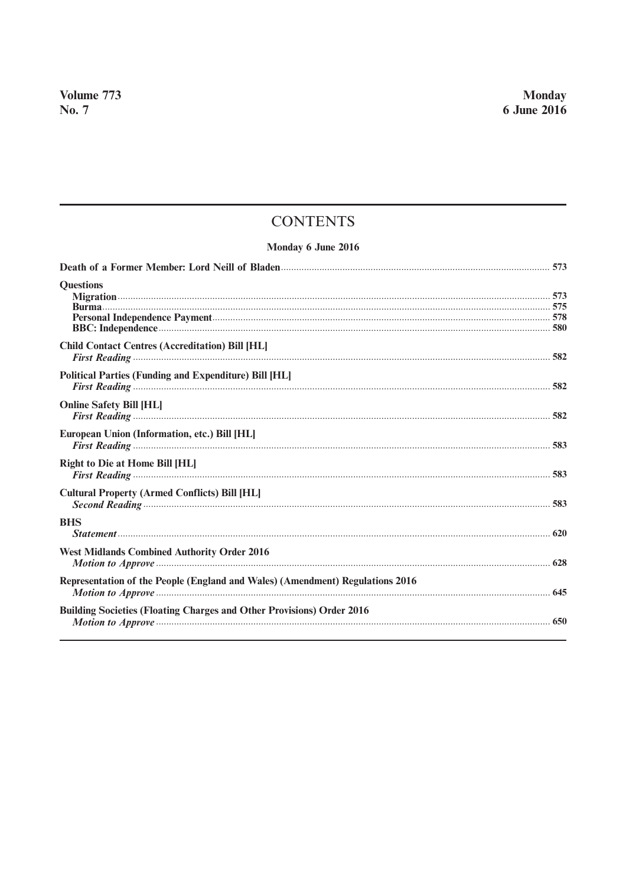**Volume 773**
**No. 7**

**Monday**
**6 June 2016**

# CONTENTS

**Monday 6 June 2016**

**Death of a Former Member: Lord Neill of Bladen** .......... 573

**Questions**
**Migration** .......... 573
**Burma** .......... 575
**Personal Independence Payment** .......... 578
**BBC: Independence** .......... 580

**Child Contact Centres (Accreditation) Bill [HL]**
***First Reading*** .......... 582

**Political Parties (Funding and Expenditure) Bill [HL]**
***First Reading*** .......... 582

**Online Safety Bill [HL]**
***First Reading*** .......... 582

**European Union (Information, etc.) Bill [HL]**
***First Reading*** .......... 583

**Right to Die at Home Bill [HL]**
***First Reading*** .......... 583

**Cultural Property (Armed Conflicts) Bill [HL]**
***Second Reading*** .......... 583

**BHS**
***Statement*** .......... 620

**West Midlands Combined Authority Order 2016**
***Motion to Approve*** .......... 628

**Representation of the People (England and Wales) (Amendment) Regulations 2016**
***Motion to Approve*** .......... 645

**Building Societies (Floating Charges and Other Provisions) Order 2016**
***Motion to Approve*** .......... 650